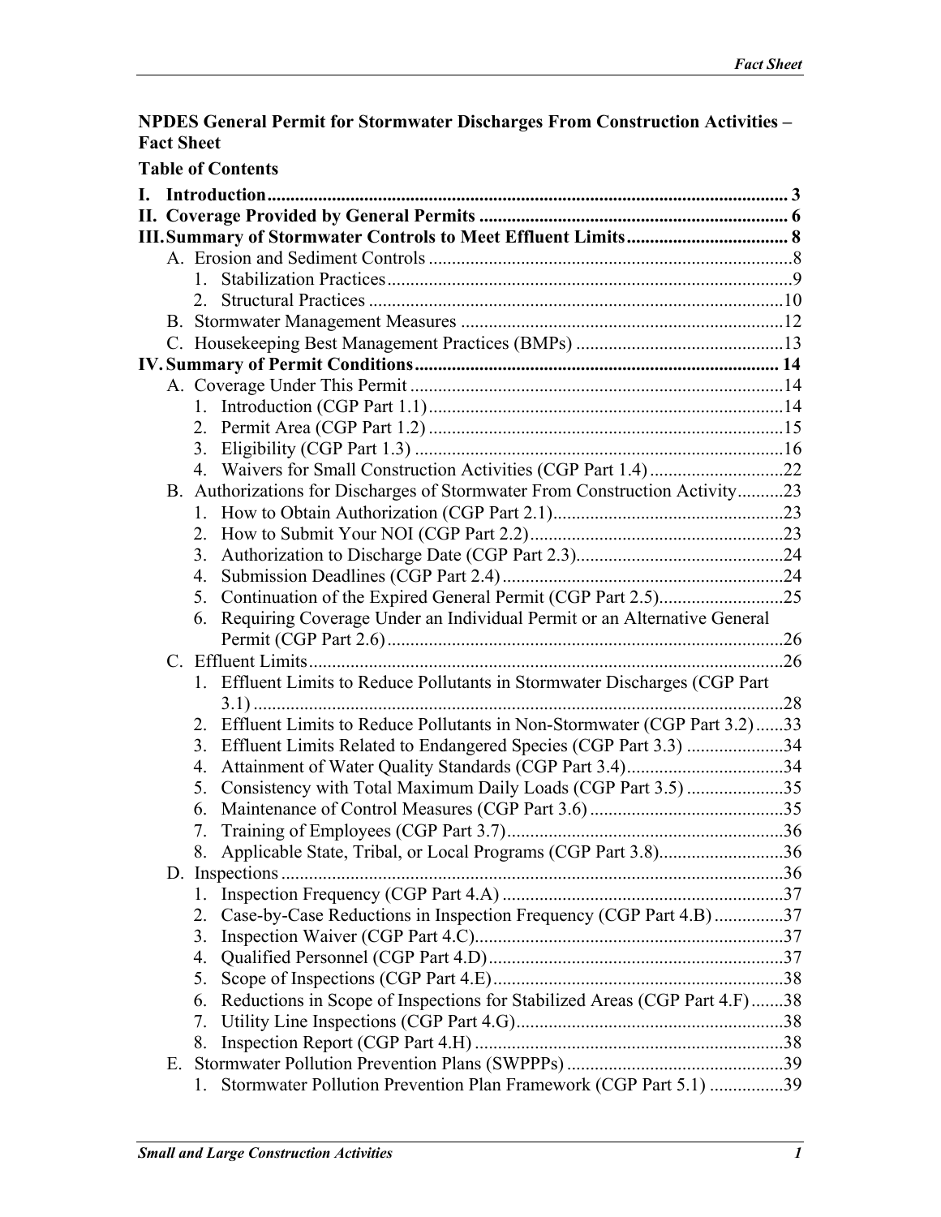**NPDES General Permit for Stormwater Discharges From Construction Activities – Fact Sheet**

**Table of Contents**

- **I. Introduction** ........ **3**
- **II. Coverage Provided by General Permits** ........ **6**
- **III. Summary of Stormwater Controls to Meet Effluent Limits** ........ **8**
  - A. Erosion and Sediment Controls ........ 8
    - 1. Stabilization Practices ........ 9
    - 2. Structural Practices ........ 10
  - B. Stormwater Management Measures ........ 12
  - C. Housekeeping Best Management Practices (BMPs) ........ 13
- **IV. Summary of Permit Conditions** ........ **14**
  - A. Coverage Under This Permit ........ 14
    - 1. Introduction (CGP Part 1.1) ........ 14
    - 2. Permit Area (CGP Part 1.2) ........ 15
    - 3. Eligibility (CGP Part 1.3) ........ 16
    - 4. Waivers for Small Construction Activities (CGP Part 1.4) ........ 22
  - B. Authorizations for Discharges of Stormwater From Construction Activity ........ 23
    - 1. How to Obtain Authorization (CGP Part 2.1) ........ 23
    - 2. How to Submit Your NOI (CGP Part 2.2) ........ 23
    - 3. Authorization to Discharge Date (CGP Part 2.3) ........ 24
    - 4. Submission Deadlines (CGP Part 2.4) ........ 24
    - 5. Continuation of the Expired General Permit (CGP Part 2.5) ........ 25
    - 6. Requiring Coverage Under an Individual Permit or an Alternative General Permit (CGP Part 2.6) ........ 26
  - C. Effluent Limits ........ 26
    - 1. Effluent Limits to Reduce Pollutants in Stormwater Discharges (CGP Part 3.1) ........ 28
    - 2. Effluent Limits to Reduce Pollutants in Non-Stormwater (CGP Part 3.2) ........ 33
    - 3. Effluent Limits Related to Endangered Species (CGP Part 3.3) ........ 34
    - 4. Attainment of Water Quality Standards (CGP Part 3.4) ........ 34
    - 5. Consistency with Total Maximum Daily Loads (CGP Part 3.5) ........ 35
    - 6. Maintenance of Control Measures (CGP Part 3.6) ........ 35
    - 7. Training of Employees (CGP Part 3.7) ........ 36
    - 8. Applicable State, Tribal, or Local Programs (CGP Part 3.8) ........ 36
  - D. Inspections ........ 36
    - 1. Inspection Frequency (CGP Part 4.A) ........ 37
    - 2. Case-by-Case Reductions in Inspection Frequency (CGP Part 4.B) ........ 37
    - 3. Inspection Waiver (CGP Part 4.C) ........ 37
    - 4. Qualified Personnel (CGP Part 4.D) ........ 37
    - 5. Scope of Inspections (CGP Part 4.E) ........ 38
    - 6. Reductions in Scope of Inspections for Stabilized Areas (CGP Part 4.F) ........ 38
    - 7. Utility Line Inspections (CGP Part 4.G) ........ 38
    - 8. Inspection Report (CGP Part 4.H) ........ 38
  - E. Stormwater Pollution Prevention Plans (SWPPPs) ........ 39
    - 1. Stormwater Pollution Prevention Plan Framework (CGP Part 5.1) ........ 39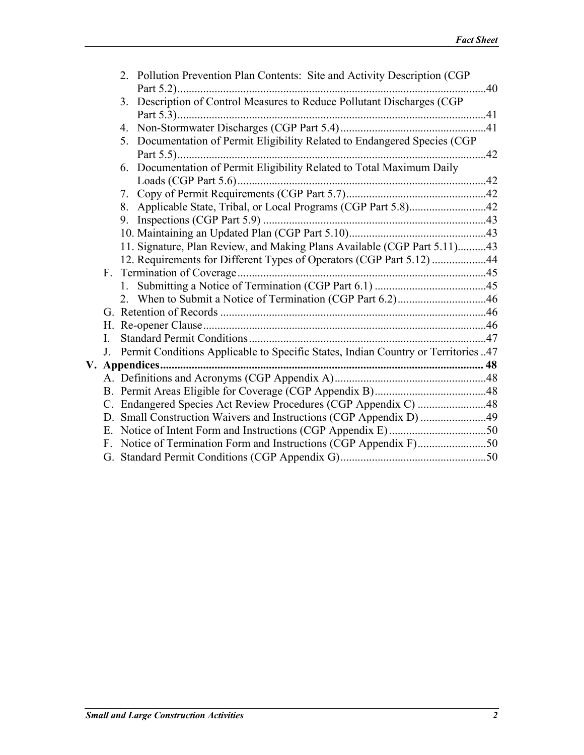2. Pollution Prevention Plan Contents: Site and Activity Description (CGP Part 5.2) ... 40
3. Description of Control Measures to Reduce Pollutant Discharges (CGP Part 5.3) ... 41
4. Non-Stormwater Discharges (CGP Part 5.4) ... 41
5. Documentation of Permit Eligibility Related to Endangered Species (CGP Part 5.5) ... 42
6. Documentation of Permit Eligibility Related to Total Maximum Daily Loads (CGP Part 5.6) ... 42
7. Copy of Permit Requirements (CGP Part 5.7) ... 42
8. Applicable State, Tribal, or Local Programs (CGP Part 5.8) ... 42
9. Inspections (CGP Part 5.9) ... 43
10. Maintaining an Updated Plan (CGP Part 5.10) ... 43
11. Signature, Plan Review, and Making Plans Available (CGP Part 5.11) ... 43
12. Requirements for Different Types of Operators (CGP Part 5.12) ... 44

F. Termination of Coverage ... 45
   1. Submitting a Notice of Termination (CGP Part 6.1) ... 45
   2. When to Submit a Notice of Termination (CGP Part 6.2) ... 46

G. Retention of Records ... 46

H. Re-opener Clause ... 46

I. Standard Permit Conditions ... 47

J. Permit Conditions Applicable to Specific States, Indian Country or Territories ... 47

**V. Appendices ... 48**

A. Definitions and Acronyms (CGP Appendix A) ... 48

B. Permit Areas Eligible for Coverage (CGP Appendix B) ... 48

C. Endangered Species Act Review Procedures (CGP Appendix C) ... 48

D. Small Construction Waivers and Instructions (CGP Appendix D) ... 49

E. Notice of Intent Form and Instructions (CGP Appendix E) ... 50

F. Notice of Termination Form and Instructions (CGP Appendix F) ... 50

G. Standard Permit Conditions (CGP Appendix G) ... 50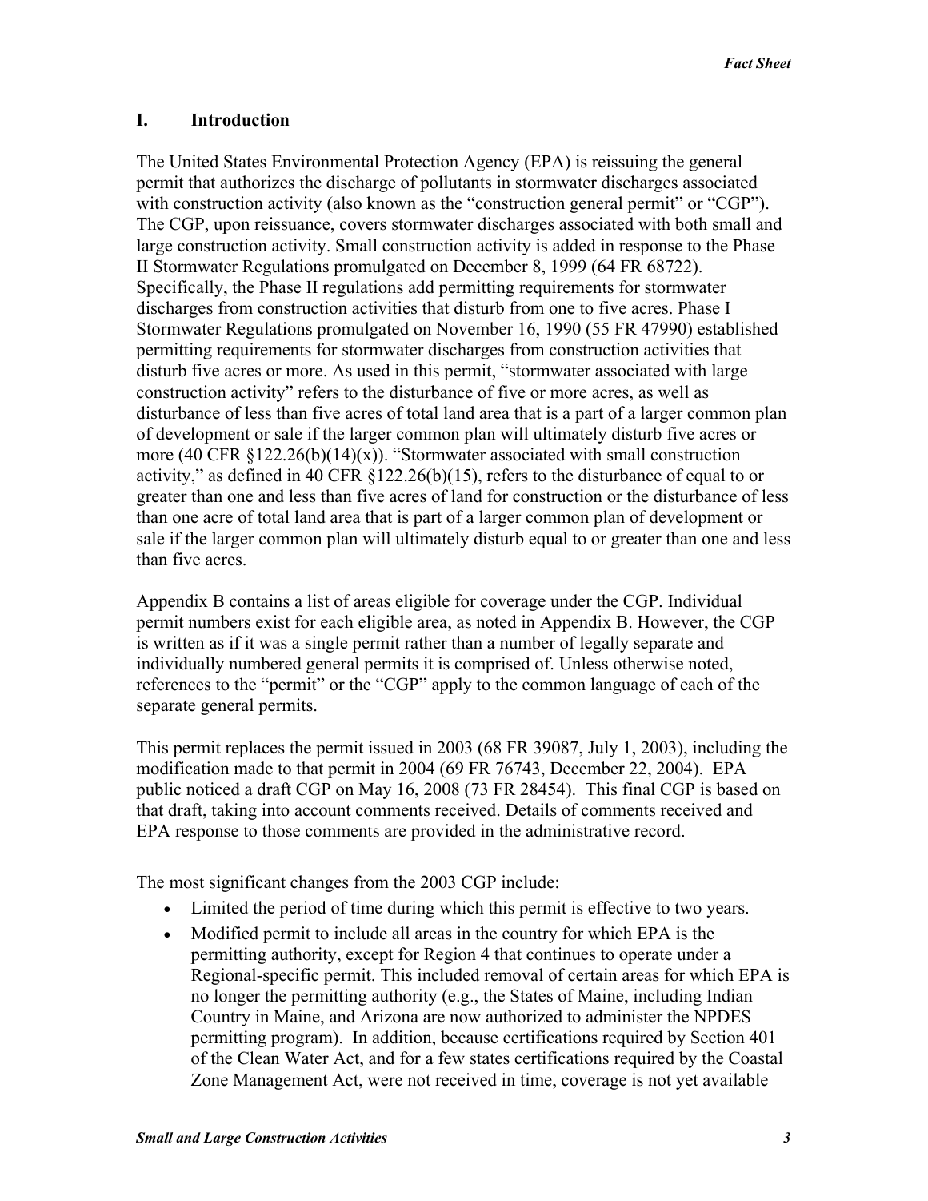## I. Introduction

The United States Environmental Protection Agency (EPA) is reissuing the general permit that authorizes the discharge of pollutants in stormwater discharges associated with construction activity (also known as the "construction general permit" or "CGP"). The CGP, upon reissuance, covers stormwater discharges associated with both small and large construction activity. Small construction activity is added in response to the Phase II Stormwater Regulations promulgated on December 8, 1999 (64 FR 68722). Specifically, the Phase II regulations add permitting requirements for stormwater discharges from construction activities that disturb from one to five acres. Phase I Stormwater Regulations promulgated on November 16, 1990 (55 FR 47990) established permitting requirements for stormwater discharges from construction activities that disturb five acres or more. As used in this permit, "stormwater associated with large construction activity" refers to the disturbance of five or more acres, as well as disturbance of less than five acres of total land area that is a part of a larger common plan of development or sale if the larger common plan will ultimately disturb five acres or more (40 CFR §122.26(b)(14)(x)). "Stormwater associated with small construction activity," as defined in 40 CFR §122.26(b)(15), refers to the disturbance of equal to or greater than one and less than five acres of land for construction or the disturbance of less than one acre of total land area that is part of a larger common plan of development or sale if the larger common plan will ultimately disturb equal to or greater than one and less than five acres.

Appendix B contains a list of areas eligible for coverage under the CGP. Individual permit numbers exist for each eligible area, as noted in Appendix B. However, the CGP is written as if it was a single permit rather than a number of legally separate and individually numbered general permits it is comprised of. Unless otherwise noted, references to the "permit" or the "CGP" apply to the common language of each of the separate general permits.

This permit replaces the permit issued in 2003 (68 FR 39087, July 1, 2003), including the modification made to that permit in 2004 (69 FR 76743, December 22, 2004). EPA public noticed a draft CGP on May 16, 2008 (73 FR 28454). This final CGP is based on that draft, taking into account comments received. Details of comments received and EPA response to those comments are provided in the administrative record.

The most significant changes from the 2003 CGP include:

- Limited the period of time during which this permit is effective to two years.
- Modified permit to include all areas in the country for which EPA is the permitting authority, except for Region 4 that continues to operate under a Regional-specific permit. This included removal of certain areas for which EPA is no longer the permitting authority (e.g., the States of Maine, including Indian Country in Maine, and Arizona are now authorized to administer the NPDES permitting program). In addition, because certifications required by Section 401 of the Clean Water Act, and for a few states certifications required by the Coastal Zone Management Act, were not received in time, coverage is not yet available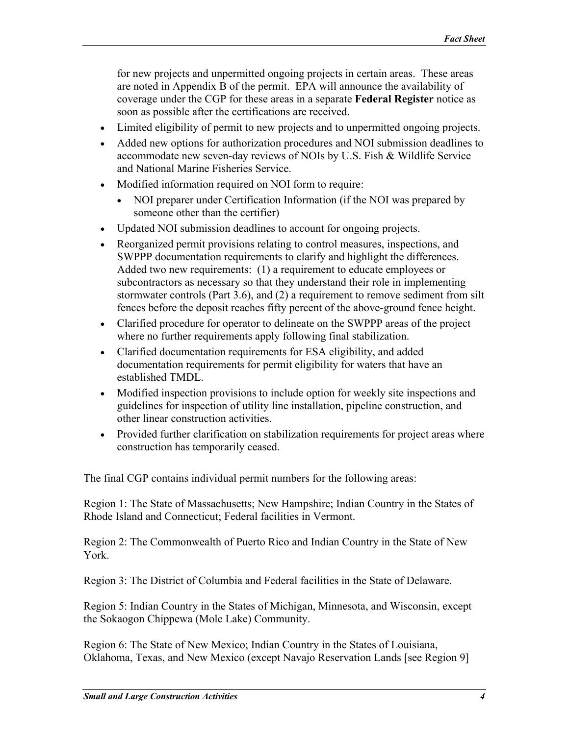for new projects and unpermitted ongoing projects in certain areas. These areas are noted in Appendix B of the permit. EPA will announce the availability of coverage under the CGP for these areas in a separate **Federal Register** notice as soon as possible after the certifications are received.

- Limited eligibility of permit to new projects and to unpermitted ongoing projects.
- Added new options for authorization procedures and NOI submission deadlines to accommodate new seven-day reviews of NOIs by U.S. Fish & Wildlife Service and National Marine Fisheries Service.
- Modified information required on NOI form to require:
  - NOI preparer under Certification Information (if the NOI was prepared by someone other than the certifier)
- Updated NOI submission deadlines to account for ongoing projects.
- Reorganized permit provisions relating to control measures, inspections, and SWPPP documentation requirements to clarify and highlight the differences. Added two new requirements: (1) a requirement to educate employees or subcontractors as necessary so that they understand their role in implementing stormwater controls (Part 3.6), and (2) a requirement to remove sediment from silt fences before the deposit reaches fifty percent of the above-ground fence height.
- Clarified procedure for operator to delineate on the SWPPP areas of the project where no further requirements apply following final stabilization.
- Clarified documentation requirements for ESA eligibility, and added documentation requirements for permit eligibility for waters that have an established TMDL.
- Modified inspection provisions to include option for weekly site inspections and guidelines for inspection of utility line installation, pipeline construction, and other linear construction activities.
- Provided further clarification on stabilization requirements for project areas where construction has temporarily ceased.

The final CGP contains individual permit numbers for the following areas:

Region 1: The State of Massachusetts; New Hampshire; Indian Country in the States of Rhode Island and Connecticut; Federal facilities in Vermont.

Region 2: The Commonwealth of Puerto Rico and Indian Country in the State of New York.

Region 3: The District of Columbia and Federal facilities in the State of Delaware.

Region 5: Indian Country in the States of Michigan, Minnesota, and Wisconsin, except the Sokaogon Chippewa (Mole Lake) Community.

Region 6: The State of New Mexico; Indian Country in the States of Louisiana, Oklahoma, Texas, and New Mexico (except Navajo Reservation Lands [see Region 9]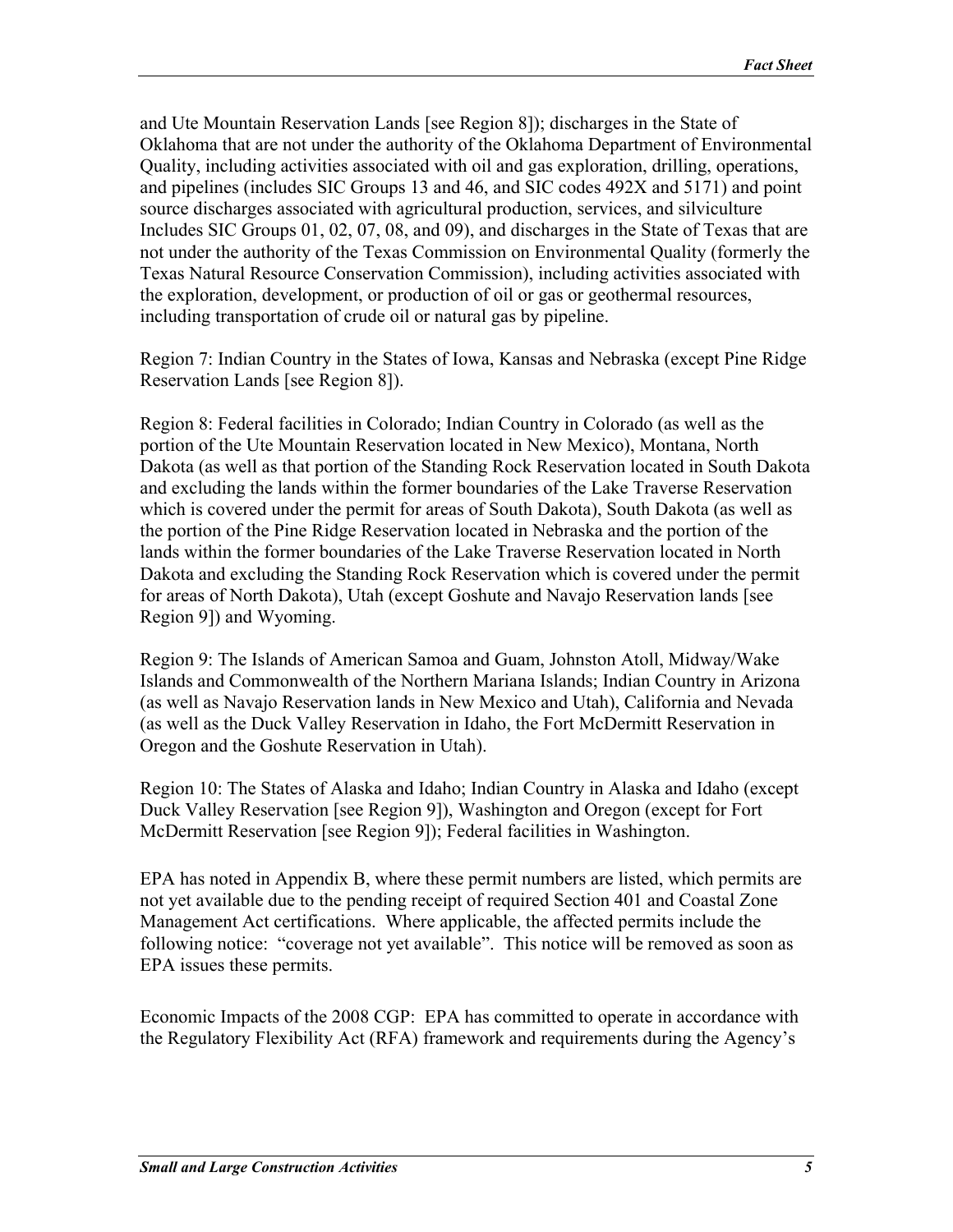and Ute Mountain Reservation Lands [see Region 8]); discharges in the State of Oklahoma that are not under the authority of the Oklahoma Department of Environmental Quality, including activities associated with oil and gas exploration, drilling, operations, and pipelines (includes SIC Groups 13 and 46, and SIC codes 492X and 5171) and point source discharges associated with agricultural production, services, and silviculture Includes SIC Groups 01, 02, 07, 08, and 09), and discharges in the State of Texas that are not under the authority of the Texas Commission on Environmental Quality (formerly the Texas Natural Resource Conservation Commission), including activities associated with the exploration, development, or production of oil or gas or geothermal resources, including transportation of crude oil or natural gas by pipeline.

Region 7: Indian Country in the States of Iowa, Kansas and Nebraska (except Pine Ridge Reservation Lands [see Region 8]).

Region 8: Federal facilities in Colorado; Indian Country in Colorado (as well as the portion of the Ute Mountain Reservation located in New Mexico), Montana, North Dakota (as well as that portion of the Standing Rock Reservation located in South Dakota and excluding the lands within the former boundaries of the Lake Traverse Reservation which is covered under the permit for areas of South Dakota), South Dakota (as well as the portion of the Pine Ridge Reservation located in Nebraska and the portion of the lands within the former boundaries of the Lake Traverse Reservation located in North Dakota and excluding the Standing Rock Reservation which is covered under the permit for areas of North Dakota), Utah (except Goshute and Navajo Reservation lands [see Region 9]) and Wyoming.

Region 9: The Islands of American Samoa and Guam, Johnston Atoll, Midway/Wake Islands and Commonwealth of the Northern Mariana Islands; Indian Country in Arizona (as well as Navajo Reservation lands in New Mexico and Utah), California and Nevada (as well as the Duck Valley Reservation in Idaho, the Fort McDermitt Reservation in Oregon and the Goshute Reservation in Utah).

Region 10: The States of Alaska and Idaho; Indian Country in Alaska and Idaho (except Duck Valley Reservation [see Region 9]), Washington and Oregon (except for Fort McDermitt Reservation [see Region 9]); Federal facilities in Washington.

EPA has noted in Appendix B, where these permit numbers are listed, which permits are not yet available due to the pending receipt of required Section 401 and Coastal Zone Management Act certifications. Where applicable, the affected permits include the following notice: "coverage not yet available". This notice will be removed as soon as EPA issues these permits.

Economic Impacts of the 2008 CGP: EPA has committed to operate in accordance with the Regulatory Flexibility Act (RFA) framework and requirements during the Agency's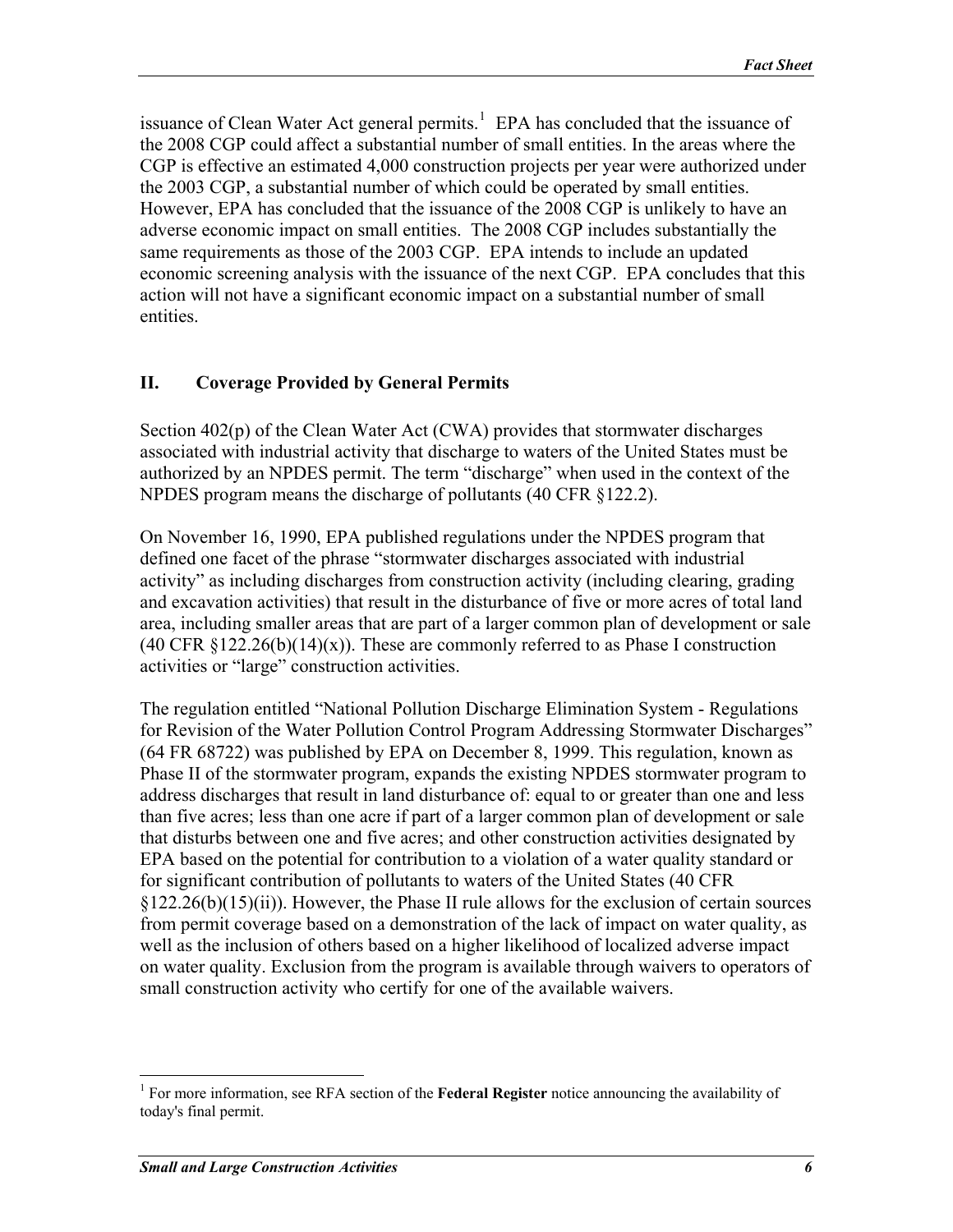issuance of Clean Water Act general permits.[1] EPA has concluded that the issuance of the 2008 CGP could affect a substantial number of small entities. In the areas where the CGP is effective an estimated 4,000 construction projects per year were authorized under the 2003 CGP, a substantial number of which could be operated by small entities. However, EPA has concluded that the issuance of the 2008 CGP is unlikely to have an adverse economic impact on small entities. The 2008 CGP includes substantially the same requirements as those of the 2003 CGP. EPA intends to include an updated economic screening analysis with the issuance of the next CGP. EPA concludes that this action will not have a significant economic impact on a substantial number of small entities.

## II. Coverage Provided by General Permits

Section 402(p) of the Clean Water Act (CWA) provides that stormwater discharges associated with industrial activity that discharge to waters of the United States must be authorized by an NPDES permit. The term "discharge" when used in the context of the NPDES program means the discharge of pollutants (40 CFR §122.2).

On November 16, 1990, EPA published regulations under the NPDES program that defined one facet of the phrase "stormwater discharges associated with industrial activity" as including discharges from construction activity (including clearing, grading and excavation activities) that result in the disturbance of five or more acres of total land area, including smaller areas that are part of a larger common plan of development or sale (40 CFR §122.26(b)(14)(x)). These are commonly referred to as Phase I construction activities or "large" construction activities.

The regulation entitled "National Pollution Discharge Elimination System - Regulations for Revision of the Water Pollution Control Program Addressing Stormwater Discharges" (64 FR 68722) was published by EPA on December 8, 1999. This regulation, known as Phase II of the stormwater program, expands the existing NPDES stormwater program to address discharges that result in land disturbance of: equal to or greater than one and less than five acres; less than one acre if part of a larger common plan of development or sale that disturbs between one and five acres; and other construction activities designated by EPA based on the potential for contribution to a violation of a water quality standard or for significant contribution of pollutants to waters of the United States (40 CFR §122.26(b)(15)(ii)). However, the Phase II rule allows for the exclusion of certain sources from permit coverage based on a demonstration of the lack of impact on water quality, as well as the inclusion of others based on a higher likelihood of localized adverse impact on water quality. Exclusion from the program is available through waivers to operators of small construction activity who certify for one of the available waivers.

---

[1] For more information, see RFA section of the **Federal Register** notice announcing the availability of today's final permit.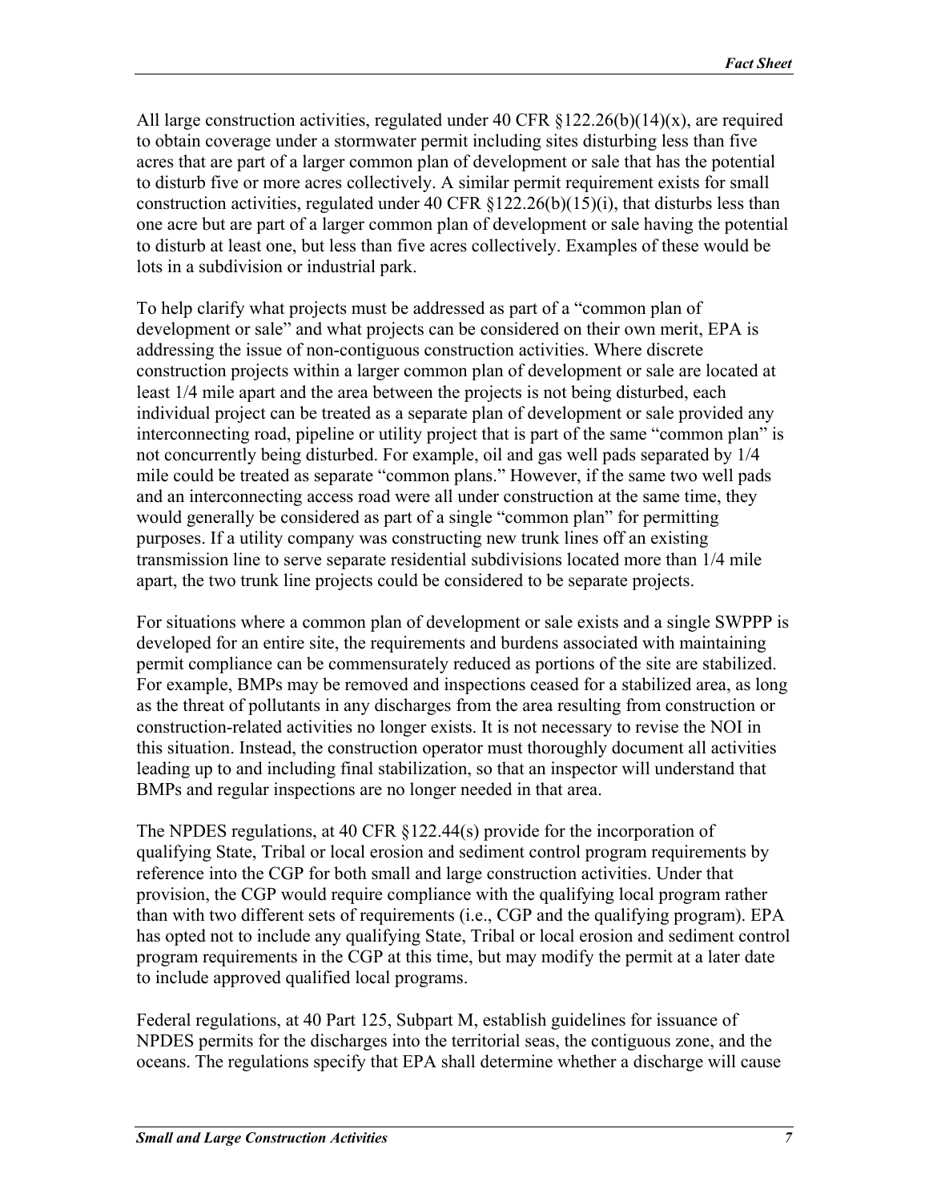All large construction activities, regulated under 40 CFR §122.26(b)(14)(x), are required to obtain coverage under a stormwater permit including sites disturbing less than five acres that are part of a larger common plan of development or sale that has the potential to disturb five or more acres collectively. A similar permit requirement exists for small construction activities, regulated under 40 CFR §122.26(b)(15)(i), that disturbs less than one acre but are part of a larger common plan of development or sale having the potential to disturb at least one, but less than five acres collectively. Examples of these would be lots in a subdivision or industrial park.

To help clarify what projects must be addressed as part of a "common plan of development or sale" and what projects can be considered on their own merit, EPA is addressing the issue of non-contiguous construction activities. Where discrete construction projects within a larger common plan of development or sale are located at least 1/4 mile apart and the area between the projects is not being disturbed, each individual project can be treated as a separate plan of development or sale provided any interconnecting road, pipeline or utility project that is part of the same "common plan" is not concurrently being disturbed. For example, oil and gas well pads separated by 1/4 mile could be treated as separate "common plans." However, if the same two well pads and an interconnecting access road were all under construction at the same time, they would generally be considered as part of a single "common plan" for permitting purposes. If a utility company was constructing new trunk lines off an existing transmission line to serve separate residential subdivisions located more than 1/4 mile apart, the two trunk line projects could be considered to be separate projects.

For situations where a common plan of development or sale exists and a single SWPPP is developed for an entire site, the requirements and burdens associated with maintaining permit compliance can be commensurately reduced as portions of the site are stabilized. For example, BMPs may be removed and inspections ceased for a stabilized area, as long as the threat of pollutants in any discharges from the area resulting from construction or construction-related activities no longer exists. It is not necessary to revise the NOI in this situation. Instead, the construction operator must thoroughly document all activities leading up to and including final stabilization, so that an inspector will understand that BMPs and regular inspections are no longer needed in that area.

The NPDES regulations, at 40 CFR §122.44(s) provide for the incorporation of qualifying State, Tribal or local erosion and sediment control program requirements by reference into the CGP for both small and large construction activities. Under that provision, the CGP would require compliance with the qualifying local program rather than with two different sets of requirements (i.e., CGP and the qualifying program). EPA has opted not to include any qualifying State, Tribal or local erosion and sediment control program requirements in the CGP at this time, but may modify the permit at a later date to include approved qualified local programs.

Federal regulations, at 40 Part 125, Subpart M, establish guidelines for issuance of NPDES permits for the discharges into the territorial seas, the contiguous zone, and the oceans. The regulations specify that EPA shall determine whether a discharge will cause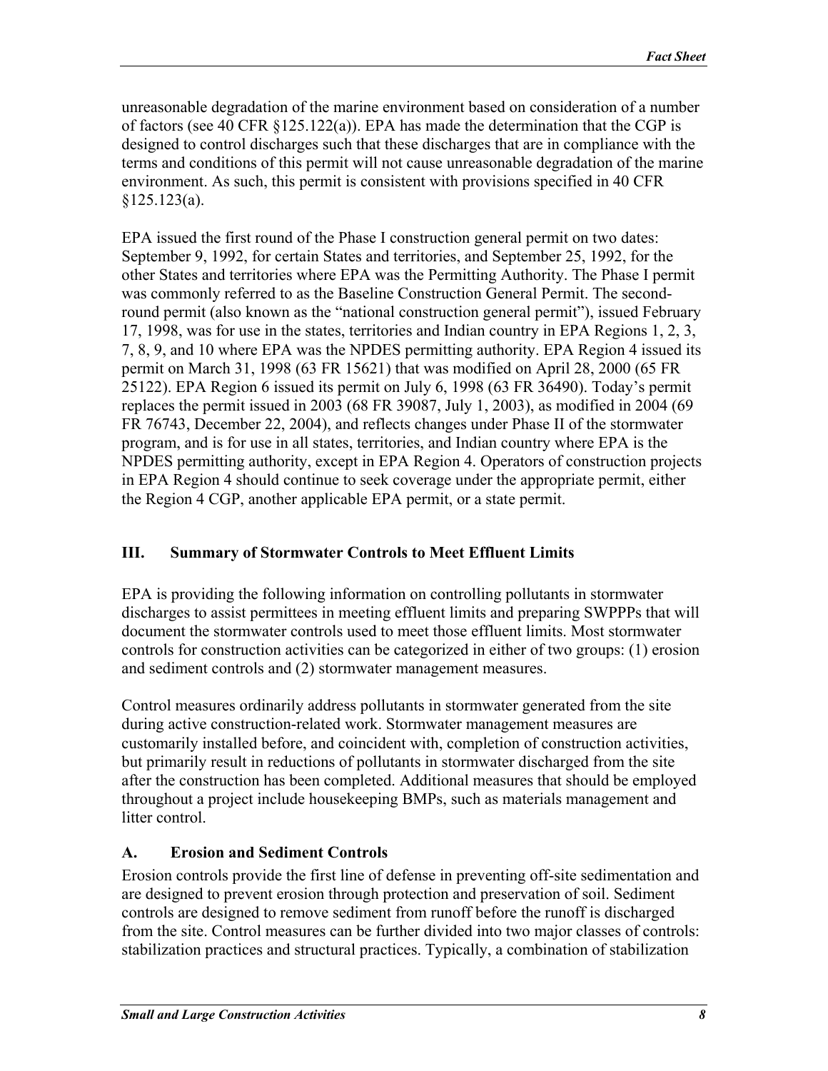unreasonable degradation of the marine environment based on consideration of a number of factors (see 40 CFR §125.122(a)). EPA has made the determination that the CGP is designed to control discharges such that these discharges that are in compliance with the terms and conditions of this permit will not cause unreasonable degradation of the marine environment. As such, this permit is consistent with provisions specified in 40 CFR §125.123(a).

EPA issued the first round of the Phase I construction general permit on two dates: September 9, 1992, for certain States and territories, and September 25, 1992, for the other States and territories where EPA was the Permitting Authority. The Phase I permit was commonly referred to as the Baseline Construction General Permit. The second-round permit (also known as the "national construction general permit"), issued February 17, 1998, was for use in the states, territories and Indian country in EPA Regions 1, 2, 3, 7, 8, 9, and 10 where EPA was the NPDES permitting authority. EPA Region 4 issued its permit on March 31, 1998 (63 FR 15621) that was modified on April 28, 2000 (65 FR 25122). EPA Region 6 issued its permit on July 6, 1998 (63 FR 36490). Today's permit replaces the permit issued in 2003 (68 FR 39087, July 1, 2003), as modified in 2004 (69 FR 76743, December 22, 2004), and reflects changes under Phase II of the stormwater program, and is for use in all states, territories, and Indian country where EPA is the NPDES permitting authority, except in EPA Region 4. Operators of construction projects in EPA Region 4 should continue to seek coverage under the appropriate permit, either the Region 4 CGP, another applicable EPA permit, or a state permit.

## III. Summary of Stormwater Controls to Meet Effluent Limits

EPA is providing the following information on controlling pollutants in stormwater discharges to assist permittees in meeting effluent limits and preparing SWPPPs that will document the stormwater controls used to meet those effluent limits. Most stormwater controls for construction activities can be categorized in either of two groups: (1) erosion and sediment controls and (2) stormwater management measures.

Control measures ordinarily address pollutants in stormwater generated from the site during active construction-related work. Stormwater management measures are customarily installed before, and coincident with, completion of construction activities, but primarily result in reductions of pollutants in stormwater discharged from the site after the construction has been completed. Additional measures that should be employed throughout a project include housekeeping BMPs, such as materials management and litter control.

### A. Erosion and Sediment Controls

Erosion controls provide the first line of defense in preventing off-site sedimentation and are designed to prevent erosion through protection and preservation of soil. Sediment controls are designed to remove sediment from runoff before the runoff is discharged from the site. Control measures can be further divided into two major classes of controls: stabilization practices and structural practices. Typically, a combination of stabilization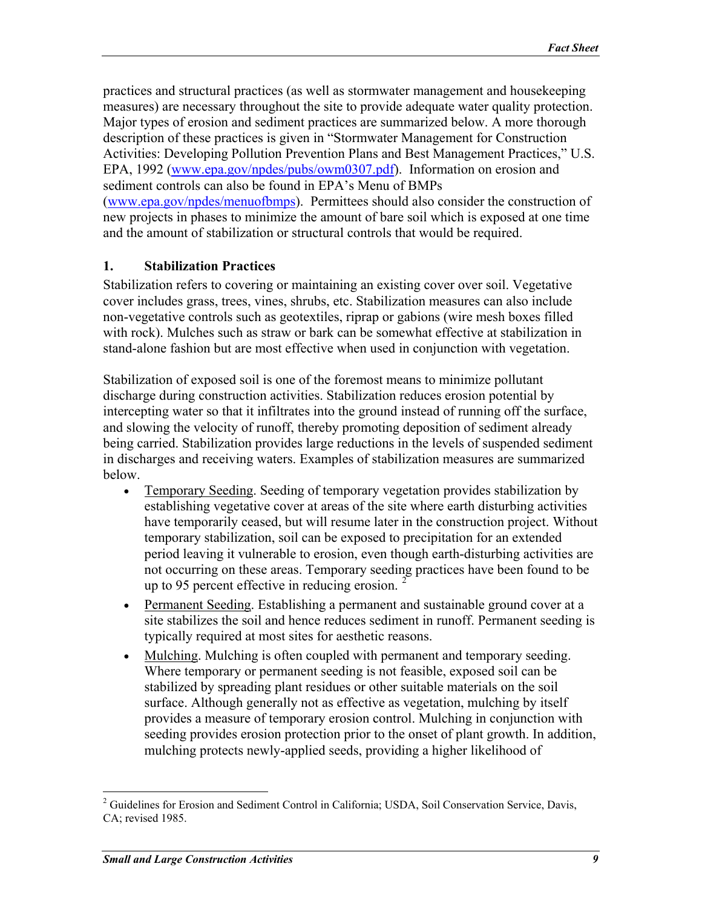practices and structural practices (as well as stormwater management and housekeeping measures) are necessary throughout the site to provide adequate water quality protection. Major types of erosion and sediment practices are summarized below. A more thorough description of these practices is given in "Stormwater Management for Construction Activities: Developing Pollution Prevention Plans and Best Management Practices," U.S. EPA, 1992 ([www.epa.gov/npdes/pubs/owm0307.pdf](www.epa.gov/npdes/pubs/owm0307.pdf)). Information on erosion and sediment controls can also be found in EPA's Menu of BMPs ([www.epa.gov/npdes/menuofbmps](www.epa.gov/npdes/menuofbmps)). Permittees should also consider the construction of new projects in phases to minimize the amount of bare soil which is exposed at one time and the amount of stabilization or structural controls that would be required.

### 1. Stabilization Practices

Stabilization refers to covering or maintaining an existing cover over soil. Vegetative cover includes grass, trees, vines, shrubs, etc. Stabilization measures can also include non-vegetative controls such as geotextiles, riprap or gabions (wire mesh boxes filled with rock). Mulches such as straw or bark can be somewhat effective at stabilization in stand-alone fashion but are most effective when used in conjunction with vegetation.

Stabilization of exposed soil is one of the foremost means to minimize pollutant discharge during construction activities. Stabilization reduces erosion potential by intercepting water so that it infiltrates into the ground instead of running off the surface, and slowing the velocity of runoff, thereby promoting deposition of sediment already being carried. Stabilization provides large reductions in the levels of suspended sediment in discharges and receiving waters. Examples of stabilization measures are summarized below.

- Temporary Seeding. Seeding of temporary vegetation provides stabilization by establishing vegetative cover at areas of the site where earth disturbing activities have temporarily ceased, but will resume later in the construction project. Without temporary stabilization, soil can be exposed to precipitation for an extended period leaving it vulnerable to erosion, even though earth-disturbing activities are not occurring on these areas. Temporary seeding practices have been found to be up to 95 percent effective in reducing erosion. [2]
- Permanent Seeding. Establishing a permanent and sustainable ground cover at a site stabilizes the soil and hence reduces sediment in runoff. Permanent seeding is typically required at most sites for aesthetic reasons.
- Mulching. Mulching is often coupled with permanent and temporary seeding. Where temporary or permanent seeding is not feasible, exposed soil can be stabilized by spreading plant residues or other suitable materials on the soil surface. Although generally not as effective as vegetation, mulching by itself provides a measure of temporary erosion control. Mulching in conjunction with seeding provides erosion protection prior to the onset of plant growth. In addition, mulching protects newly-applied seeds, providing a higher likelihood of

---

[2] Guidelines for Erosion and Sediment Control in California; USDA, Soil Conservation Service, Davis, CA; revised 1985.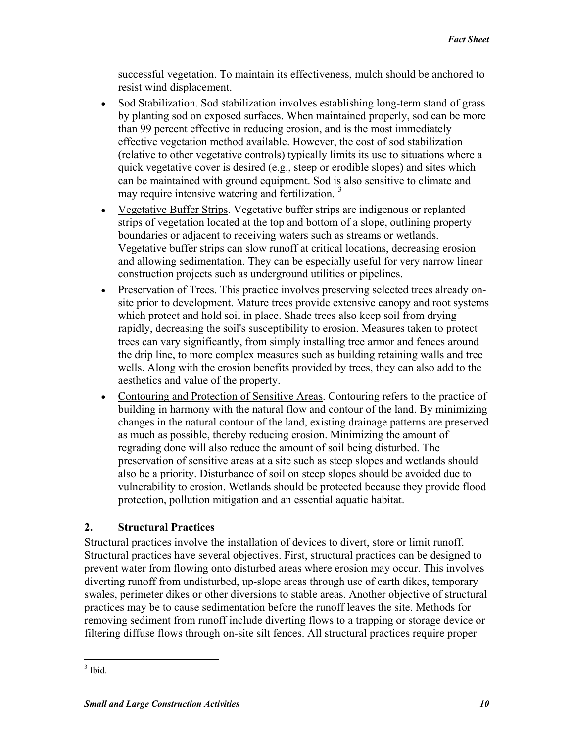successful vegetation. To maintain its effectiveness, mulch should be anchored to resist wind displacement.

- Sod Stabilization. Sod stabilization involves establishing long-term stand of grass by planting sod on exposed surfaces. When maintained properly, sod can be more than 99 percent effective in reducing erosion, and is the most immediately effective vegetation method available. However, the cost of sod stabilization (relative to other vegetative controls) typically limits its use to situations where a quick vegetative cover is desired (e.g., steep or erodible slopes) and sites which can be maintained with ground equipment. Sod is also sensitive to climate and may require intensive watering and fertilization. [3]
- Vegetative Buffer Strips. Vegetative buffer strips are indigenous or replanted strips of vegetation located at the top and bottom of a slope, outlining property boundaries or adjacent to receiving waters such as streams or wetlands. Vegetative buffer strips can slow runoff at critical locations, decreasing erosion and allowing sedimentation. They can be especially useful for very narrow linear construction projects such as underground utilities or pipelines.
- Preservation of Trees. This practice involves preserving selected trees already on-site prior to development. Mature trees provide extensive canopy and root systems which protect and hold soil in place. Shade trees also keep soil from drying rapidly, decreasing the soil's susceptibility to erosion. Measures taken to protect trees can vary significantly, from simply installing tree armor and fences around the drip line, to more complex measures such as building retaining walls and tree wells. Along with the erosion benefits provided by trees, they can also add to the aesthetics and value of the property.
- Contouring and Protection of Sensitive Areas. Contouring refers to the practice of building in harmony with the natural flow and contour of the land. By minimizing changes in the natural contour of the land, existing drainage patterns are preserved as much as possible, thereby reducing erosion. Minimizing the amount of regrading done will also reduce the amount of soil being disturbed. The preservation of sensitive areas at a site such as steep slopes and wetlands should also be a priority. Disturbance of soil on steep slopes should be avoided due to vulnerability to erosion. Wetlands should be protected because they provide flood protection, pollution mitigation and an essential aquatic habitat.

## 2. Structural Practices

Structural practices involve the installation of devices to divert, store or limit runoff. Structural practices have several objectives. First, structural practices can be designed to prevent water from flowing onto disturbed areas where erosion may occur. This involves diverting runoff from undisturbed, up-slope areas through use of earth dikes, temporary swales, perimeter dikes or other diversions to stable areas. Another objective of structural practices may be to cause sedimentation before the runoff leaves the site. Methods for removing sediment from runoff include diverting flows to a trapping or storage device or filtering diffuse flows through on-site silt fences. All structural practices require proper

[3] Ibid.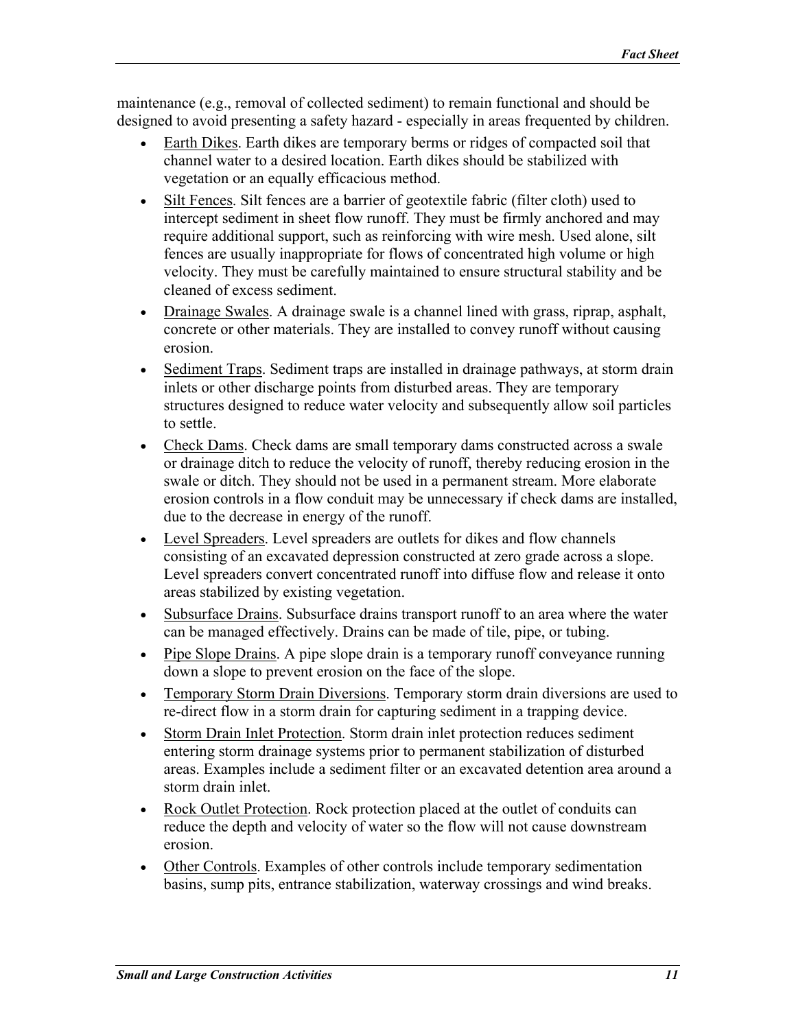maintenance (e.g., removal of collected sediment) to remain functional and should be designed to avoid presenting a safety hazard - especially in areas frequented by children.

- Earth Dikes. Earth dikes are temporary berms or ridges of compacted soil that channel water to a desired location. Earth dikes should be stabilized with vegetation or an equally efficacious method.
- Silt Fences. Silt fences are a barrier of geotextile fabric (filter cloth) used to intercept sediment in sheet flow runoff. They must be firmly anchored and may require additional support, such as reinforcing with wire mesh. Used alone, silt fences are usually inappropriate for flows of concentrated high volume or high velocity. They must be carefully maintained to ensure structural stability and be cleaned of excess sediment.
- Drainage Swales. A drainage swale is a channel lined with grass, riprap, asphalt, concrete or other materials. They are installed to convey runoff without causing erosion.
- Sediment Traps. Sediment traps are installed in drainage pathways, at storm drain inlets or other discharge points from disturbed areas. They are temporary structures designed to reduce water velocity and subsequently allow soil particles to settle.
- Check Dams. Check dams are small temporary dams constructed across a swale or drainage ditch to reduce the velocity of runoff, thereby reducing erosion in the swale or ditch. They should not be used in a permanent stream. More elaborate erosion controls in a flow conduit may be unnecessary if check dams are installed, due to the decrease in energy of the runoff.
- Level Spreaders. Level spreaders are outlets for dikes and flow channels consisting of an excavated depression constructed at zero grade across a slope. Level spreaders convert concentrated runoff into diffuse flow and release it onto areas stabilized by existing vegetation.
- Subsurface Drains. Subsurface drains transport runoff to an area where the water can be managed effectively. Drains can be made of tile, pipe, or tubing.
- Pipe Slope Drains. A pipe slope drain is a temporary runoff conveyance running down a slope to prevent erosion on the face of the slope.
- Temporary Storm Drain Diversions. Temporary storm drain diversions are used to re-direct flow in a storm drain for capturing sediment in a trapping device.
- Storm Drain Inlet Protection. Storm drain inlet protection reduces sediment entering storm drainage systems prior to permanent stabilization of disturbed areas. Examples include a sediment filter or an excavated detention area around a storm drain inlet.
- Rock Outlet Protection. Rock protection placed at the outlet of conduits can reduce the depth and velocity of water so the flow will not cause downstream erosion.
- Other Controls. Examples of other controls include temporary sedimentation basins, sump pits, entrance stabilization, waterway crossings and wind breaks.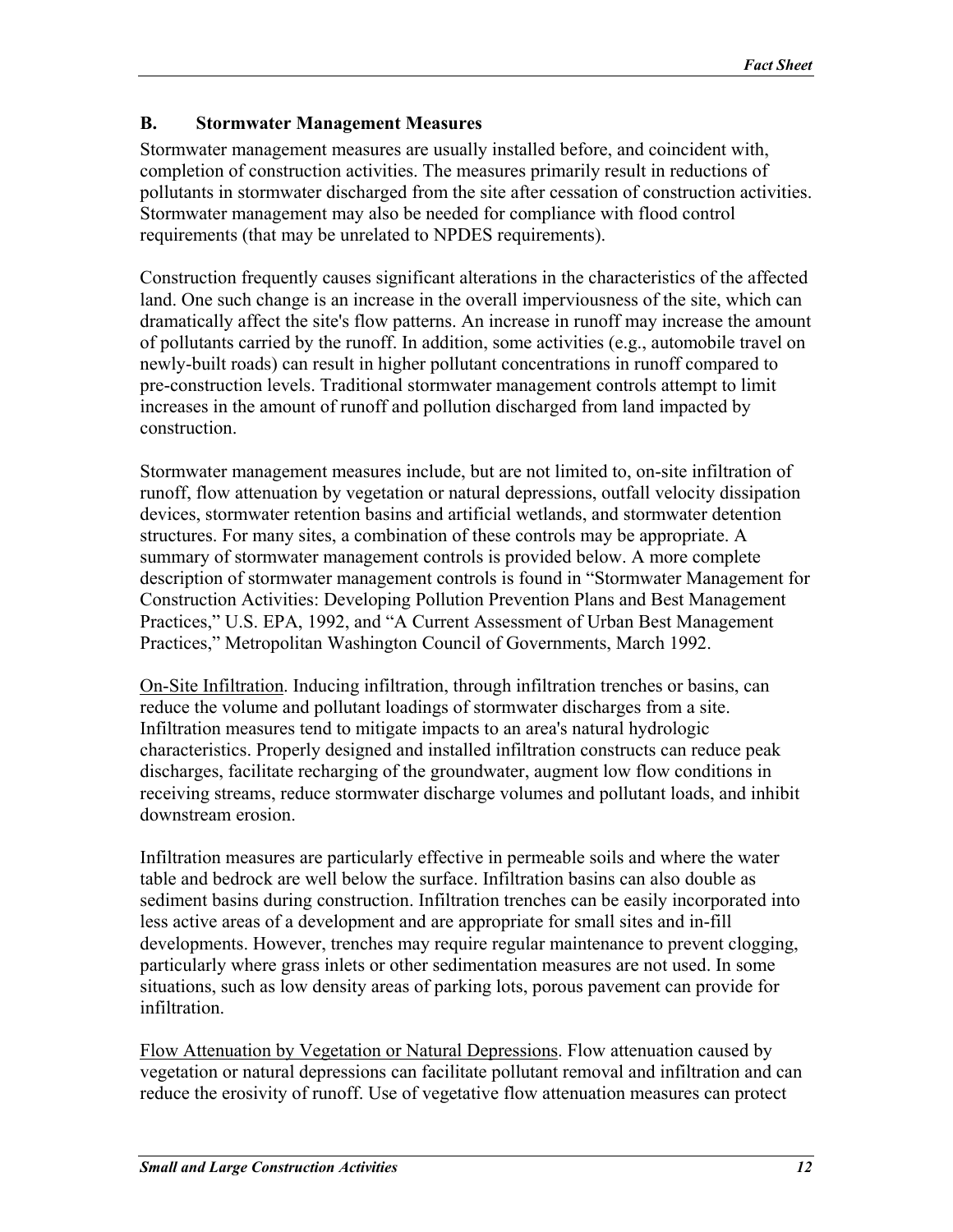### B. Stormwater Management Measures

Stormwater management measures are usually installed before, and coincident with, completion of construction activities. The measures primarily result in reductions of pollutants in stormwater discharged from the site after cessation of construction activities. Stormwater management may also be needed for compliance with flood control requirements (that may be unrelated to NPDES requirements).

Construction frequently causes significant alterations in the characteristics of the affected land. One such change is an increase in the overall imperviousness of the site, which can dramatically affect the site's flow patterns. An increase in runoff may increase the amount of pollutants carried by the runoff. In addition, some activities (e.g., automobile travel on newly-built roads) can result in higher pollutant concentrations in runoff compared to pre-construction levels. Traditional stormwater management controls attempt to limit increases in the amount of runoff and pollution discharged from land impacted by construction.

Stormwater management measures include, but are not limited to, on-site infiltration of runoff, flow attenuation by vegetation or natural depressions, outfall velocity dissipation devices, stormwater retention basins and artificial wetlands, and stormwater detention structures. For many sites, a combination of these controls may be appropriate. A summary of stormwater management controls is provided below. A more complete description of stormwater management controls is found in "Stormwater Management for Construction Activities: Developing Pollution Prevention Plans and Best Management Practices," U.S. EPA, 1992, and "A Current Assessment of Urban Best Management Practices," Metropolitan Washington Council of Governments, March 1992.

On-Site Infiltration. Inducing infiltration, through infiltration trenches or basins, can reduce the volume and pollutant loadings of stormwater discharges from a site. Infiltration measures tend to mitigate impacts to an area's natural hydrologic characteristics. Properly designed and installed infiltration constructs can reduce peak discharges, facilitate recharging of the groundwater, augment low flow conditions in receiving streams, reduce stormwater discharge volumes and pollutant loads, and inhibit downstream erosion.

Infiltration measures are particularly effective in permeable soils and where the water table and bedrock are well below the surface. Infiltration basins can also double as sediment basins during construction. Infiltration trenches can be easily incorporated into less active areas of a development and are appropriate for small sites and in-fill developments. However, trenches may require regular maintenance to prevent clogging, particularly where grass inlets or other sedimentation measures are not used. In some situations, such as low density areas of parking lots, porous pavement can provide for infiltration.

Flow Attenuation by Vegetation or Natural Depressions. Flow attenuation caused by vegetation or natural depressions can facilitate pollutant removal and infiltration and can reduce the erosivity of runoff. Use of vegetative flow attenuation measures can protect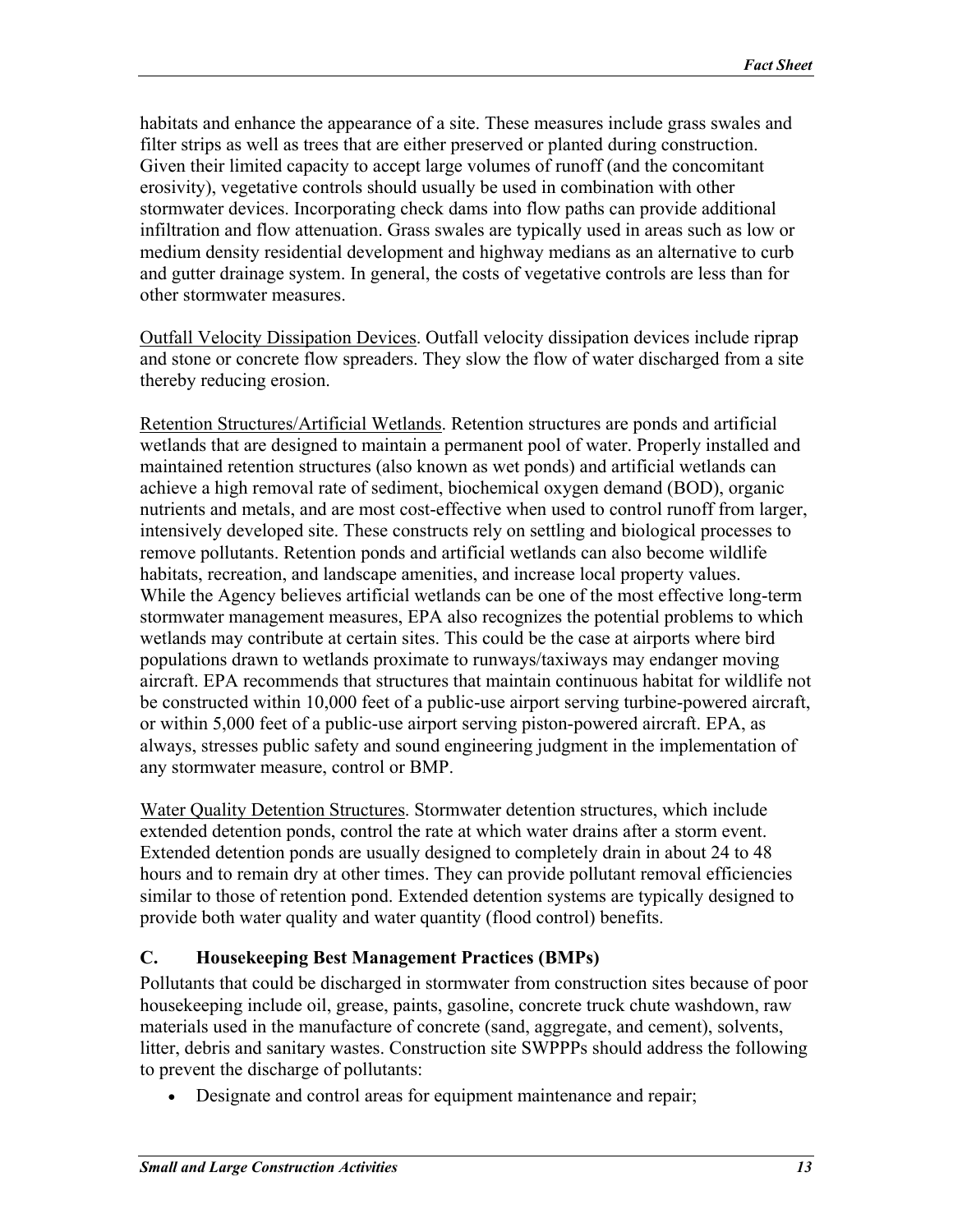habitats and enhance the appearance of a site. These measures include grass swales and filter strips as well as trees that are either preserved or planted during construction. Given their limited capacity to accept large volumes of runoff (and the concomitant erosivity), vegetative controls should usually be used in combination with other stormwater devices. Incorporating check dams into flow paths can provide additional infiltration and flow attenuation. Grass swales are typically used in areas such as low or medium density residential development and highway medians as an alternative to curb and gutter drainage system. In general, the costs of vegetative controls are less than for other stormwater measures.

<u>Outfall Velocity Dissipation Devices</u>. Outfall velocity dissipation devices include riprap and stone or concrete flow spreaders. They slow the flow of water discharged from a site thereby reducing erosion.

<u>Retention Structures/Artificial Wetlands</u>. Retention structures are ponds and artificial wetlands that are designed to maintain a permanent pool of water. Properly installed and maintained retention structures (also known as wet ponds) and artificial wetlands can achieve a high removal rate of sediment, biochemical oxygen demand (BOD), organic nutrients and metals, and are most cost-effective when used to control runoff from larger, intensively developed site. These constructs rely on settling and biological processes to remove pollutants. Retention ponds and artificial wetlands can also become wildlife habitats, recreation, and landscape amenities, and increase local property values. While the Agency believes artificial wetlands can be one of the most effective long-term stormwater management measures, EPA also recognizes the potential problems to which wetlands may contribute at certain sites. This could be the case at airports where bird populations drawn to wetlands proximate to runways/taxiways may endanger moving aircraft. EPA recommends that structures that maintain continuous habitat for wildlife not be constructed within 10,000 feet of a public-use airport serving turbine-powered aircraft, or within 5,000 feet of a public-use airport serving piston-powered aircraft. EPA, as always, stresses public safety and sound engineering judgment in the implementation of any stormwater measure, control or BMP.

<u>Water Quality Detention Structures</u>. Stormwater detention structures, which include extended detention ponds, control the rate at which water drains after a storm event. Extended detention ponds are usually designed to completely drain in about 24 to 48 hours and to remain dry at other times. They can provide pollutant removal efficiencies similar to those of retention pond. Extended detention systems are typically designed to provide both water quality and water quantity (flood control) benefits.

### C. Housekeeping Best Management Practices (BMPs)

Pollutants that could be discharged in stormwater from construction sites because of poor housekeeping include oil, grease, paints, gasoline, concrete truck chute washdown, raw materials used in the manufacture of concrete (sand, aggregate, and cement), solvents, litter, debris and sanitary wastes. Construction site SWPPPs should address the following to prevent the discharge of pollutants:

- Designate and control areas for equipment maintenance and repair;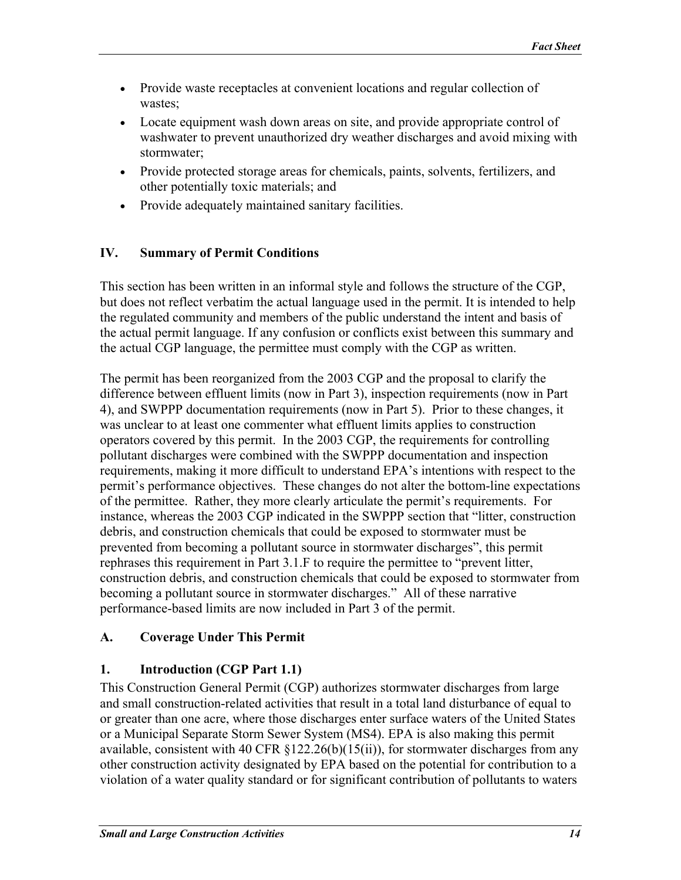- Provide waste receptacles at convenient locations and regular collection of wastes;
- Locate equipment wash down areas on site, and provide appropriate control of washwater to prevent unauthorized dry weather discharges and avoid mixing with stormwater;
- Provide protected storage areas for chemicals, paints, solvents, fertilizers, and other potentially toxic materials; and
- Provide adequately maintained sanitary facilities.

## IV. Summary of Permit Conditions

This section has been written in an informal style and follows the structure of the CGP, but does not reflect verbatim the actual language used in the permit. It is intended to help the regulated community and members of the public understand the intent and basis of the actual permit language. If any confusion or conflicts exist between this summary and the actual CGP language, the permittee must comply with the CGP as written.

The permit has been reorganized from the 2003 CGP and the proposal to clarify the difference between effluent limits (now in Part 3), inspection requirements (now in Part 4), and SWPPP documentation requirements (now in Part 5). Prior to these changes, it was unclear to at least one commenter what effluent limits applies to construction operators covered by this permit. In the 2003 CGP, the requirements for controlling pollutant discharges were combined with the SWPPP documentation and inspection requirements, making it more difficult to understand EPA's intentions with respect to the permit's performance objectives. These changes do not alter the bottom-line expectations of the permittee. Rather, they more clearly articulate the permit's requirements. For instance, whereas the 2003 CGP indicated in the SWPPP section that "litter, construction debris, and construction chemicals that could be exposed to stormwater must be prevented from becoming a pollutant source in stormwater discharges", this permit rephrases this requirement in Part 3.1.F to require the permittee to "prevent litter, construction debris, and construction chemicals that could be exposed to stormwater from becoming a pollutant source in stormwater discharges." All of these narrative performance-based limits are now included in Part 3 of the permit.

### A. Coverage Under This Permit

#### 1. Introduction (CGP Part 1.1)

This Construction General Permit (CGP) authorizes stormwater discharges from large and small construction-related activities that result in a total land disturbance of equal to or greater than one acre, where those discharges enter surface waters of the United States or a Municipal Separate Storm Sewer System (MS4). EPA is also making this permit available, consistent with 40 CFR §122.26(b)(15(ii)), for stormwater discharges from any other construction activity designated by EPA based on the potential for contribution to a violation of a water quality standard or for significant contribution of pollutants to waters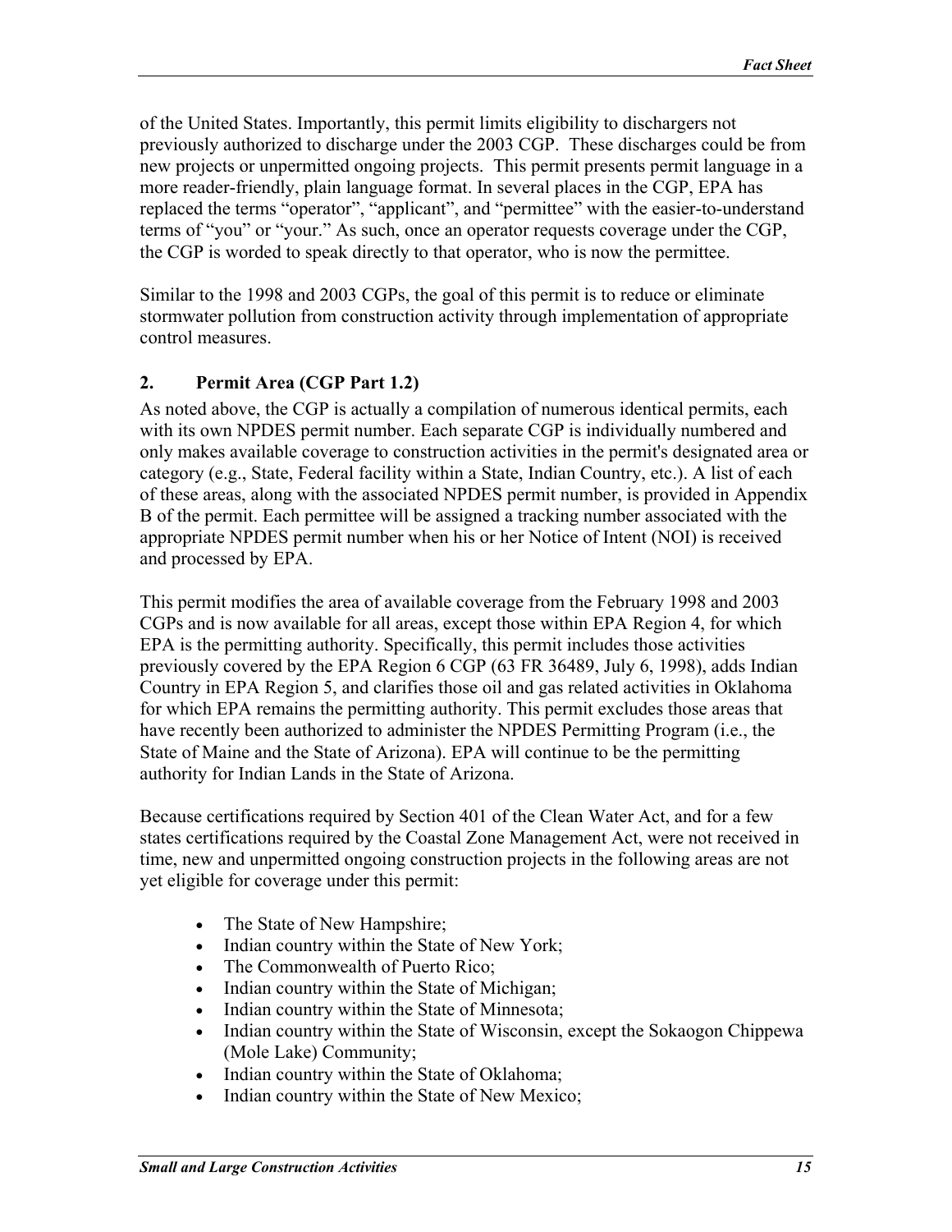of the United States. Importantly, this permit limits eligibility to dischargers not previously authorized to discharge under the 2003 CGP. These discharges could be from new projects or unpermitted ongoing projects. This permit presents permit language in a more reader-friendly, plain language format. In several places in the CGP, EPA has replaced the terms "operator", "applicant", and "permittee" with the easier-to-understand terms of "you" or "your." As such, once an operator requests coverage under the CGP, the CGP is worded to speak directly to that operator, who is now the permittee.

Similar to the 1998 and 2003 CGPs, the goal of this permit is to reduce or eliminate stormwater pollution from construction activity through implementation of appropriate control measures.

### 2. Permit Area (CGP Part 1.2)

As noted above, the CGP is actually a compilation of numerous identical permits, each with its own NPDES permit number. Each separate CGP is individually numbered and only makes available coverage to construction activities in the permit's designated area or category (e.g., State, Federal facility within a State, Indian Country, etc.). A list of each of these areas, along with the associated NPDES permit number, is provided in Appendix B of the permit. Each permittee will be assigned a tracking number associated with the appropriate NPDES permit number when his or her Notice of Intent (NOI) is received and processed by EPA.

This permit modifies the area of available coverage from the February 1998 and 2003 CGPs and is now available for all areas, except those within EPA Region 4, for which EPA is the permitting authority. Specifically, this permit includes those activities previously covered by the EPA Region 6 CGP (63 FR 36489, July 6, 1998), adds Indian Country in EPA Region 5, and clarifies those oil and gas related activities in Oklahoma for which EPA remains the permitting authority. This permit excludes those areas that have recently been authorized to administer the NPDES Permitting Program (i.e., the State of Maine and the State of Arizona). EPA will continue to be the permitting authority for Indian Lands in the State of Arizona.

Because certifications required by Section 401 of the Clean Water Act, and for a few states certifications required by the Coastal Zone Management Act, were not received in time, new and unpermitted ongoing construction projects in the following areas are not yet eligible for coverage under this permit:

- The State of New Hampshire;
- Indian country within the State of New York;
- The Commonwealth of Puerto Rico;
- Indian country within the State of Michigan;
- Indian country within the State of Minnesota;
- Indian country within the State of Wisconsin, except the Sokaogon Chippewa (Mole Lake) Community;
- Indian country within the State of Oklahoma;
- Indian country within the State of New Mexico;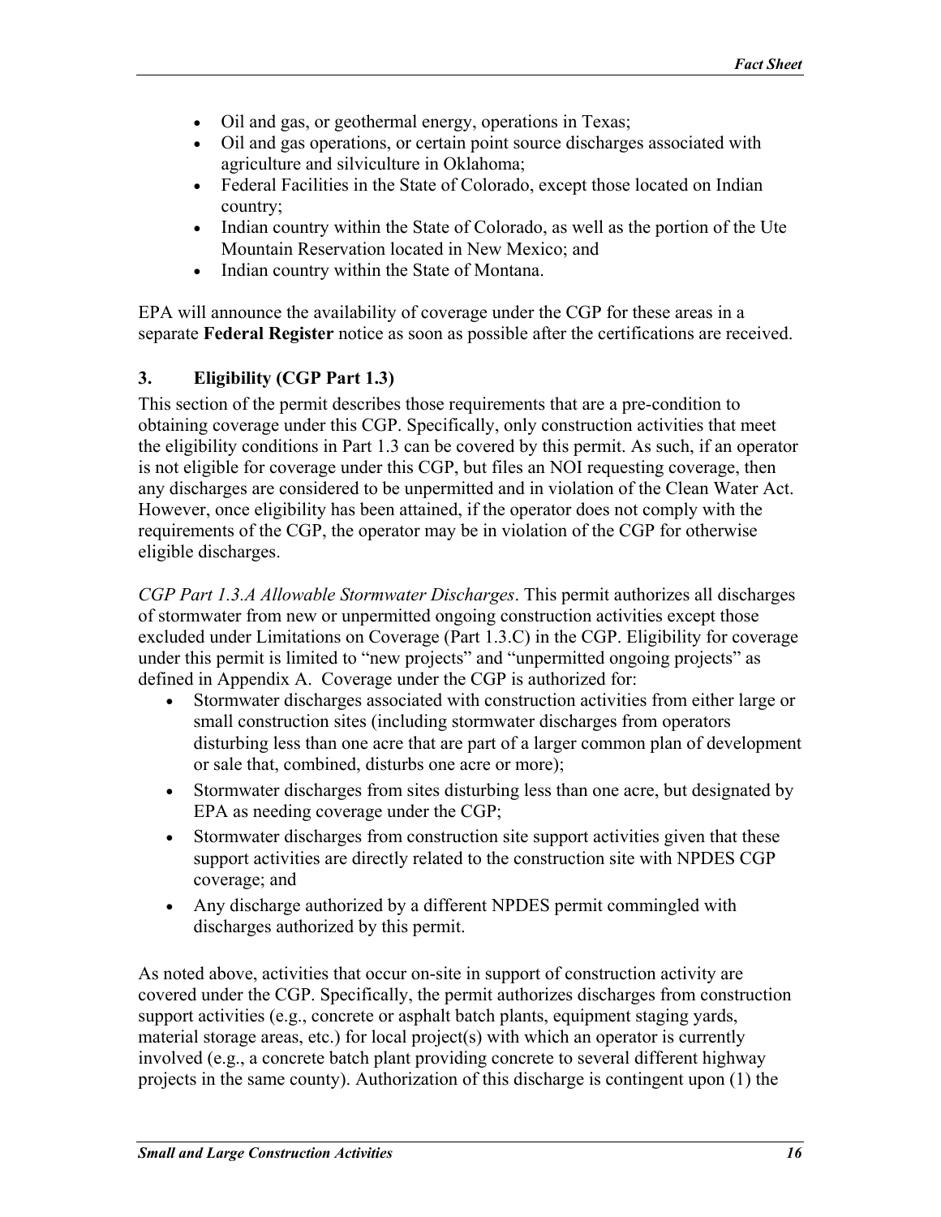- Oil and gas, or geothermal energy, operations in Texas;
- Oil and gas operations, or certain point source discharges associated with agriculture and silviculture in Oklahoma;
- Federal Facilities in the State of Colorado, except those located on Indian country;
- Indian country within the State of Colorado, as well as the portion of the Ute Mountain Reservation located in New Mexico; and
- Indian country within the State of Montana.

EPA will announce the availability of coverage under the CGP for these areas in a separate **Federal Register** notice as soon as possible after the certifications are received.

### 3. Eligibility (CGP Part 1.3)

This section of the permit describes those requirements that are a pre-condition to obtaining coverage under this CGP. Specifically, only construction activities that meet the eligibility conditions in Part 1.3 can be covered by this permit. As such, if an operator is not eligible for coverage under this CGP, but files an NOI requesting coverage, then any discharges are considered to be unpermitted and in violation of the Clean Water Act. However, once eligibility has been attained, if the operator does not comply with the requirements of the CGP, the operator may be in violation of the CGP for otherwise eligible discharges.

*CGP Part 1.3.A Allowable Stormwater Discharges*. This permit authorizes all discharges of stormwater from new or unpermitted ongoing construction activities except those excluded under Limitations on Coverage (Part 1.3.C) in the CGP. Eligibility for coverage under this permit is limited to "new projects" and "unpermitted ongoing projects" as defined in Appendix A. Coverage under the CGP is authorized for:

- Stormwater discharges associated with construction activities from either large or small construction sites (including stormwater discharges from operators disturbing less than one acre that are part of a larger common plan of development or sale that, combined, disturbs one acre or more);
- Stormwater discharges from sites disturbing less than one acre, but designated by EPA as needing coverage under the CGP;
- Stormwater discharges from construction site support activities given that these support activities are directly related to the construction site with NPDES CGP coverage; and
- Any discharge authorized by a different NPDES permit commingled with discharges authorized by this permit.

As noted above, activities that occur on-site in support of construction activity are covered under the CGP. Specifically, the permit authorizes discharges from construction support activities (e.g., concrete or asphalt batch plants, equipment staging yards, material storage areas, etc.) for local project(s) with which an operator is currently involved (e.g., a concrete batch plant providing concrete to several different highway projects in the same county). Authorization of this discharge is contingent upon (1) the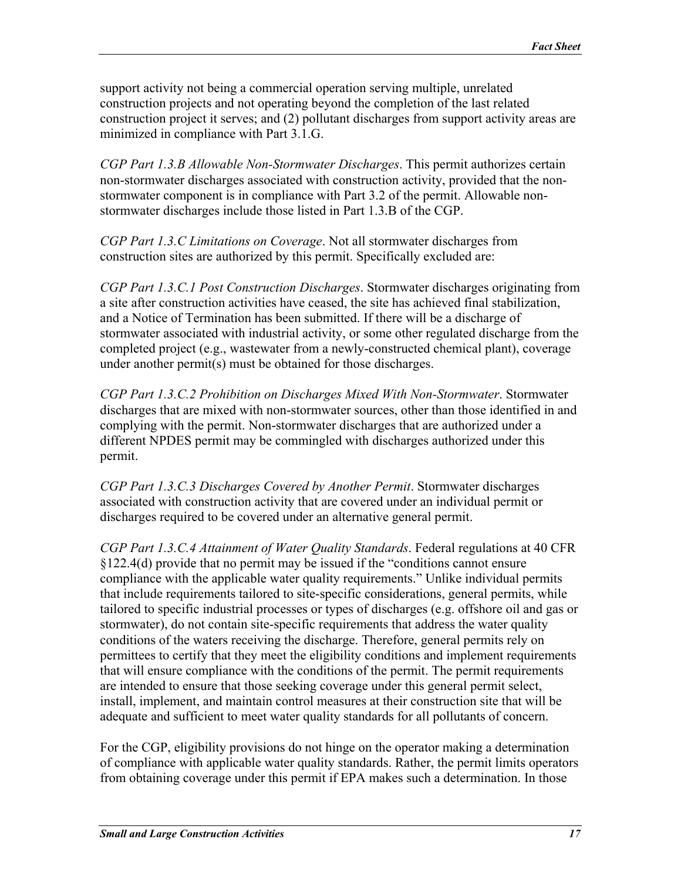support activity not being a commercial operation serving multiple, unrelated construction projects and not operating beyond the completion of the last related construction project it serves; and (2) pollutant discharges from support activity areas are minimized in compliance with Part 3.1.G.

*CGP Part 1.3.B Allowable Non-Stormwater Discharges*. This permit authorizes certain non-stormwater discharges associated with construction activity, provided that the non-stormwater component is in compliance with Part 3.2 of the permit. Allowable non-stormwater discharges include those listed in Part 1.3.B of the CGP.

*CGP Part 1.3.C Limitations on Coverage*. Not all stormwater discharges from construction sites are authorized by this permit. Specifically excluded are:

*CGP Part 1.3.C.1 Post Construction Discharges*. Stormwater discharges originating from a site after construction activities have ceased, the site has achieved final stabilization, and a Notice of Termination has been submitted. If there will be a discharge of stormwater associated with industrial activity, or some other regulated discharge from the completed project (e.g., wastewater from a newly-constructed chemical plant), coverage under another permit(s) must be obtained for those discharges.

*CGP Part 1.3.C.2 Prohibition on Discharges Mixed With Non-Stormwater*. Stormwater discharges that are mixed with non-stormwater sources, other than those identified in and complying with the permit. Non-stormwater discharges that are authorized under a different NPDES permit may be commingled with discharges authorized under this permit.

*CGP Part 1.3.C.3 Discharges Covered by Another Permit*. Stormwater discharges associated with construction activity that are covered under an individual permit or discharges required to be covered under an alternative general permit.

*CGP Part 1.3.C.4 Attainment of Water Quality Standards*. Federal regulations at 40 CFR §122.4(d) provide that no permit may be issued if the "conditions cannot ensure compliance with the applicable water quality requirements." Unlike individual permits that include requirements tailored to site-specific considerations, general permits, while tailored to specific industrial processes or types of discharges (e.g. offshore oil and gas or stormwater), do not contain site-specific requirements that address the water quality conditions of the waters receiving the discharge. Therefore, general permits rely on permittees to certify that they meet the eligibility conditions and implement requirements that will ensure compliance with the conditions of the permit. The permit requirements are intended to ensure that those seeking coverage under this general permit select, install, implement, and maintain control measures at their construction site that will be adequate and sufficient to meet water quality standards for all pollutants of concern.

For the CGP, eligibility provisions do not hinge on the operator making a determination of compliance with applicable water quality standards. Rather, the permit limits operators from obtaining coverage under this permit if EPA makes such a determination. In those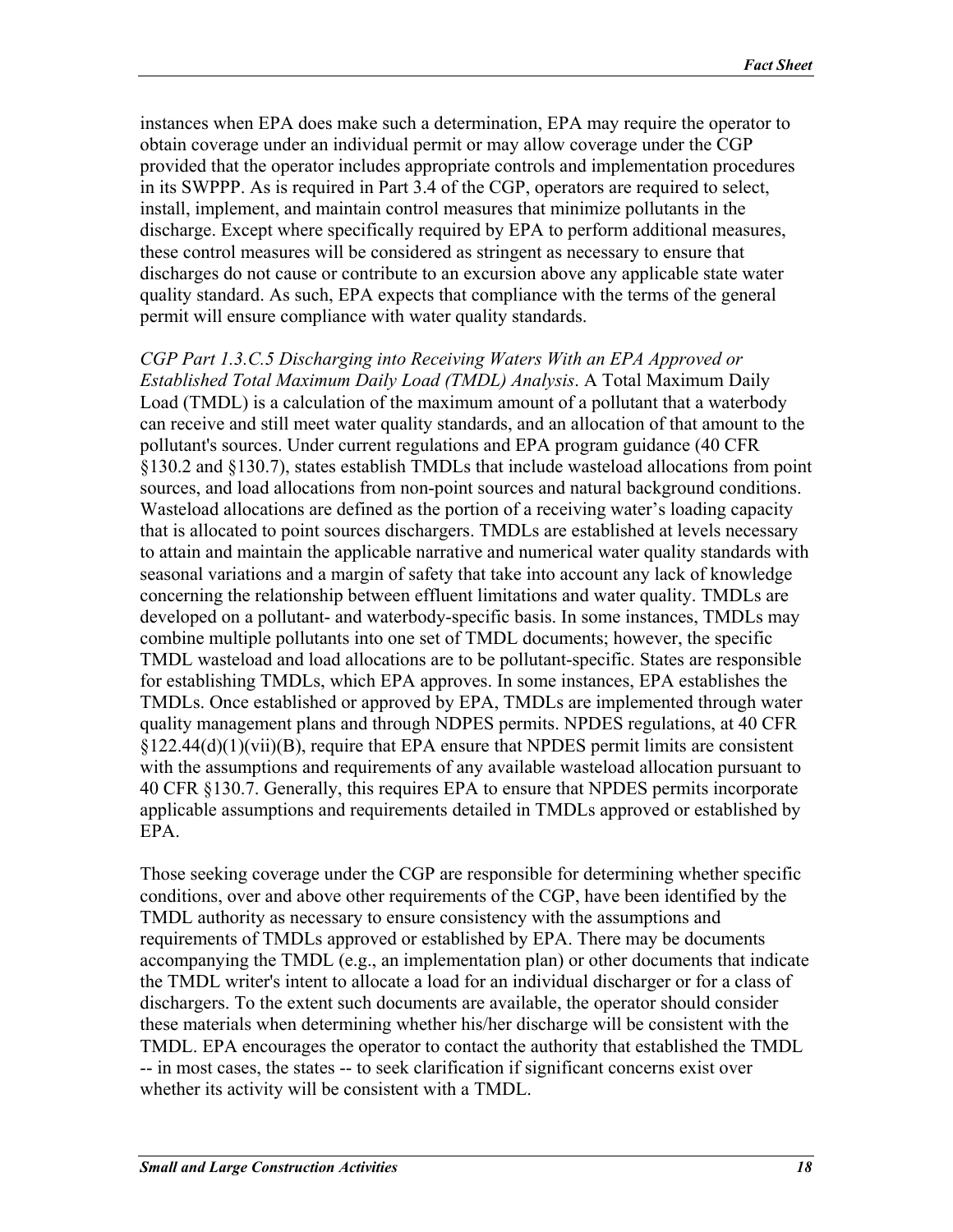instances when EPA does make such a determination, EPA may require the operator to obtain coverage under an individual permit or may allow coverage under the CGP provided that the operator includes appropriate controls and implementation procedures in its SWPPP. As is required in Part 3.4 of the CGP, operators are required to select, install, implement, and maintain control measures that minimize pollutants in the discharge. Except where specifically required by EPA to perform additional measures, these control measures will be considered as stringent as necessary to ensure that discharges do not cause or contribute to an excursion above any applicable state water quality standard. As such, EPA expects that compliance with the terms of the general permit will ensure compliance with water quality standards.

*CGP Part 1.3.C.5 Discharging into Receiving Waters With an EPA Approved or Established Total Maximum Daily Load (TMDL) Analysis*. A Total Maximum Daily Load (TMDL) is a calculation of the maximum amount of a pollutant that a waterbody can receive and still meet water quality standards, and an allocation of that amount to the pollutant's sources. Under current regulations and EPA program guidance (40 CFR §130.2 and §130.7), states establish TMDLs that include wasteload allocations from point sources, and load allocations from non-point sources and natural background conditions. Wasteload allocations are defined as the portion of a receiving water's loading capacity that is allocated to point sources dischargers. TMDLs are established at levels necessary to attain and maintain the applicable narrative and numerical water quality standards with seasonal variations and a margin of safety that take into account any lack of knowledge concerning the relationship between effluent limitations and water quality. TMDLs are developed on a pollutant- and waterbody-specific basis. In some instances, TMDLs may combine multiple pollutants into one set of TMDL documents; however, the specific TMDL wasteload and load allocations are to be pollutant-specific. States are responsible for establishing TMDLs, which EPA approves. In some instances, EPA establishes the TMDLs. Once established or approved by EPA, TMDLs are implemented through water quality management plans and through NDPES permits. NPDES regulations, at 40 CFR §122.44(d)(1)(vii)(B), require that EPA ensure that NPDES permit limits are consistent with the assumptions and requirements of any available wasteload allocation pursuant to 40 CFR §130.7. Generally, this requires EPA to ensure that NPDES permits incorporate applicable assumptions and requirements detailed in TMDLs approved or established by EPA.

Those seeking coverage under the CGP are responsible for determining whether specific conditions, over and above other requirements of the CGP, have been identified by the TMDL authority as necessary to ensure consistency with the assumptions and requirements of TMDLs approved or established by EPA. There may be documents accompanying the TMDL (e.g., an implementation plan) or other documents that indicate the TMDL writer's intent to allocate a load for an individual discharger or for a class of dischargers. To the extent such documents are available, the operator should consider these materials when determining whether his/her discharge will be consistent with the TMDL. EPA encourages the operator to contact the authority that established the TMDL -- in most cases, the states -- to seek clarification if significant concerns exist over whether its activity will be consistent with a TMDL.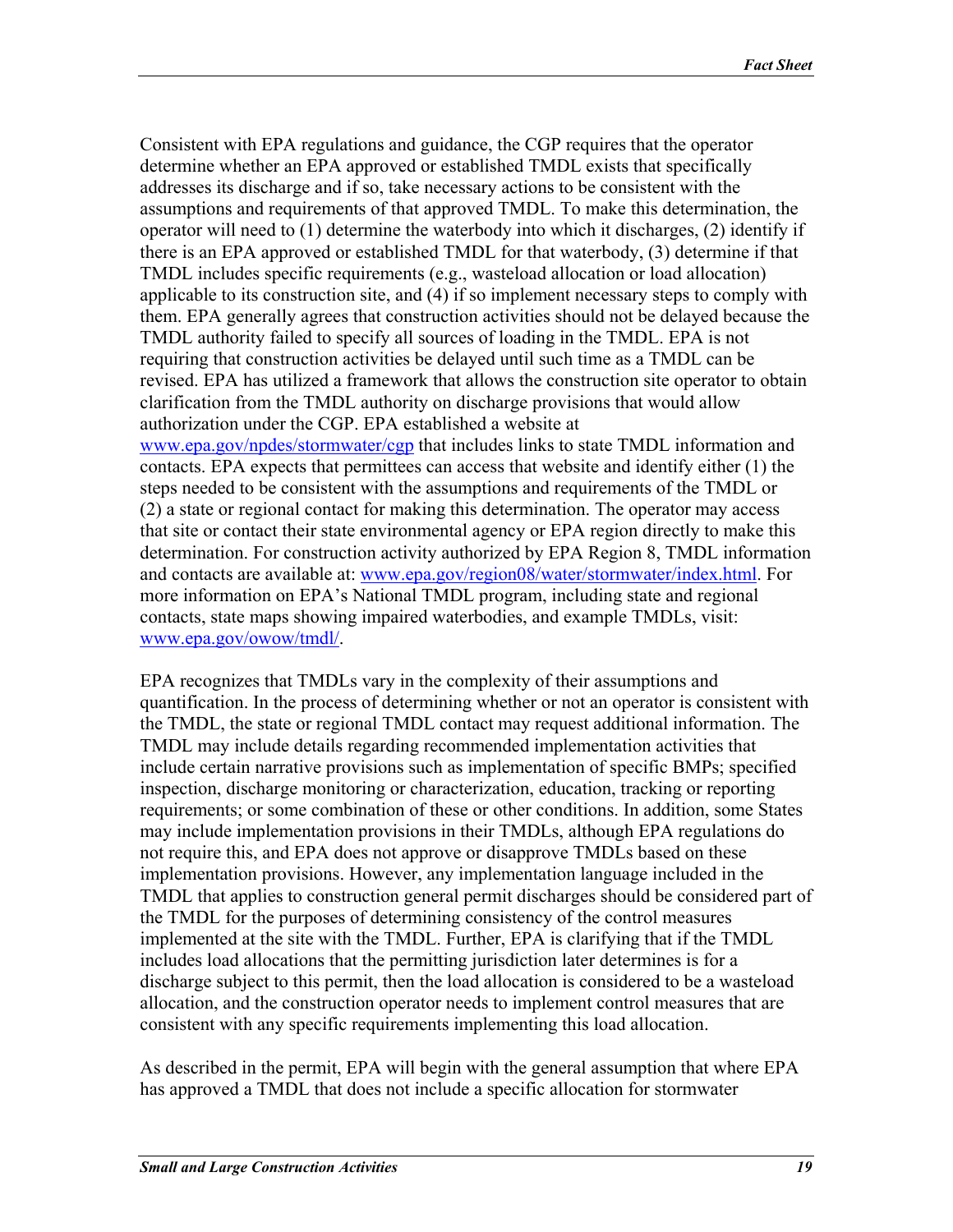Consistent with EPA regulations and guidance, the CGP requires that the operator determine whether an EPA approved or established TMDL exists that specifically addresses its discharge and if so, take necessary actions to be consistent with the assumptions and requirements of that approved TMDL. To make this determination, the operator will need to (1) determine the waterbody into which it discharges, (2) identify if there is an EPA approved or established TMDL for that waterbody, (3) determine if that TMDL includes specific requirements (e.g., wasteload allocation or load allocation) applicable to its construction site, and (4) if so implement necessary steps to comply with them. EPA generally agrees that construction activities should not be delayed because the TMDL authority failed to specify all sources of loading in the TMDL. EPA is not requiring that construction activities be delayed until such time as a TMDL can be revised. EPA has utilized a framework that allows the construction site operator to obtain clarification from the TMDL authority on discharge provisions that would allow authorization under the CGP. EPA established a website at www.epa.gov/npdes/stormwater/cgp that includes links to state TMDL information and contacts. EPA expects that permittees can access that website and identify either (1) the steps needed to be consistent with the assumptions and requirements of the TMDL or (2) a state or regional contact for making this determination. The operator may access that site or contact their state environmental agency or EPA region directly to make this determination. For construction activity authorized by EPA Region 8, TMDL information and contacts are available at: www.epa.gov/region08/water/stormwater/index.html. For more information on EPA's National TMDL program, including state and regional contacts, state maps showing impaired waterbodies, and example TMDLs, visit: www.epa.gov/owow/tmdl/.

EPA recognizes that TMDLs vary in the complexity of their assumptions and quantification. In the process of determining whether or not an operator is consistent with the TMDL, the state or regional TMDL contact may request additional information. The TMDL may include details regarding recommended implementation activities that include certain narrative provisions such as implementation of specific BMPs; specified inspection, discharge monitoring or characterization, education, tracking or reporting requirements; or some combination of these or other conditions. In addition, some States may include implementation provisions in their TMDLs, although EPA regulations do not require this, and EPA does not approve or disapprove TMDLs based on these implementation provisions. However, any implementation language included in the TMDL that applies to construction general permit discharges should be considered part of the TMDL for the purposes of determining consistency of the control measures implemented at the site with the TMDL. Further, EPA is clarifying that if the TMDL includes load allocations that the permitting jurisdiction later determines is for a discharge subject to this permit, then the load allocation is considered to be a wasteload allocation, and the construction operator needs to implement control measures that are consistent with any specific requirements implementing this load allocation.

As described in the permit, EPA will begin with the general assumption that where EPA has approved a TMDL that does not include a specific allocation for stormwater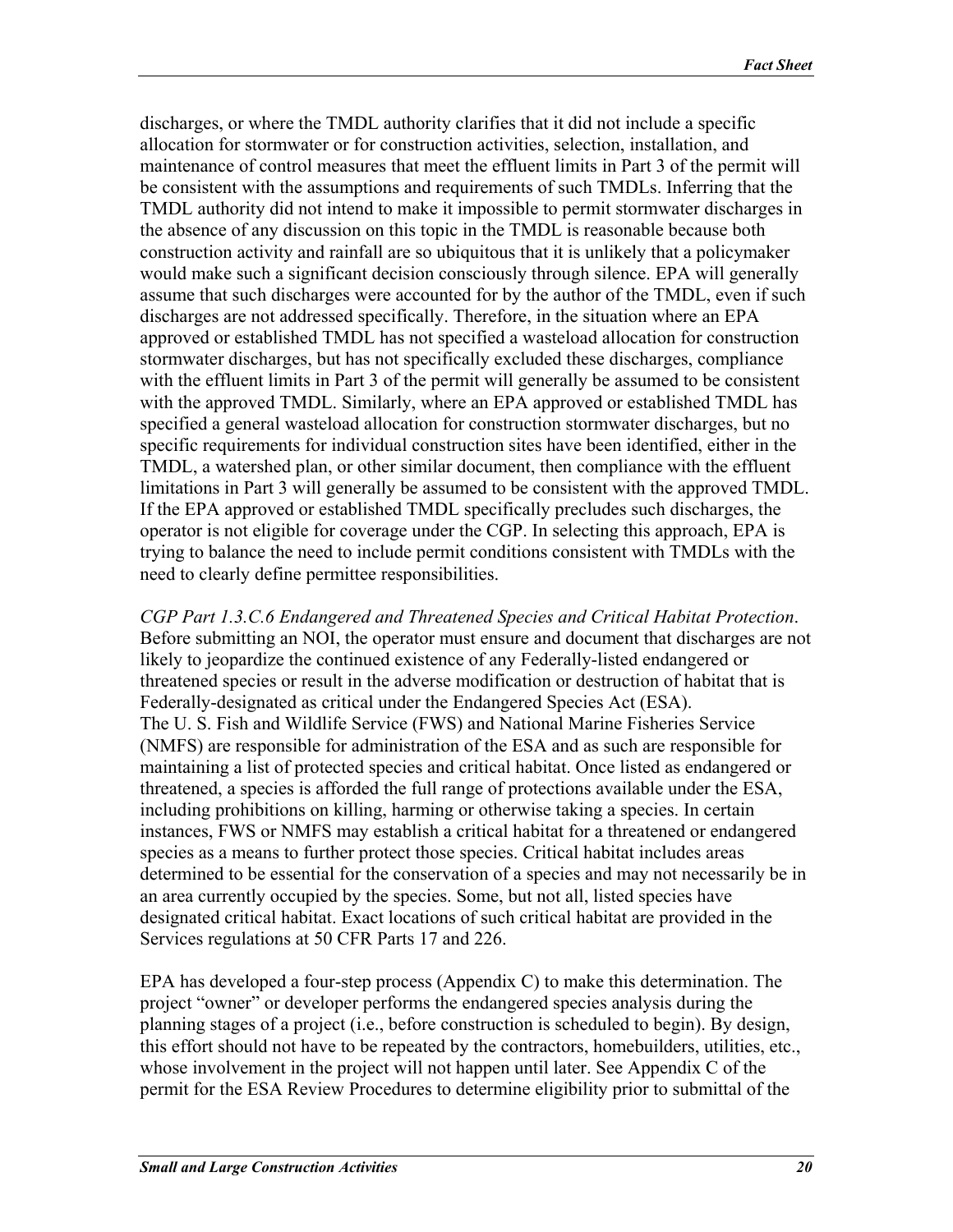discharges, or where the TMDL authority clarifies that it did not include a specific allocation for stormwater or for construction activities, selection, installation, and maintenance of control measures that meet the effluent limits in Part 3 of the permit will be consistent with the assumptions and requirements of such TMDLs. Inferring that the TMDL authority did not intend to make it impossible to permit stormwater discharges in the absence of any discussion on this topic in the TMDL is reasonable because both construction activity and rainfall are so ubiquitous that it is unlikely that a policymaker would make such a significant decision consciously through silence. EPA will generally assume that such discharges were accounted for by the author of the TMDL, even if such discharges are not addressed specifically. Therefore, in the situation where an EPA approved or established TMDL has not specified a wasteload allocation for construction stormwater discharges, but has not specifically excluded these discharges, compliance with the effluent limits in Part 3 of the permit will generally be assumed to be consistent with the approved TMDL. Similarly, where an EPA approved or established TMDL has specified a general wasteload allocation for construction stormwater discharges, but no specific requirements for individual construction sites have been identified, either in the TMDL, a watershed plan, or other similar document, then compliance with the effluent limitations in Part 3 will generally be assumed to be consistent with the approved TMDL. If the EPA approved or established TMDL specifically precludes such discharges, the operator is not eligible for coverage under the CGP. In selecting this approach, EPA is trying to balance the need to include permit conditions consistent with TMDLs with the need to clearly define permittee responsibilities.

*CGP Part 1.3.C.6 Endangered and Threatened Species and Critical Habitat Protection*. Before submitting an NOI, the operator must ensure and document that discharges are not likely to jeopardize the continued existence of any Federally-listed endangered or threatened species or result in the adverse modification or destruction of habitat that is Federally-designated as critical under the Endangered Species Act (ESA). The U. S. Fish and Wildlife Service (FWS) and National Marine Fisheries Service (NMFS) are responsible for administration of the ESA and as such are responsible for maintaining a list of protected species and critical habitat. Once listed as endangered or threatened, a species is afforded the full range of protections available under the ESA, including prohibitions on killing, harming or otherwise taking a species. In certain instances, FWS or NMFS may establish a critical habitat for a threatened or endangered species as a means to further protect those species. Critical habitat includes areas determined to be essential for the conservation of a species and may not necessarily be in an area currently occupied by the species. Some, but not all, listed species have designated critical habitat. Exact locations of such critical habitat are provided in the Services regulations at 50 CFR Parts 17 and 226.

EPA has developed a four-step process (Appendix C) to make this determination. The project "owner" or developer performs the endangered species analysis during the planning stages of a project (i.e., before construction is scheduled to begin). By design, this effort should not have to be repeated by the contractors, homebuilders, utilities, etc., whose involvement in the project will not happen until later. See Appendix C of the permit for the ESA Review Procedures to determine eligibility prior to submittal of the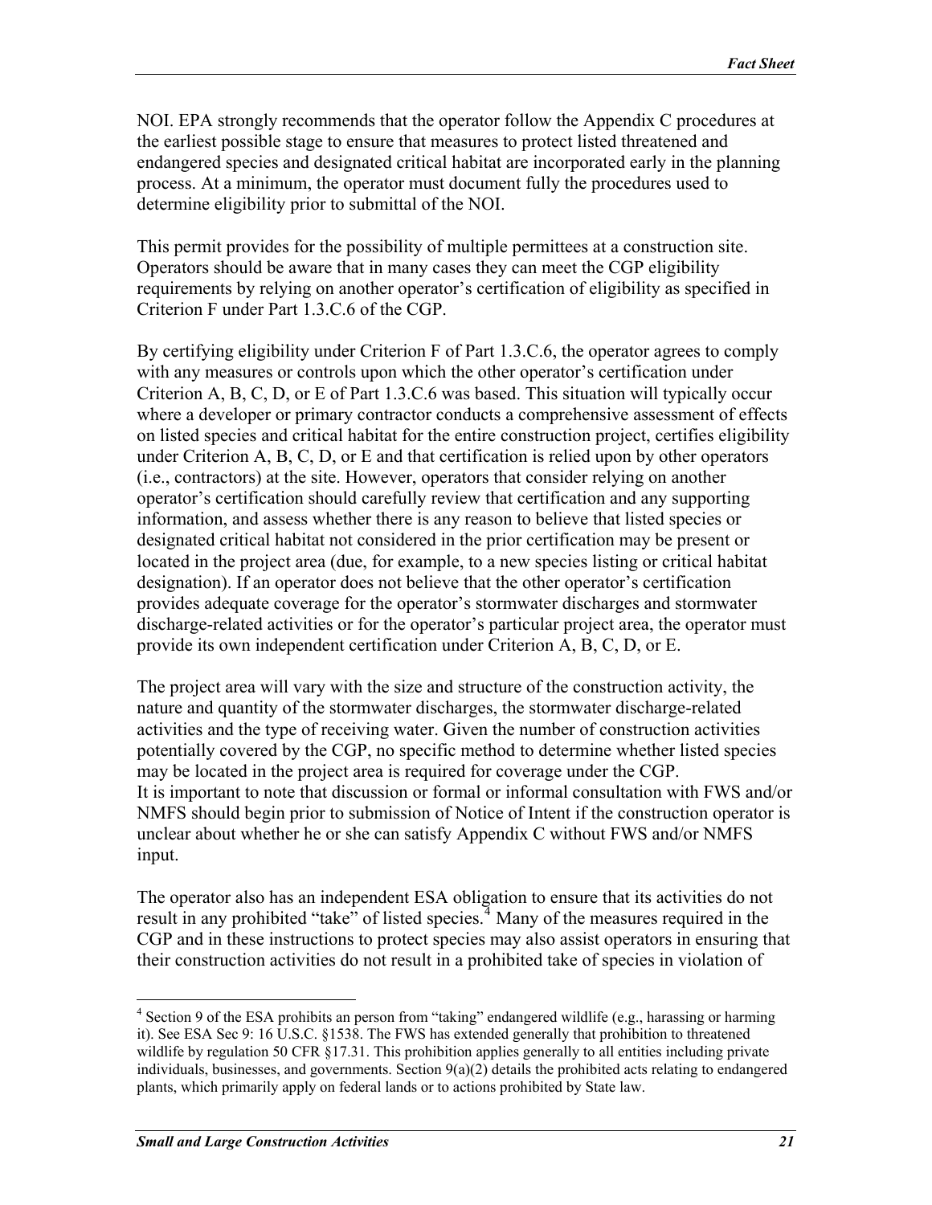NOI. EPA strongly recommends that the operator follow the Appendix C procedures at the earliest possible stage to ensure that measures to protect listed threatened and endangered species and designated critical habitat are incorporated early in the planning process. At a minimum, the operator must document fully the procedures used to determine eligibility prior to submittal of the NOI.

This permit provides for the possibility of multiple permittees at a construction site. Operators should be aware that in many cases they can meet the CGP eligibility requirements by relying on another operator's certification of eligibility as specified in Criterion F under Part 1.3.C.6 of the CGP.

By certifying eligibility under Criterion F of Part 1.3.C.6, the operator agrees to comply with any measures or controls upon which the other operator's certification under Criterion A, B, C, D, or E of Part 1.3.C.6 was based. This situation will typically occur where a developer or primary contractor conducts a comprehensive assessment of effects on listed species and critical habitat for the entire construction project, certifies eligibility under Criterion A, B, C, D, or E and that certification is relied upon by other operators (i.e., contractors) at the site. However, operators that consider relying on another operator's certification should carefully review that certification and any supporting information, and assess whether there is any reason to believe that listed species or designated critical habitat not considered in the prior certification may be present or located in the project area (due, for example, to a new species listing or critical habitat designation). If an operator does not believe that the other operator's certification provides adequate coverage for the operator's stormwater discharges and stormwater discharge-related activities or for the operator's particular project area, the operator must provide its own independent certification under Criterion A, B, C, D, or E.

The project area will vary with the size and structure of the construction activity, the nature and quantity of the stormwater discharges, the stormwater discharge-related activities and the type of receiving water. Given the number of construction activities potentially covered by the CGP, no specific method to determine whether listed species may be located in the project area is required for coverage under the CGP.
It is important to note that discussion or formal or informal consultation with FWS and/or NMFS should begin prior to submission of Notice of Intent if the construction operator is unclear about whether he or she can satisfy Appendix C without FWS and/or NMFS input.

The operator also has an independent ESA obligation to ensure that its activities do not result in any prohibited "take" of listed species.[4] Many of the measures required in the CGP and in these instructions to protect species may also assist operators in ensuring that their construction activities do not result in a prohibited take of species in violation of

[4] Section 9 of the ESA prohibits an person from "taking" endangered wildlife (e.g., harassing or harming it). See ESA Sec 9: 16 U.S.C. §1538. The FWS has extended generally that prohibition to threatened wildlife by regulation 50 CFR §17.31. This prohibition applies generally to all entities including private individuals, businesses, and governments. Section 9(a)(2) details the prohibited acts relating to endangered plants, which primarily apply on federal lands or to actions prohibited by State law.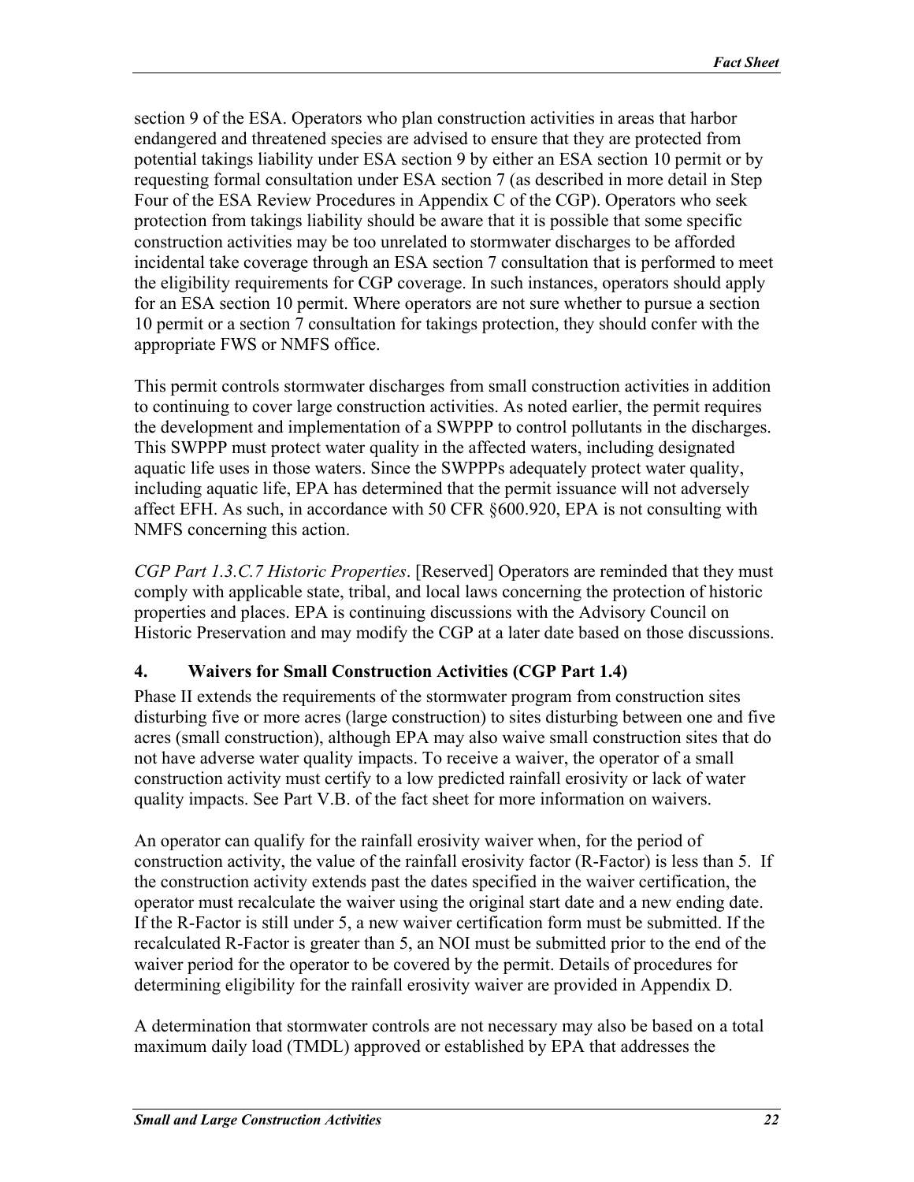section 9 of the ESA. Operators who plan construction activities in areas that harbor endangered and threatened species are advised to ensure that they are protected from potential takings liability under ESA section 9 by either an ESA section 10 permit or by requesting formal consultation under ESA section 7 (as described in more detail in Step Four of the ESA Review Procedures in Appendix C of the CGP). Operators who seek protection from takings liability should be aware that it is possible that some specific construction activities may be too unrelated to stormwater discharges to be afforded incidental take coverage through an ESA section 7 consultation that is performed to meet the eligibility requirements for CGP coverage. In such instances, operators should apply for an ESA section 10 permit. Where operators are not sure whether to pursue a section 10 permit or a section 7 consultation for takings protection, they should confer with the appropriate FWS or NMFS office.

This permit controls stormwater discharges from small construction activities in addition to continuing to cover large construction activities. As noted earlier, the permit requires the development and implementation of a SWPPP to control pollutants in the discharges. This SWPPP must protect water quality in the affected waters, including designated aquatic life uses in those waters. Since the SWPPPs adequately protect water quality, including aquatic life, EPA has determined that the permit issuance will not adversely affect EFH. As such, in accordance with 50 CFR §600.920, EPA is not consulting with NMFS concerning this action.

*CGP Part 1.3.C.7 Historic Properties*. [Reserved] Operators are reminded that they must comply with applicable state, tribal, and local laws concerning the protection of historic properties and places. EPA is continuing discussions with the Advisory Council on Historic Preservation and may modify the CGP at a later date based on those discussions.

### 4. Waivers for Small Construction Activities (CGP Part 1.4)

Phase II extends the requirements of the stormwater program from construction sites disturbing five or more acres (large construction) to sites disturbing between one and five acres (small construction), although EPA may also waive small construction sites that do not have adverse water quality impacts. To receive a waiver, the operator of a small construction activity must certify to a low predicted rainfall erosivity or lack of water quality impacts. See Part V.B. of the fact sheet for more information on waivers.

An operator can qualify for the rainfall erosivity waiver when, for the period of construction activity, the value of the rainfall erosivity factor (R-Factor) is less than 5. If the construction activity extends past the dates specified in the waiver certification, the operator must recalculate the waiver using the original start date and a new ending date. If the R-Factor is still under 5, a new waiver certification form must be submitted. If the recalculated R-Factor is greater than 5, an NOI must be submitted prior to the end of the waiver period for the operator to be covered by the permit. Details of procedures for determining eligibility for the rainfall erosivity waiver are provided in Appendix D.

A determination that stormwater controls are not necessary may also be based on a total maximum daily load (TMDL) approved or established by EPA that addresses the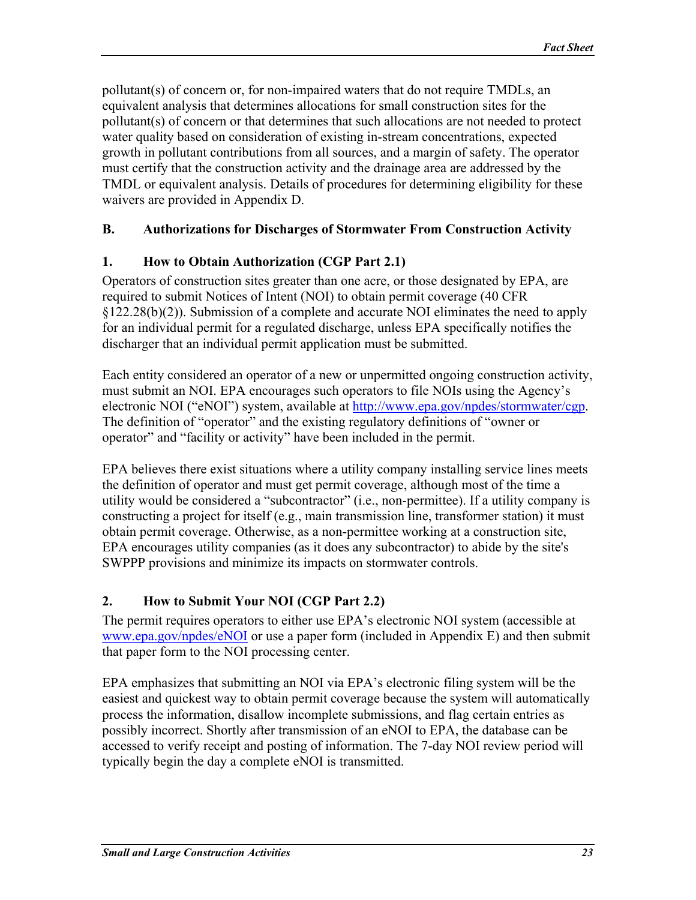pollutant(s) of concern or, for non-impaired waters that do not require TMDLs, an equivalent analysis that determines allocations for small construction sites for the pollutant(s) of concern or that determines that such allocations are not needed to protect water quality based on consideration of existing in-stream concentrations, expected growth in pollutant contributions from all sources, and a margin of safety. The operator must certify that the construction activity and the drainage area are addressed by the TMDL or equivalent analysis. Details of procedures for determining eligibility for these waivers are provided in Appendix D.

## B. Authorizations for Discharges of Stormwater From Construction Activity

### 1. How to Obtain Authorization (CGP Part 2.1)

Operators of construction sites greater than one acre, or those designated by EPA, are required to submit Notices of Intent (NOI) to obtain permit coverage (40 CFR §122.28(b)(2)). Submission of a complete and accurate NOI eliminates the need to apply for an individual permit for a regulated discharge, unless EPA specifically notifies the discharger that an individual permit application must be submitted.

Each entity considered an operator of a new or unpermitted ongoing construction activity, must submit an NOI. EPA encourages such operators to file NOIs using the Agency's electronic NOI ("eNOI") system, available at http://www.epa.gov/npdes/stormwater/cgp. The definition of "operator" and the existing regulatory definitions of "owner or operator" and "facility or activity" have been included in the permit.

EPA believes there exist situations where a utility company installing service lines meets the definition of operator and must get permit coverage, although most of the time a utility would be considered a "subcontractor" (i.e., non-permittee). If a utility company is constructing a project for itself (e.g., main transmission line, transformer station) it must obtain permit coverage. Otherwise, as a non-permittee working at a construction site, EPA encourages utility companies (as it does any subcontractor) to abide by the site's SWPPP provisions and minimize its impacts on stormwater controls.

### 2. How to Submit Your NOI (CGP Part 2.2)

The permit requires operators to either use EPA's electronic NOI system (accessible at www.epa.gov/npdes/eNOI or use a paper form (included in Appendix E) and then submit that paper form to the NOI processing center.

EPA emphasizes that submitting an NOI via EPA's electronic filing system will be the easiest and quickest way to obtain permit coverage because the system will automatically process the information, disallow incomplete submissions, and flag certain entries as possibly incorrect. Shortly after transmission of an eNOI to EPA, the database can be accessed to verify receipt and posting of information. The 7-day NOI review period will typically begin the day a complete eNOI is transmitted.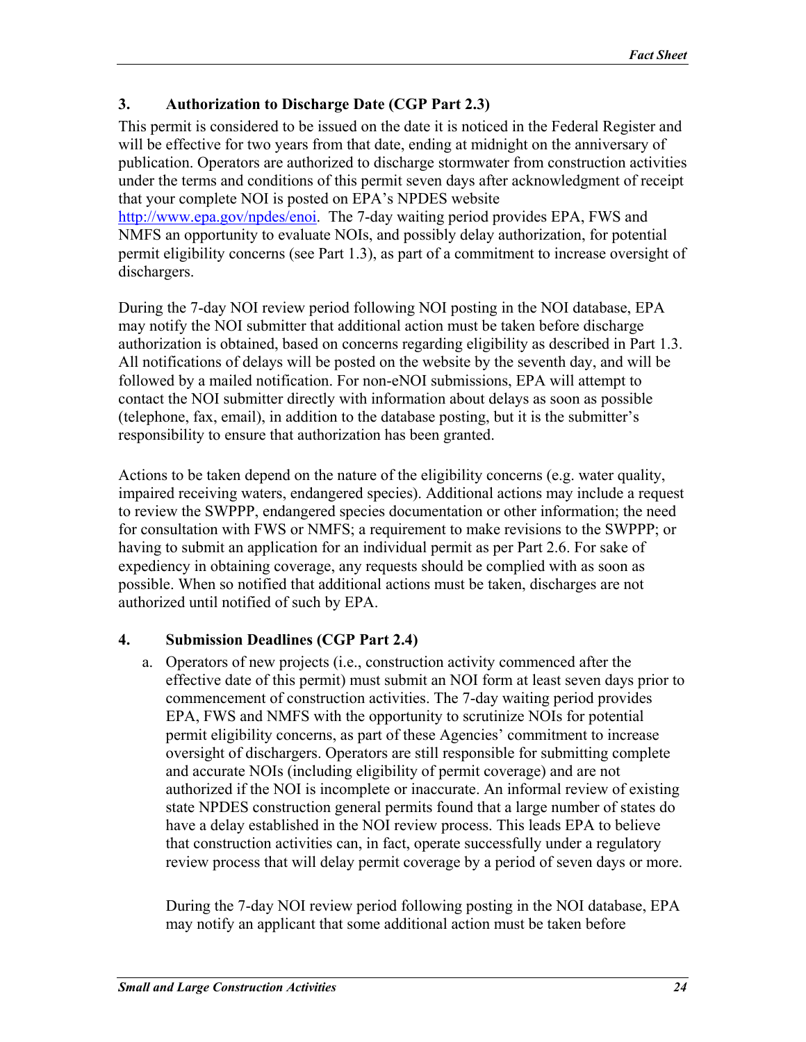### 3. Authorization to Discharge Date (CGP Part 2.3)

This permit is considered to be issued on the date it is noticed in the Federal Register and will be effective for two years from that date, ending at midnight on the anniversary of publication. Operators are authorized to discharge stormwater from construction activities under the terms and conditions of this permit seven days after acknowledgment of receipt that your complete NOI is posted on EPA's NPDES website http://www.epa.gov/npdes/enoi. The 7-day waiting period provides EPA, FWS and NMFS an opportunity to evaluate NOIs, and possibly delay authorization, for potential permit eligibility concerns (see Part 1.3), as part of a commitment to increase oversight of dischargers.

During the 7-day NOI review period following NOI posting in the NOI database, EPA may notify the NOI submitter that additional action must be taken before discharge authorization is obtained, based on concerns regarding eligibility as described in Part 1.3. All notifications of delays will be posted on the website by the seventh day, and will be followed by a mailed notification. For non-eNOI submissions, EPA will attempt to contact the NOI submitter directly with information about delays as soon as possible (telephone, fax, email), in addition to the database posting, but it is the submitter's responsibility to ensure that authorization has been granted.

Actions to be taken depend on the nature of the eligibility concerns (e.g. water quality, impaired receiving waters, endangered species). Additional actions may include a request to review the SWPPP, endangered species documentation or other information; the need for consultation with FWS or NMFS; a requirement to make revisions to the SWPPP; or having to submit an application for an individual permit as per Part 2.6. For sake of expediency in obtaining coverage, any requests should be complied with as soon as possible. When so notified that additional actions must be taken, discharges are not authorized until notified of such by EPA.

### 4. Submission Deadlines (CGP Part 2.4)

a. Operators of new projects (i.e., construction activity commenced after the effective date of this permit) must submit an NOI form at least seven days prior to commencement of construction activities. The 7-day waiting period provides EPA, FWS and NMFS with the opportunity to scrutinize NOIs for potential permit eligibility concerns, as part of these Agencies' commitment to increase oversight of dischargers. Operators are still responsible for submitting complete and accurate NOIs (including eligibility of permit coverage) and are not authorized if the NOI is incomplete or inaccurate. An informal review of existing state NPDES construction general permits found that a large number of states do have a delay established in the NOI review process. This leads EPA to believe that construction activities can, in fact, operate successfully under a regulatory review process that will delay permit coverage by a period of seven days or more.

   During the 7-day NOI review period following posting in the NOI database, EPA may notify an applicant that some additional action must be taken before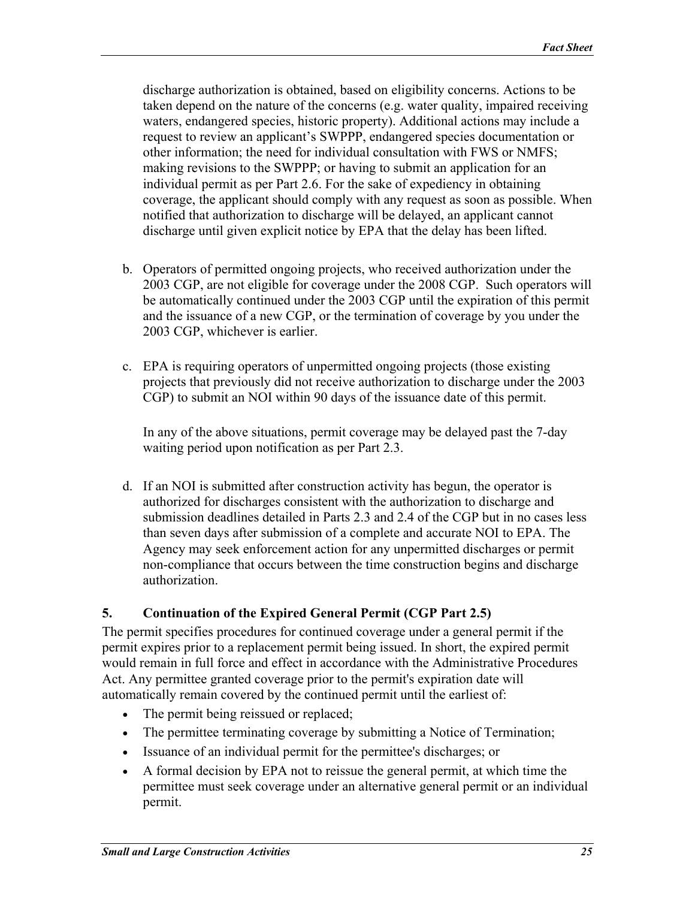discharge authorization is obtained, based on eligibility concerns. Actions to be taken depend on the nature of the concerns (e.g. water quality, impaired receiving waters, endangered species, historic property). Additional actions may include a request to review an applicant's SWPPP, endangered species documentation or other information; the need for individual consultation with FWS or NMFS; making revisions to the SWPPP; or having to submit an application for an individual permit as per Part 2.6. For the sake of expediency in obtaining coverage, the applicant should comply with any request as soon as possible. When notified that authorization to discharge will be delayed, an applicant cannot discharge until given explicit notice by EPA that the delay has been lifted.

b. Operators of permitted ongoing projects, who received authorization under the 2003 CGP, are not eligible for coverage under the 2008 CGP. Such operators will be automatically continued under the 2003 CGP until the expiration of this permit and the issuance of a new CGP, or the termination of coverage by you under the 2003 CGP, whichever is earlier.

c. EPA is requiring operators of unpermitted ongoing projects (those existing projects that previously did not receive authorization to discharge under the 2003 CGP) to submit an NOI within 90 days of the issuance date of this permit.

   In any of the above situations, permit coverage may be delayed past the 7-day waiting period upon notification as per Part 2.3.

d. If an NOI is submitted after construction activity has begun, the operator is authorized for discharges consistent with the authorization to discharge and submission deadlines detailed in Parts 2.3 and 2.4 of the CGP but in no cases less than seven days after submission of a complete and accurate NOI to EPA. The Agency may seek enforcement action for any unpermitted discharges or permit non-compliance that occurs between the time construction begins and discharge authorization.

### 5. Continuation of the Expired General Permit (CGP Part 2.5)

The permit specifies procedures for continued coverage under a general permit if the permit expires prior to a replacement permit being issued. In short, the expired permit would remain in full force and effect in accordance with the Administrative Procedures Act. Any permittee granted coverage prior to the permit's expiration date will automatically remain covered by the continued permit until the earliest of:

- The permit being reissued or replaced;
- The permittee terminating coverage by submitting a Notice of Termination;
- Issuance of an individual permit for the permittee's discharges; or
- A formal decision by EPA not to reissue the general permit, at which time the permittee must seek coverage under an alternative general permit or an individual permit.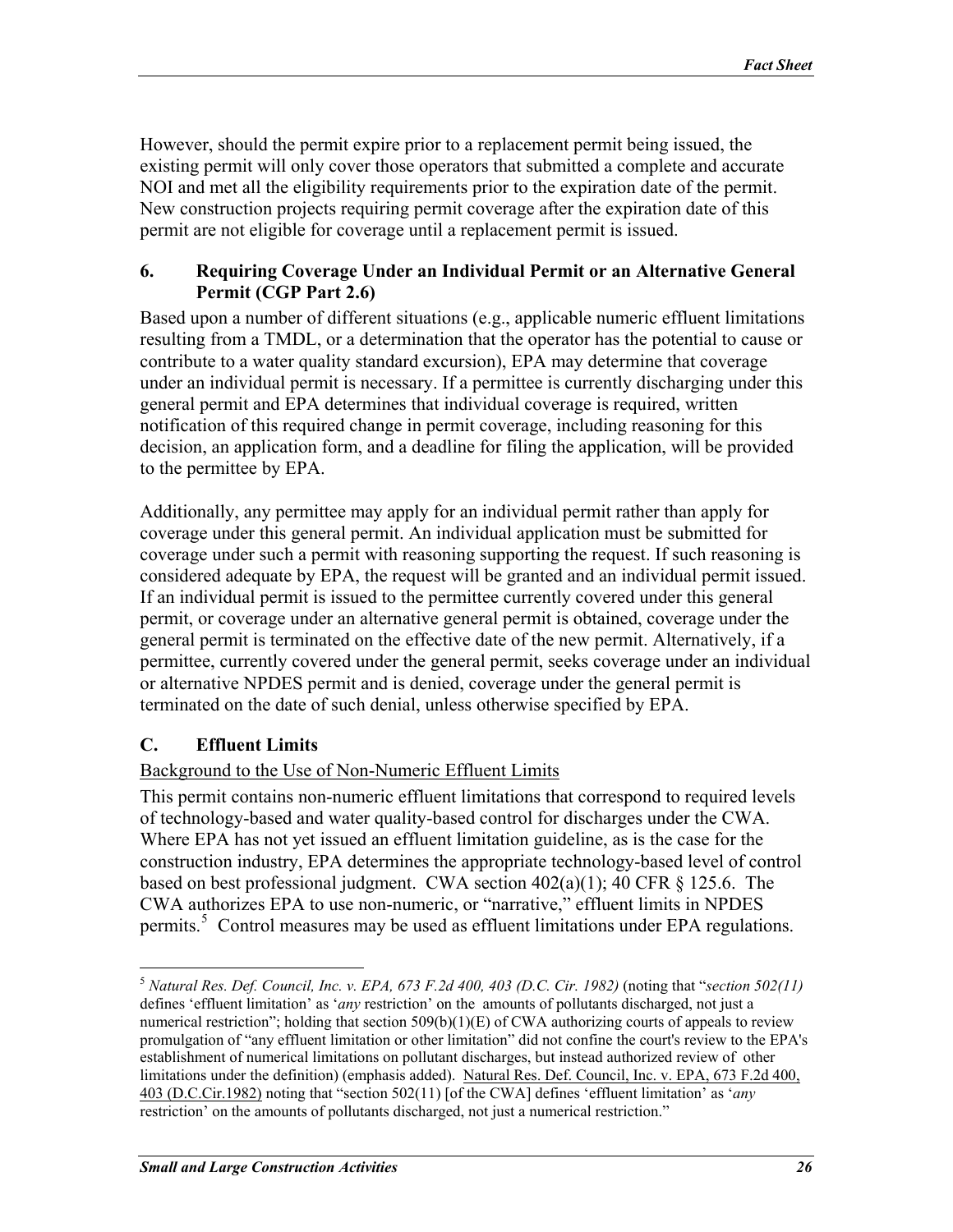However, should the permit expire prior to a replacement permit being issued, the existing permit will only cover those operators that submitted a complete and accurate NOI and met all the eligibility requirements prior to the expiration date of the permit. New construction projects requiring permit coverage after the expiration date of this permit are not eligible for coverage until a replacement permit is issued.

### 6. Requiring Coverage Under an Individual Permit or an Alternative General Permit (CGP Part 2.6)

Based upon a number of different situations (e.g., applicable numeric effluent limitations resulting from a TMDL, or a determination that the operator has the potential to cause or contribute to a water quality standard excursion), EPA may determine that coverage under an individual permit is necessary. If a permittee is currently discharging under this general permit and EPA determines that individual coverage is required, written notification of this required change in permit coverage, including reasoning for this decision, an application form, and a deadline for filing the application, will be provided to the permittee by EPA.

Additionally, any permittee may apply for an individual permit rather than apply for coverage under this general permit. An individual application must be submitted for coverage under such a permit with reasoning supporting the request. If such reasoning is considered adequate by EPA, the request will be granted and an individual permit issued. If an individual permit is issued to the permittee currently covered under this general permit, or coverage under an alternative general permit is obtained, coverage under the general permit is terminated on the effective date of the new permit. Alternatively, if a permittee, currently covered under the general permit, seeks coverage under an individual or alternative NPDES permit and is denied, coverage under the general permit is terminated on the date of such denial, unless otherwise specified by EPA.

## C. Effluent Limits

Background to the Use of Non-Numeric Effluent Limits

This permit contains non-numeric effluent limitations that correspond to required levels of technology-based and water quality-based control for discharges under the CWA. Where EPA has not yet issued an effluent limitation guideline, as is the case for the construction industry, EPA determines the appropriate technology-based level of control based on best professional judgment. CWA section 402(a)(1); 40 CFR § 125.6. The CWA authorizes EPA to use non-numeric, or "narrative," effluent limits in NPDES permits.[5] Control measures may be used as effluent limitations under EPA regulations.

---

[5] *Natural Res. Def. Council, Inc. v. EPA, 673 F.2d 400, 403 (D.C. Cir. 1982)* (noting that "*section 502(11)* defines 'effluent limitation' as '*any* restriction' on the amounts of pollutants discharged, not just a numerical restriction"; holding that section 509(b)(1)(E) of CWA authorizing courts of appeals to review promulgation of "any effluent limitation or other limitation" did not confine the court's review to the EPA's establishment of numerical limitations on pollutant discharges, but instead authorized review of other limitations under the definition) (emphasis added). Natural Res. Def. Council, Inc. v. EPA, 673 F.2d 400, 403 (D.C.Cir.1982) noting that "section 502(11) [of the CWA] defines 'effluent limitation' as '*any* restriction' on the amounts of pollutants discharged, not just a numerical restriction."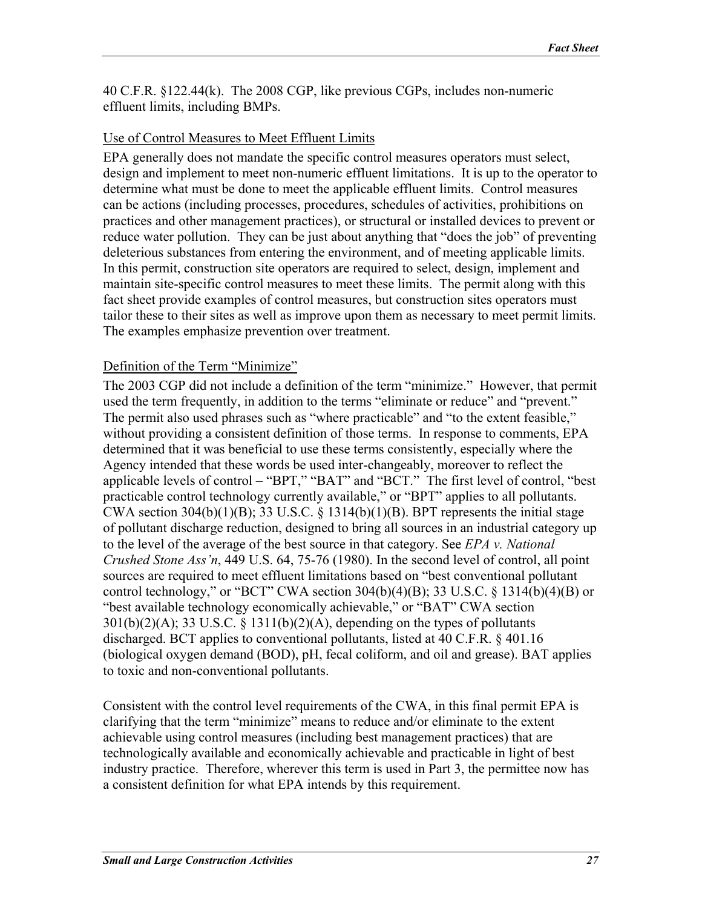40 C.F.R. §122.44(k). The 2008 CGP, like previous CGPs, includes non-numeric effluent limits, including BMPs.

Use of Control Measures to Meet Effluent Limits

EPA generally does not mandate the specific control measures operators must select, design and implement to meet non-numeric effluent limitations. It is up to the operator to determine what must be done to meet the applicable effluent limits. Control measures can be actions (including processes, procedures, schedules of activities, prohibitions on practices and other management practices), or structural or installed devices to prevent or reduce water pollution. They can be just about anything that "does the job" of preventing deleterious substances from entering the environment, and of meeting applicable limits. In this permit, construction site operators are required to select, design, implement and maintain site-specific control measures to meet these limits. The permit along with this fact sheet provide examples of control measures, but construction sites operators must tailor these to their sites as well as improve upon them as necessary to meet permit limits. The examples emphasize prevention over treatment.

Definition of the Term "Minimize"

The 2003 CGP did not include a definition of the term "minimize." However, that permit used the term frequently, in addition to the terms "eliminate or reduce" and "prevent." The permit also used phrases such as "where practicable" and "to the extent feasible," without providing a consistent definition of those terms. In response to comments, EPA determined that it was beneficial to use these terms consistently, especially where the Agency intended that these words be used inter-changeably, moreover to reflect the applicable levels of control – "BPT," "BAT" and "BCT." The first level of control, "best practicable control technology currently available," or "BPT" applies to all pollutants. CWA section 304(b)(1)(B); 33 U.S.C. § 1314(b)(1)(B). BPT represents the initial stage of pollutant discharge reduction, designed to bring all sources in an industrial category up to the level of the average of the best source in that category. See *EPA v. National Crushed Stone Ass'n*, 449 U.S. 64, 75-76 (1980). In the second level of control, all point sources are required to meet effluent limitations based on "best conventional pollutant control technology," or "BCT" CWA section 304(b)(4)(B); 33 U.S.C. § 1314(b)(4)(B) or "best available technology economically achievable," or "BAT" CWA section 301(b)(2)(A); 33 U.S.C. § 1311(b)(2)(A), depending on the types of pollutants discharged. BCT applies to conventional pollutants, listed at 40 C.F.R. § 401.16 (biological oxygen demand (BOD), pH, fecal coliform, and oil and grease). BAT applies to toxic and non-conventional pollutants.

Consistent with the control level requirements of the CWA, in this final permit EPA is clarifying that the term "minimize" means to reduce and/or eliminate to the extent achievable using control measures (including best management practices) that are technologically available and economically achievable and practicable in light of best industry practice. Therefore, wherever this term is used in Part 3, the permittee now has a consistent definition for what EPA intends by this requirement.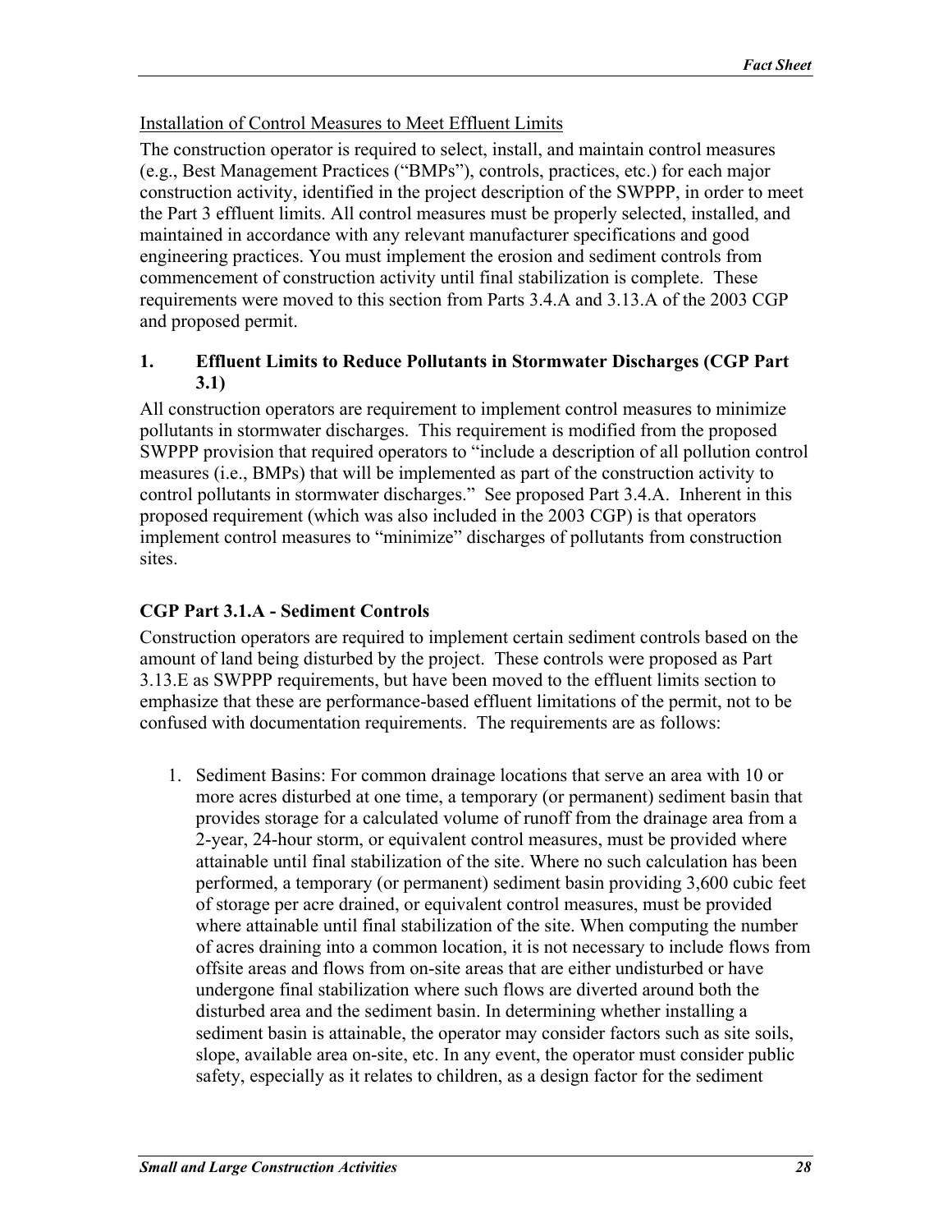Installation of Control Measures to Meet Effluent Limits

The construction operator is required to select, install, and maintain control measures (e.g., Best Management Practices ("BMPs"), controls, practices, etc.) for each major construction activity, identified in the project description of the SWPPP, in order to meet the Part 3 effluent limits. All control measures must be properly selected, installed, and maintained in accordance with any relevant manufacturer specifications and good engineering practices. You must implement the erosion and sediment controls from commencement of construction activity until final stabilization is complete. These requirements were moved to this section from Parts 3.4.A and 3.13.A of the 2003 CGP and proposed permit.

### 1. Effluent Limits to Reduce Pollutants in Stormwater Discharges (CGP Part 3.1)

All construction operators are requirement to implement control measures to minimize pollutants in stormwater discharges. This requirement is modified from the proposed SWPPP provision that required operators to "include a description of all pollution control measures (i.e., BMPs) that will be implemented as part of the construction activity to control pollutants in stormwater discharges." See proposed Part 3.4.A. Inherent in this proposed requirement (which was also included in the 2003 CGP) is that operators implement control measures to "minimize" discharges of pollutants from construction sites.

### CGP Part 3.1.A - Sediment Controls

Construction operators are required to implement certain sediment controls based on the amount of land being disturbed by the project. These controls were proposed as Part 3.13.E as SWPPP requirements, but have been moved to the effluent limits section to emphasize that these are performance-based effluent limitations of the permit, not to be confused with documentation requirements. The requirements are as follows:

1. Sediment Basins: For common drainage locations that serve an area with 10 or more acres disturbed at one time, a temporary (or permanent) sediment basin that provides storage for a calculated volume of runoff from the drainage area from a 2-year, 24-hour storm, or equivalent control measures, must be provided where attainable until final stabilization of the site. Where no such calculation has been performed, a temporary (or permanent) sediment basin providing 3,600 cubic feet of storage per acre drained, or equivalent control measures, must be provided where attainable until final stabilization of the site. When computing the number of acres draining into a common location, it is not necessary to include flows from offsite areas and flows from on-site areas that are either undisturbed or have undergone final stabilization where such flows are diverted around both the disturbed area and the sediment basin. In determining whether installing a sediment basin is attainable, the operator may consider factors such as site soils, slope, available area on-site, etc. In any event, the operator must consider public safety, especially as it relates to children, as a design factor for the sediment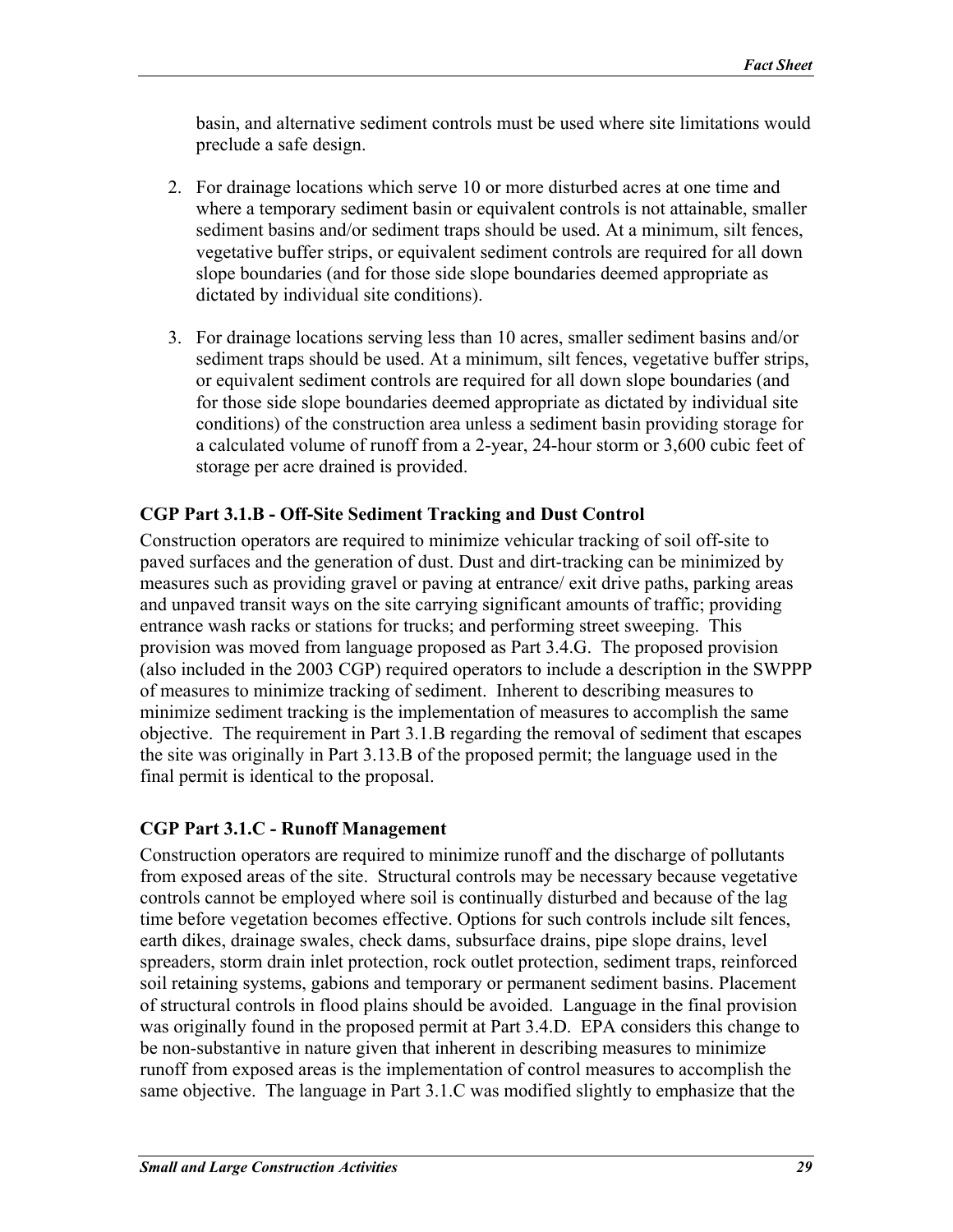basin, and alternative sediment controls must be used where site limitations would preclude a safe design.

2. For drainage locations which serve 10 or more disturbed acres at one time and where a temporary sediment basin or equivalent controls is not attainable, smaller sediment basins and/or sediment traps should be used. At a minimum, silt fences, vegetative buffer strips, or equivalent sediment controls are required for all down slope boundaries (and for those side slope boundaries deemed appropriate as dictated by individual site conditions).

3. For drainage locations serving less than 10 acres, smaller sediment basins and/or sediment traps should be used. At a minimum, silt fences, vegetative buffer strips, or equivalent sediment controls are required for all down slope boundaries (and for those side slope boundaries deemed appropriate as dictated by individual site conditions) of the construction area unless a sediment basin providing storage for a calculated volume of runoff from a 2-year, 24-hour storm or 3,600 cubic feet of storage per acre drained is provided.

### CGP Part 3.1.B - Off-Site Sediment Tracking and Dust Control

Construction operators are required to minimize vehicular tracking of soil off-site to paved surfaces and the generation of dust. Dust and dirt-tracking can be minimized by measures such as providing gravel or paving at entrance/ exit drive paths, parking areas and unpaved transit ways on the site carrying significant amounts of traffic; providing entrance wash racks or stations for trucks; and performing street sweeping. This provision was moved from language proposed as Part 3.4.G. The proposed provision (also included in the 2003 CGP) required operators to include a description in the SWPPP of measures to minimize tracking of sediment. Inherent to describing measures to minimize sediment tracking is the implementation of measures to accomplish the same objective. The requirement in Part 3.1.B regarding the removal of sediment that escapes the site was originally in Part 3.13.B of the proposed permit; the language used in the final permit is identical to the proposal.

### CGP Part 3.1.C - Runoff Management

Construction operators are required to minimize runoff and the discharge of pollutants from exposed areas of the site. Structural controls may be necessary because vegetative controls cannot be employed where soil is continually disturbed and because of the lag time before vegetation becomes effective. Options for such controls include silt fences, earth dikes, drainage swales, check dams, subsurface drains, pipe slope drains, level spreaders, storm drain inlet protection, rock outlet protection, sediment traps, reinforced soil retaining systems, gabions and temporary or permanent sediment basins. Placement of structural controls in flood plains should be avoided. Language in the final provision was originally found in the proposed permit at Part 3.4.D. EPA considers this change to be non-substantive in nature given that inherent in describing measures to minimize runoff from exposed areas is the implementation of control measures to accomplish the same objective. The language in Part 3.1.C was modified slightly to emphasize that the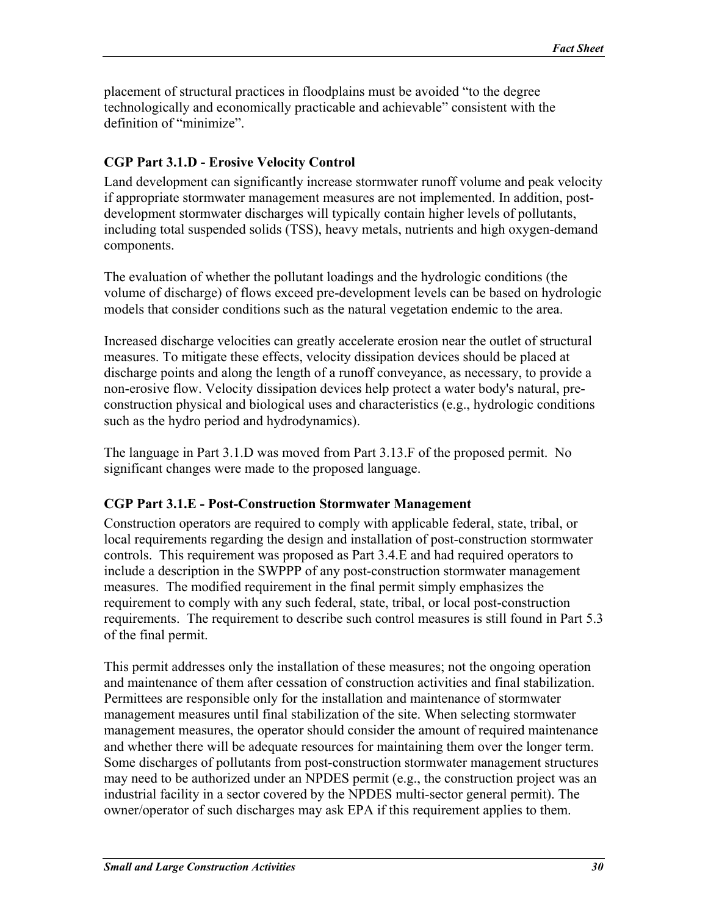placement of structural practices in floodplains must be avoided "to the degree technologically and economically practicable and achievable" consistent with the definition of "minimize".

### CGP Part 3.1.D - Erosive Velocity Control

Land development can significantly increase stormwater runoff volume and peak velocity if appropriate stormwater management measures are not implemented. In addition, post-development stormwater discharges will typically contain higher levels of pollutants, including total suspended solids (TSS), heavy metals, nutrients and high oxygen-demand components.

The evaluation of whether the pollutant loadings and the hydrologic conditions (the volume of discharge) of flows exceed pre-development levels can be based on hydrologic models that consider conditions such as the natural vegetation endemic to the area.

Increased discharge velocities can greatly accelerate erosion near the outlet of structural measures. To mitigate these effects, velocity dissipation devices should be placed at discharge points and along the length of a runoff conveyance, as necessary, to provide a non-erosive flow. Velocity dissipation devices help protect a water body's natural, pre-construction physical and biological uses and characteristics (e.g., hydrologic conditions such as the hydro period and hydrodynamics).

The language in Part 3.1.D was moved from Part 3.13.F of the proposed permit. No significant changes were made to the proposed language.

### CGP Part 3.1.E - Post-Construction Stormwater Management

Construction operators are required to comply with applicable federal, state, tribal, or local requirements regarding the design and installation of post-construction stormwater controls. This requirement was proposed as Part 3.4.E and had required operators to include a description in the SWPPP of any post-construction stormwater management measures. The modified requirement in the final permit simply emphasizes the requirement to comply with any such federal, state, tribal, or local post-construction requirements. The requirement to describe such control measures is still found in Part 5.3 of the final permit.

This permit addresses only the installation of these measures; not the ongoing operation and maintenance of them after cessation of construction activities and final stabilization. Permittees are responsible only for the installation and maintenance of stormwater management measures until final stabilization of the site. When selecting stormwater management measures, the operator should consider the amount of required maintenance and whether there will be adequate resources for maintaining them over the longer term. Some discharges of pollutants from post-construction stormwater management structures may need to be authorized under an NPDES permit (e.g., the construction project was an industrial facility in a sector covered by the NPDES multi-sector general permit). The owner/operator of such discharges may ask EPA if this requirement applies to them.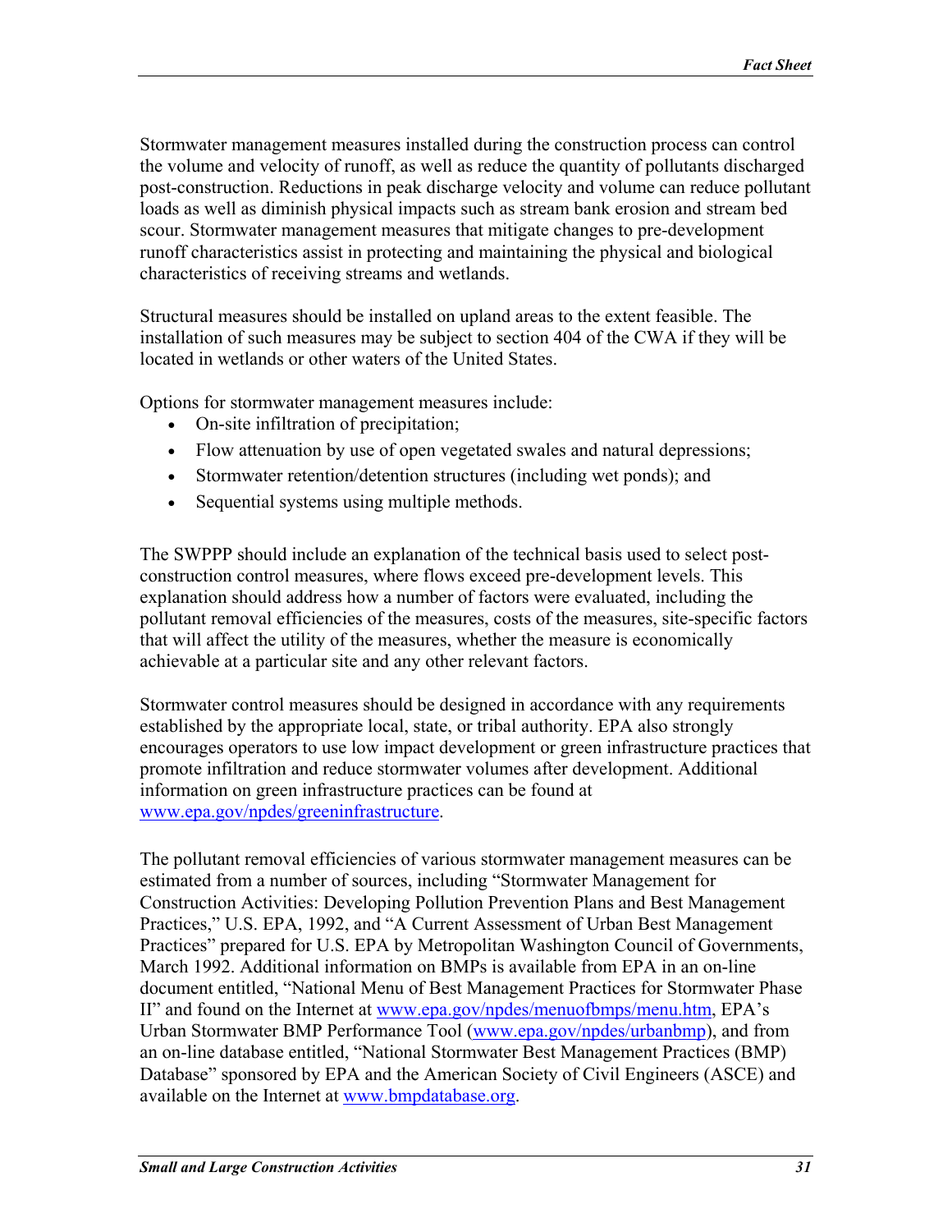Stormwater management measures installed during the construction process can control the volume and velocity of runoff, as well as reduce the quantity of pollutants discharged post-construction. Reductions in peak discharge velocity and volume can reduce pollutant loads as well as diminish physical impacts such as stream bank erosion and stream bed scour. Stormwater management measures that mitigate changes to pre-development runoff characteristics assist in protecting and maintaining the physical and biological characteristics of receiving streams and wetlands.

Structural measures should be installed on upland areas to the extent feasible. The installation of such measures may be subject to section 404 of the CWA if they will be located in wetlands or other waters of the United States.

Options for stormwater management measures include:

- On-site infiltration of precipitation;
- Flow attenuation by use of open vegetated swales and natural depressions;
- Stormwater retention/detention structures (including wet ponds); and
- Sequential systems using multiple methods.

The SWPPP should include an explanation of the technical basis used to select post-construction control measures, where flows exceed pre-development levels. This explanation should address how a number of factors were evaluated, including the pollutant removal efficiencies of the measures, costs of the measures, site-specific factors that will affect the utility of the measures, whether the measure is economically achievable at a particular site and any other relevant factors.

Stormwater control measures should be designed in accordance with any requirements established by the appropriate local, state, or tribal authority. EPA also strongly encourages operators to use low impact development or green infrastructure practices that promote infiltration and reduce stormwater volumes after development. Additional information on green infrastructure practices can be found at www.epa.gov/npdes/greeninfrastructure.

The pollutant removal efficiencies of various stormwater management measures can be estimated from a number of sources, including "Stormwater Management for Construction Activities: Developing Pollution Prevention Plans and Best Management Practices," U.S. EPA, 1992, and "A Current Assessment of Urban Best Management Practices" prepared for U.S. EPA by Metropolitan Washington Council of Governments, March 1992. Additional information on BMPs is available from EPA in an on-line document entitled, "National Menu of Best Management Practices for Stormwater Phase II" and found on the Internet at www.epa.gov/npdes/menuofbmps/menu.htm, EPA's Urban Stormwater BMP Performance Tool (www.epa.gov/npdes/urbanbmp), and from an on-line database entitled, "National Stormwater Best Management Practices (BMP) Database" sponsored by EPA and the American Society of Civil Engineers (ASCE) and available on the Internet at www.bmpdatabase.org.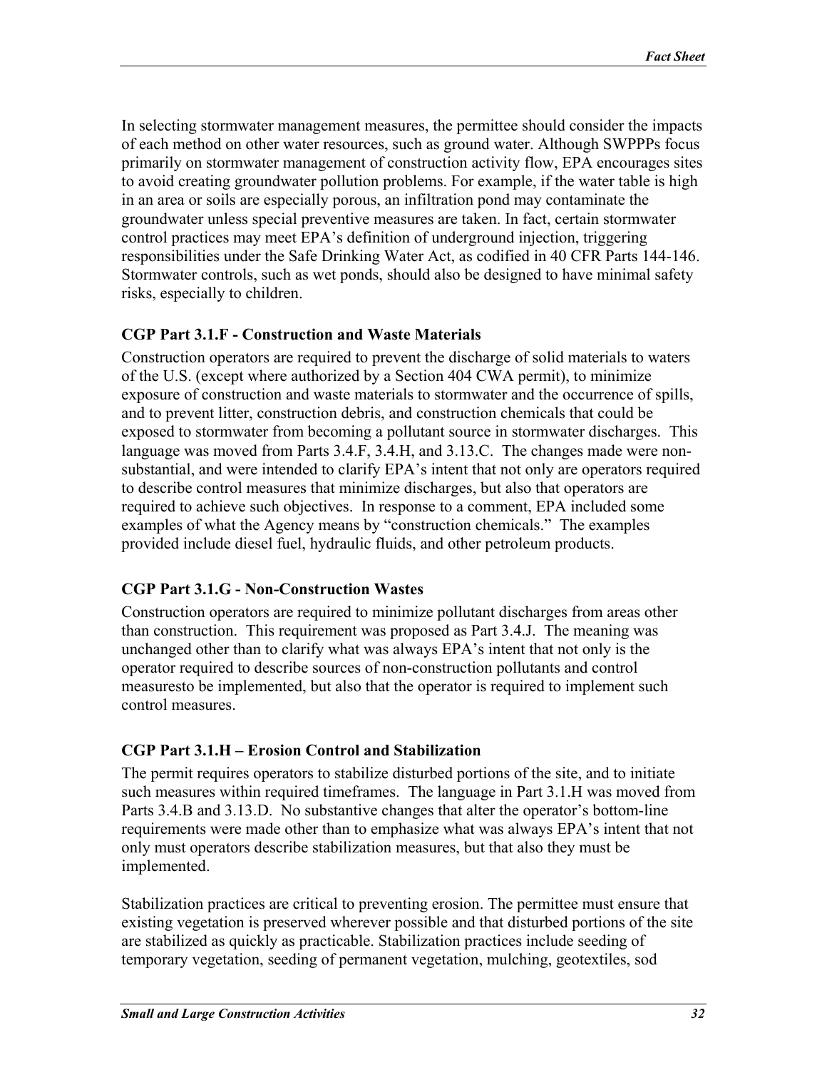In selecting stormwater management measures, the permittee should consider the impacts of each method on other water resources, such as ground water. Although SWPPPs focus primarily on stormwater management of construction activity flow, EPA encourages sites to avoid creating groundwater pollution problems. For example, if the water table is high in an area or soils are especially porous, an infiltration pond may contaminate the groundwater unless special preventive measures are taken. In fact, certain stormwater control practices may meet EPA's definition of underground injection, triggering responsibilities under the Safe Drinking Water Act, as codified in 40 CFR Parts 144-146. Stormwater controls, such as wet ponds, should also be designed to have minimal safety risks, especially to children.

### CGP Part 3.1.F - Construction and Waste Materials

Construction operators are required to prevent the discharge of solid materials to waters of the U.S. (except where authorized by a Section 404 CWA permit), to minimize exposure of construction and waste materials to stormwater and the occurrence of spills, and to prevent litter, construction debris, and construction chemicals that could be exposed to stormwater from becoming a pollutant source in stormwater discharges. This language was moved from Parts 3.4.F, 3.4.H, and 3.13.C. The changes made were non-substantial, and were intended to clarify EPA's intent that not only are operators required to describe control measures that minimize discharges, but also that operators are required to achieve such objectives. In response to a comment, EPA included some examples of what the Agency means by "construction chemicals." The examples provided include diesel fuel, hydraulic fluids, and other petroleum products.

### CGP Part 3.1.G - Non-Construction Wastes

Construction operators are required to minimize pollutant discharges from areas other than construction. This requirement was proposed as Part 3.4.J. The meaning was unchanged other than to clarify what was always EPA's intent that not only is the operator required to describe sources of non-construction pollutants and control measuresto be implemented, but also that the operator is required to implement such control measures.

### CGP Part 3.1.H – Erosion Control and Stabilization

The permit requires operators to stabilize disturbed portions of the site, and to initiate such measures within required timeframes. The language in Part 3.1.H was moved from Parts 3.4.B and 3.13.D. No substantive changes that alter the operator's bottom-line requirements were made other than to emphasize what was always EPA's intent that not only must operators describe stabilization measures, but that also they must be implemented.

Stabilization practices are critical to preventing erosion. The permittee must ensure that existing vegetation is preserved wherever possible and that disturbed portions of the site are stabilized as quickly as practicable. Stabilization practices include seeding of temporary vegetation, seeding of permanent vegetation, mulching, geotextiles, sod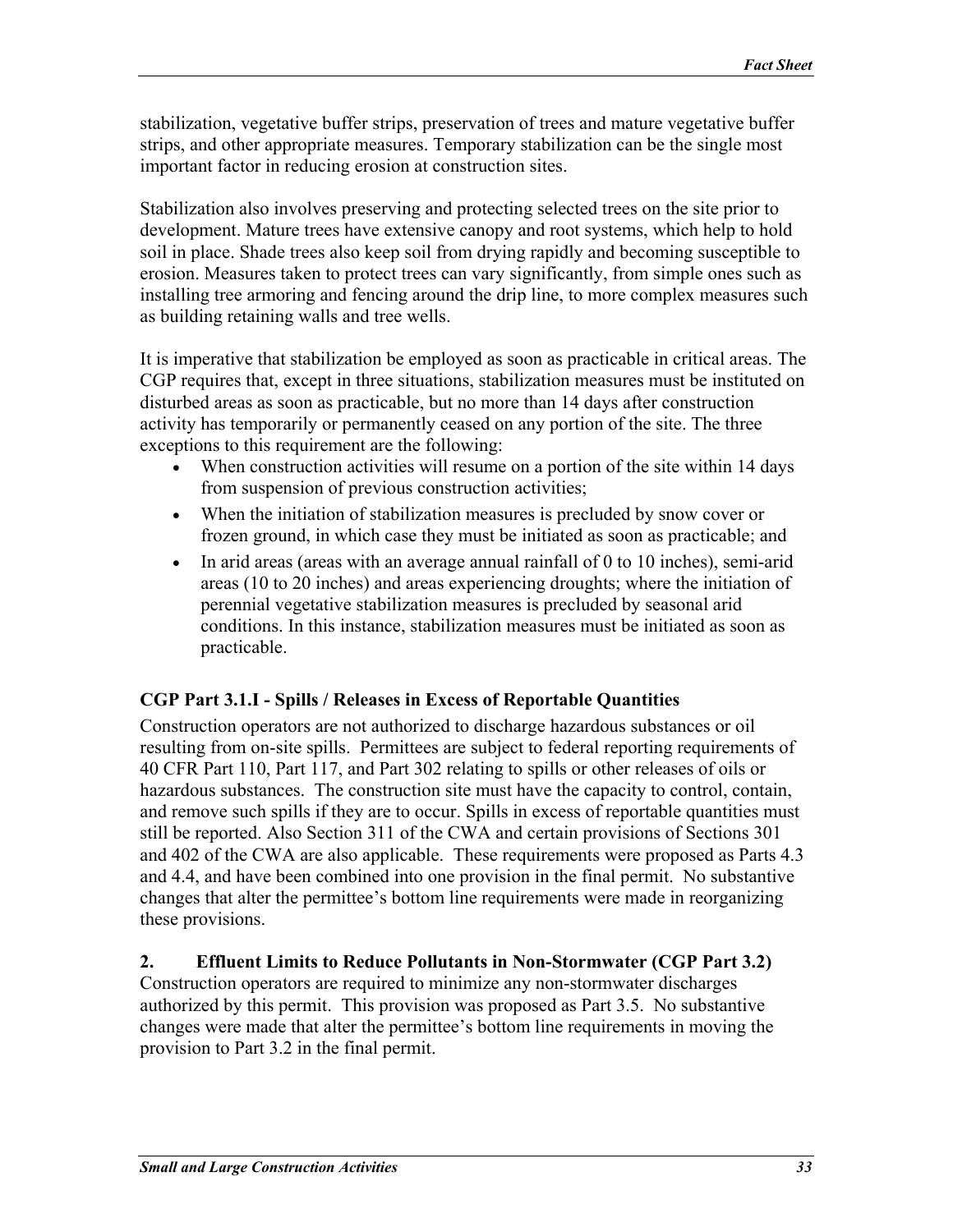stabilization, vegetative buffer strips, preservation of trees and mature vegetative buffer strips, and other appropriate measures. Temporary stabilization can be the single most important factor in reducing erosion at construction sites.

Stabilization also involves preserving and protecting selected trees on the site prior to development. Mature trees have extensive canopy and root systems, which help to hold soil in place. Shade trees also keep soil from drying rapidly and becoming susceptible to erosion. Measures taken to protect trees can vary significantly, from simple ones such as installing tree armoring and fencing around the drip line, to more complex measures such as building retaining walls and tree wells.

It is imperative that stabilization be employed as soon as practicable in critical areas. The CGP requires that, except in three situations, stabilization measures must be instituted on disturbed areas as soon as practicable, but no more than 14 days after construction activity has temporarily or permanently ceased on any portion of the site. The three exceptions to this requirement are the following:

- When construction activities will resume on a portion of the site within 14 days from suspension of previous construction activities;
- When the initiation of stabilization measures is precluded by snow cover or frozen ground, in which case they must be initiated as soon as practicable; and
- In arid areas (areas with an average annual rainfall of 0 to 10 inches), semi-arid areas (10 to 20 inches) and areas experiencing droughts; where the initiation of perennial vegetative stabilization measures is precluded by seasonal arid conditions. In this instance, stabilization measures must be initiated as soon as practicable.

### CGP Part 3.1.I - Spills / Releases in Excess of Reportable Quantities

Construction operators are not authorized to discharge hazardous substances or oil resulting from on-site spills. Permittees are subject to federal reporting requirements of 40 CFR Part 110, Part 117, and Part 302 relating to spills or other releases of oils or hazardous substances. The construction site must have the capacity to control, contain, and remove such spills if they are to occur. Spills in excess of reportable quantities must still be reported. Also Section 311 of the CWA and certain provisions of Sections 301 and 402 of the CWA are also applicable. These requirements were proposed as Parts 4.3 and 4.4, and have been combined into one provision in the final permit. No substantive changes that alter the permittee's bottom line requirements were made in reorganizing these provisions.

### 2. Effluent Limits to Reduce Pollutants in Non-Stormwater (CGP Part 3.2)

Construction operators are required to minimize any non-stormwater discharges authorized by this permit. This provision was proposed as Part 3.5. No substantive changes were made that alter the permittee's bottom line requirements in moving the provision to Part 3.2 in the final permit.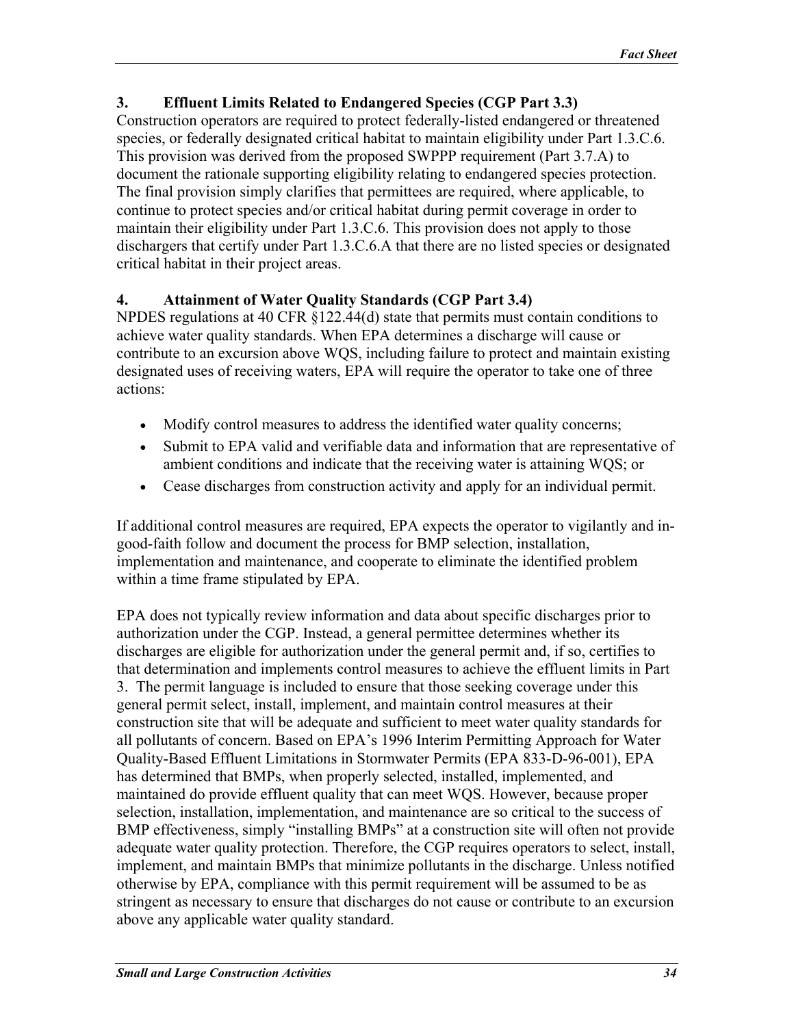### 3. Effluent Limits Related to Endangered Species (CGP Part 3.3)

Construction operators are required to protect federally-listed endangered or threatened species, or federally designated critical habitat to maintain eligibility under Part 1.3.C.6. This provision was derived from the proposed SWPPP requirement (Part 3.7.A) to document the rationale supporting eligibility relating to endangered species protection. The final provision simply clarifies that permittees are required, where applicable, to continue to protect species and/or critical habitat during permit coverage in order to maintain their eligibility under Part 1.3.C.6. This provision does not apply to those dischargers that certify under Part 1.3.C.6.A that there are no listed species or designated critical habitat in their project areas.

### 4. Attainment of Water Quality Standards (CGP Part 3.4)

NPDES regulations at 40 CFR §122.44(d) state that permits must contain conditions to achieve water quality standards. When EPA determines a discharge will cause or contribute to an excursion above WQS, including failure to protect and maintain existing designated uses of receiving waters, EPA will require the operator to take one of three actions:

- Modify control measures to address the identified water quality concerns;
- Submit to EPA valid and verifiable data and information that are representative of ambient conditions and indicate that the receiving water is attaining WQS; or
- Cease discharges from construction activity and apply for an individual permit.

If additional control measures are required, EPA expects the operator to vigilantly and in-good-faith follow and document the process for BMP selection, installation, implementation and maintenance, and cooperate to eliminate the identified problem within a time frame stipulated by EPA.

EPA does not typically review information and data about specific discharges prior to authorization under the CGP. Instead, a general permittee determines whether its discharges are eligible for authorization under the general permit and, if so, certifies to that determination and implements control measures to achieve the effluent limits in Part 3. The permit language is included to ensure that those seeking coverage under this general permit select, install, implement, and maintain control measures at their construction site that will be adequate and sufficient to meet water quality standards for all pollutants of concern. Based on EPA's 1996 Interim Permitting Approach for Water Quality-Based Effluent Limitations in Stormwater Permits (EPA 833-D-96-001), EPA has determined that BMPs, when properly selected, installed, implemented, and maintained do provide effluent quality that can meet WQS. However, because proper selection, installation, implementation, and maintenance are so critical to the success of BMP effectiveness, simply "installing BMPs" at a construction site will often not provide adequate water quality protection. Therefore, the CGP requires operators to select, install, implement, and maintain BMPs that minimize pollutants in the discharge. Unless notified otherwise by EPA, compliance with this permit requirement will be assumed to be as stringent as necessary to ensure that discharges do not cause or contribute to an excursion above any applicable water quality standard.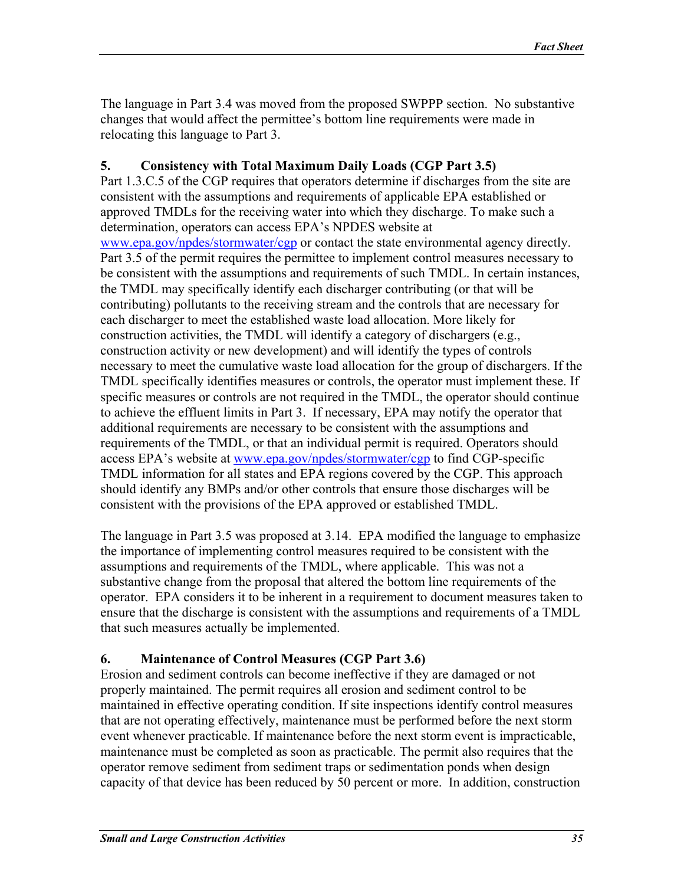The language in Part 3.4 was moved from the proposed SWPPP section. No substantive changes that would affect the permittee's bottom line requirements were made in relocating this language to Part 3.

### 5. Consistency with Total Maximum Daily Loads (CGP Part 3.5)

Part 1.3.C.5 of the CGP requires that operators determine if discharges from the site are consistent with the assumptions and requirements of applicable EPA established or approved TMDLs for the receiving water into which they discharge. To make such a determination, operators can access EPA's NPDES website at www.epa.gov/npdes/stormwater/cgp or contact the state environmental agency directly. Part 3.5 of the permit requires the permittee to implement control measures necessary to be consistent with the assumptions and requirements of such TMDL. In certain instances, the TMDL may specifically identify each discharger contributing (or that will be contributing) pollutants to the receiving stream and the controls that are necessary for each discharger to meet the established waste load allocation. More likely for construction activities, the TMDL will identify a category of dischargers (e.g., construction activity or new development) and will identify the types of controls necessary to meet the cumulative waste load allocation for the group of dischargers. If the TMDL specifically identifies measures or controls, the operator must implement these. If specific measures or controls are not required in the TMDL, the operator should continue to achieve the effluent limits in Part 3. If necessary, EPA may notify the operator that additional requirements are necessary to be consistent with the assumptions and requirements of the TMDL, or that an individual permit is required. Operators should access EPA's website at www.epa.gov/npdes/stormwater/cgp to find CGP-specific TMDL information for all states and EPA regions covered by the CGP. This approach should identify any BMPs and/or other controls that ensure those discharges will be consistent with the provisions of the EPA approved or established TMDL.

The language in Part 3.5 was proposed at 3.14. EPA modified the language to emphasize the importance of implementing control measures required to be consistent with the assumptions and requirements of the TMDL, where applicable. This was not a substantive change from the proposal that altered the bottom line requirements of the operator. EPA considers it to be inherent in a requirement to document measures taken to ensure that the discharge is consistent with the assumptions and requirements of a TMDL that such measures actually be implemented.

### 6. Maintenance of Control Measures (CGP Part 3.6)

Erosion and sediment controls can become ineffective if they are damaged or not properly maintained. The permit requires all erosion and sediment control to be maintained in effective operating condition. If site inspections identify control measures that are not operating effectively, maintenance must be performed before the next storm event whenever practicable. If maintenance before the next storm event is impracticable, maintenance must be completed as soon as practicable. The permit also requires that the operator remove sediment from sediment traps or sedimentation ponds when design capacity of that device has been reduced by 50 percent or more. In addition, construction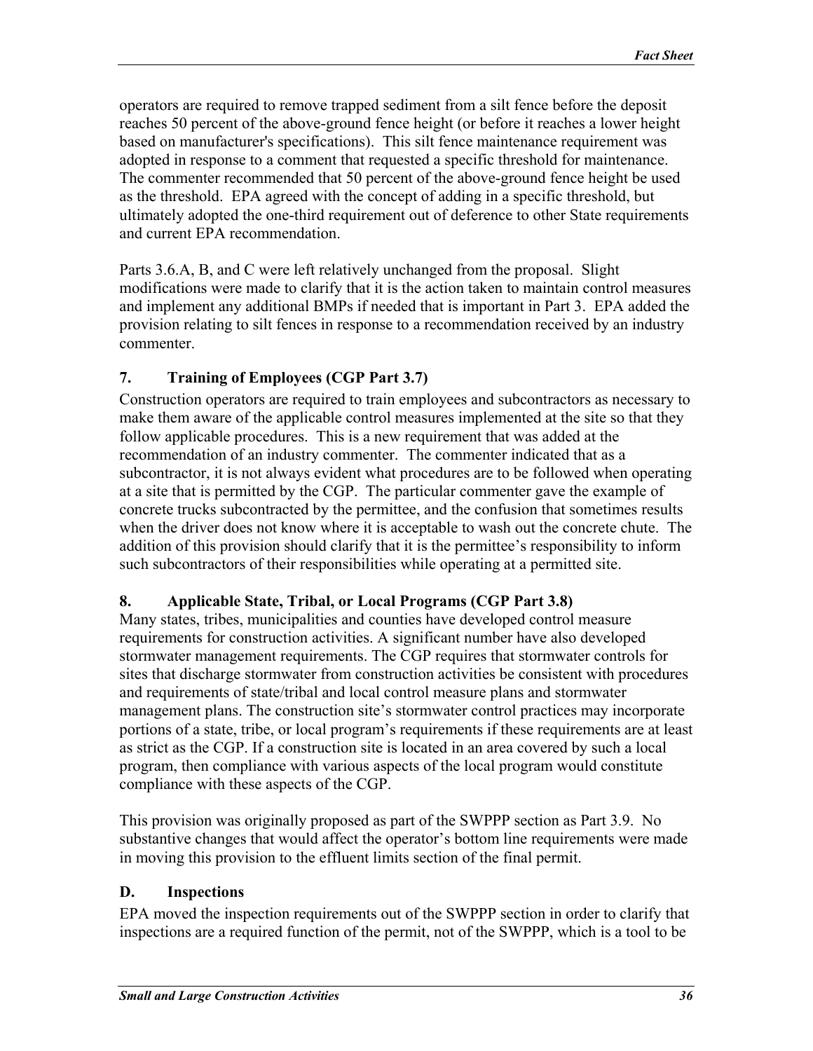operators are required to remove trapped sediment from a silt fence before the deposit reaches 50 percent of the above-ground fence height (or before it reaches a lower height based on manufacturer's specifications). This silt fence maintenance requirement was adopted in response to a comment that requested a specific threshold for maintenance. The commenter recommended that 50 percent of the above-ground fence height be used as the threshold. EPA agreed with the concept of adding in a specific threshold, but ultimately adopted the one-third requirement out of deference to other State requirements and current EPA recommendation.

Parts 3.6.A, B, and C were left relatively unchanged from the proposal. Slight modifications were made to clarify that it is the action taken to maintain control measures and implement any additional BMPs if needed that is important in Part 3. EPA added the provision relating to silt fences in response to a recommendation received by an industry commenter.

### 7. Training of Employees (CGP Part 3.7)

Construction operators are required to train employees and subcontractors as necessary to make them aware of the applicable control measures implemented at the site so that they follow applicable procedures. This is a new requirement that was added at the recommendation of an industry commenter. The commenter indicated that as a subcontractor, it is not always evident what procedures are to be followed when operating at a site that is permitted by the CGP. The particular commenter gave the example of concrete trucks subcontracted by the permittee, and the confusion that sometimes results when the driver does not know where it is acceptable to wash out the concrete chute. The addition of this provision should clarify that it is the permittee's responsibility to inform such subcontractors of their responsibilities while operating at a permitted site.

### 8. Applicable State, Tribal, or Local Programs (CGP Part 3.8)

Many states, tribes, municipalities and counties have developed control measure requirements for construction activities. A significant number have also developed stormwater management requirements. The CGP requires that stormwater controls for sites that discharge stormwater from construction activities be consistent with procedures and requirements of state/tribal and local control measure plans and stormwater management plans. The construction site's stormwater control practices may incorporate portions of a state, tribe, or local program's requirements if these requirements are at least as strict as the CGP. If a construction site is located in an area covered by such a local program, then compliance with various aspects of the local program would constitute compliance with these aspects of the CGP.

This provision was originally proposed as part of the SWPPP section as Part 3.9. No substantive changes that would affect the operator's bottom line requirements were made in moving this provision to the effluent limits section of the final permit.

## D. Inspections

EPA moved the inspection requirements out of the SWPPP section in order to clarify that inspections are a required function of the permit, not of the SWPPP, which is a tool to be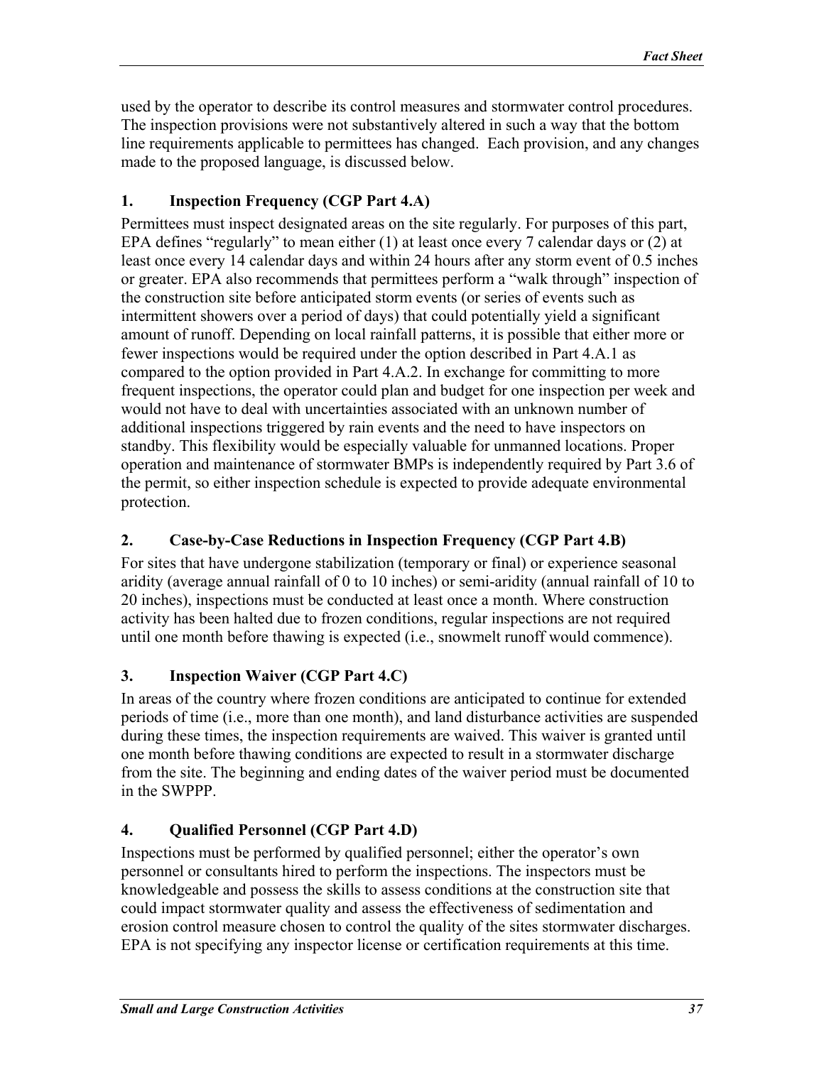used by the operator to describe its control measures and stormwater control procedures. The inspection provisions were not substantively altered in such a way that the bottom line requirements applicable to permittees has changed. Each provision, and any changes made to the proposed language, is discussed below.

### 1. Inspection Frequency (CGP Part 4.A)

Permittees must inspect designated areas on the site regularly. For purposes of this part, EPA defines "regularly" to mean either (1) at least once every 7 calendar days or (2) at least once every 14 calendar days and within 24 hours after any storm event of 0.5 inches or greater. EPA also recommends that permittees perform a "walk through" inspection of the construction site before anticipated storm events (or series of events such as intermittent showers over a period of days) that could potentially yield a significant amount of runoff. Depending on local rainfall patterns, it is possible that either more or fewer inspections would be required under the option described in Part 4.A.1 as compared to the option provided in Part 4.A.2. In exchange for committing to more frequent inspections, the operator could plan and budget for one inspection per week and would not have to deal with uncertainties associated with an unknown number of additional inspections triggered by rain events and the need to have inspectors on standby. This flexibility would be especially valuable for unmanned locations. Proper operation and maintenance of stormwater BMPs is independently required by Part 3.6 of the permit, so either inspection schedule is expected to provide adequate environmental protection.

### 2. Case-by-Case Reductions in Inspection Frequency (CGP Part 4.B)

For sites that have undergone stabilization (temporary or final) or experience seasonal aridity (average annual rainfall of 0 to 10 inches) or semi-aridity (annual rainfall of 10 to 20 inches), inspections must be conducted at least once a month. Where construction activity has been halted due to frozen conditions, regular inspections are not required until one month before thawing is expected (i.e., snowmelt runoff would commence).

### 3. Inspection Waiver (CGP Part 4.C)

In areas of the country where frozen conditions are anticipated to continue for extended periods of time (i.e., more than one month), and land disturbance activities are suspended during these times, the inspection requirements are waived. This waiver is granted until one month before thawing conditions are expected to result in a stormwater discharge from the site. The beginning and ending dates of the waiver period must be documented in the SWPPP.

### 4. Qualified Personnel (CGP Part 4.D)

Inspections must be performed by qualified personnel; either the operator's own personnel or consultants hired to perform the inspections. The inspectors must be knowledgeable and possess the skills to assess conditions at the construction site that could impact stormwater quality and assess the effectiveness of sedimentation and erosion control measure chosen to control the quality of the sites stormwater discharges. EPA is not specifying any inspector license or certification requirements at this time.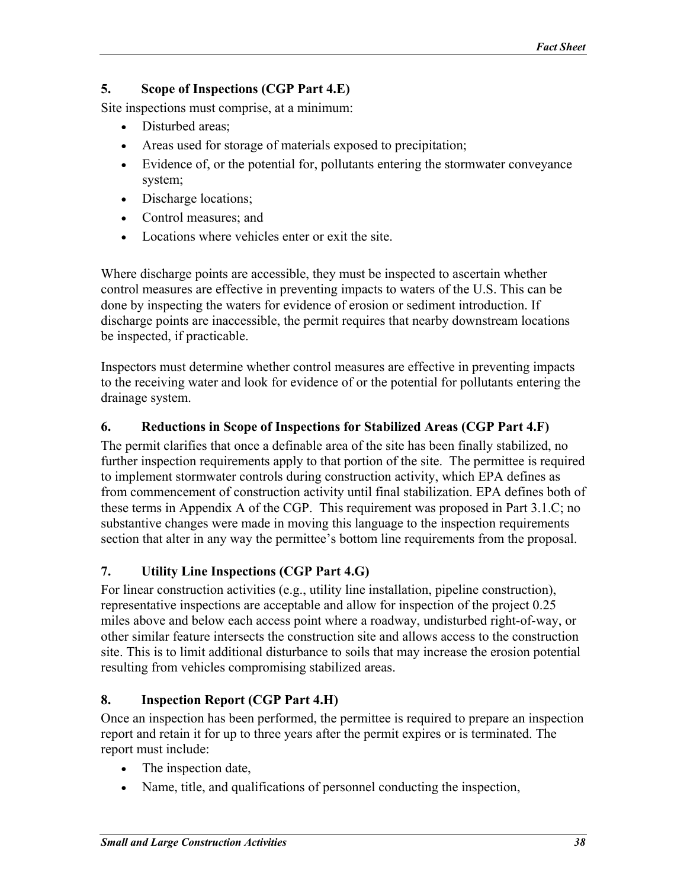### 5. Scope of Inspections (CGP Part 4.E)

Site inspections must comprise, at a minimum:

- Disturbed areas;
- Areas used for storage of materials exposed to precipitation;
- Evidence of, or the potential for, pollutants entering the stormwater conveyance system;
- Discharge locations;
- Control measures; and
- Locations where vehicles enter or exit the site.

Where discharge points are accessible, they must be inspected to ascertain whether control measures are effective in preventing impacts to waters of the U.S. This can be done by inspecting the waters for evidence of erosion or sediment introduction. If discharge points are inaccessible, the permit requires that nearby downstream locations be inspected, if practicable.

Inspectors must determine whether control measures are effective in preventing impacts to the receiving water and look for evidence of or the potential for pollutants entering the drainage system.

### 6. Reductions in Scope of Inspections for Stabilized Areas (CGP Part 4.F)

The permit clarifies that once a definable area of the site has been finally stabilized, no further inspection requirements apply to that portion of the site. The permittee is required to implement stormwater controls during construction activity, which EPA defines as from commencement of construction activity until final stabilization. EPA defines both of these terms in Appendix A of the CGP. This requirement was proposed in Part 3.1.C; no substantive changes were made in moving this language to the inspection requirements section that alter in any way the permittee's bottom line requirements from the proposal.

### 7. Utility Line Inspections (CGP Part 4.G)

For linear construction activities (e.g., utility line installation, pipeline construction), representative inspections are acceptable and allow for inspection of the project 0.25 miles above and below each access point where a roadway, undisturbed right-of-way, or other similar feature intersects the construction site and allows access to the construction site. This is to limit additional disturbance to soils that may increase the erosion potential resulting from vehicles compromising stabilized areas.

### 8. Inspection Report (CGP Part 4.H)

Once an inspection has been performed, the permittee is required to prepare an inspection report and retain it for up to three years after the permit expires or is terminated. The report must include:

- The inspection date,
- Name, title, and qualifications of personnel conducting the inspection,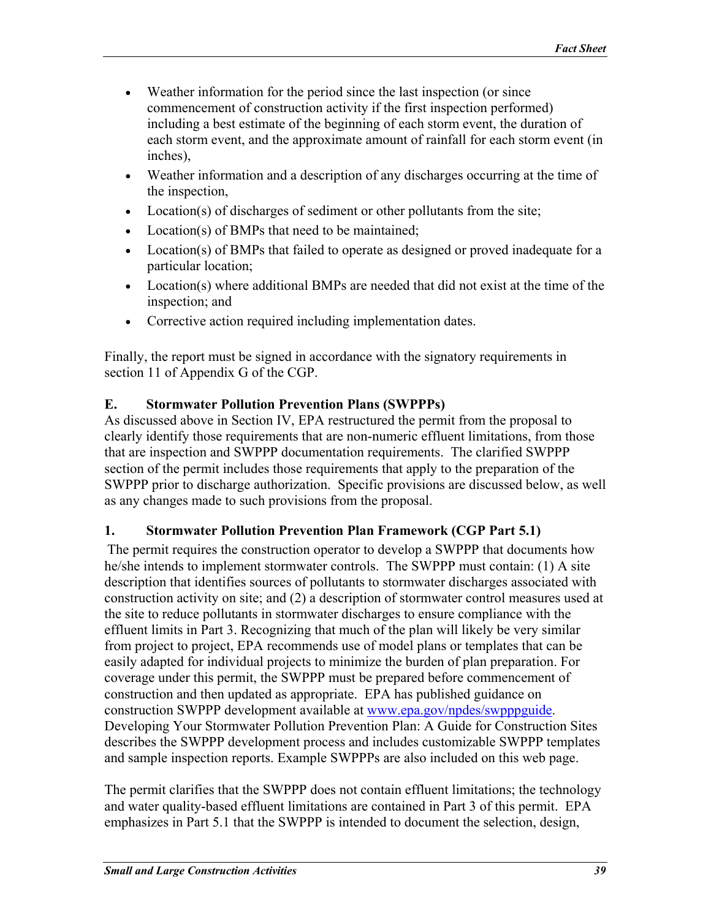- Weather information for the period since the last inspection (or since commencement of construction activity if the first inspection performed) including a best estimate of the beginning of each storm event, the duration of each storm event, and the approximate amount of rainfall for each storm event (in inches),
- Weather information and a description of any discharges occurring at the time of the inspection,
- Location(s) of discharges of sediment or other pollutants from the site;
- Location(s) of BMPs that need to be maintained;
- Location(s) of BMPs that failed to operate as designed or proved inadequate for a particular location;
- Location(s) where additional BMPs are needed that did not exist at the time of the inspection; and
- Corrective action required including implementation dates.

Finally, the report must be signed in accordance with the signatory requirements in section 11 of Appendix G of the CGP.

## E. Stormwater Pollution Prevention Plans (SWPPPs)

As discussed above in Section IV, EPA restructured the permit from the proposal to clearly identify those requirements that are non-numeric effluent limitations, from those that are inspection and SWPPP documentation requirements. The clarified SWPPP section of the permit includes those requirements that apply to the preparation of the SWPPP prior to discharge authorization. Specific provisions are discussed below, as well as any changes made to such provisions from the proposal.

### 1. Stormwater Pollution Prevention Plan Framework (CGP Part 5.1)

The permit requires the construction operator to develop a SWPPP that documents how he/she intends to implement stormwater controls. The SWPPP must contain: (1) A site description that identifies sources of pollutants to stormwater discharges associated with construction activity on site; and (2) a description of stormwater control measures used at the site to reduce pollutants in stormwater discharges to ensure compliance with the effluent limits in Part 3. Recognizing that much of the plan will likely be very similar from project to project, EPA recommends use of model plans or templates that can be easily adapted for individual projects to minimize the burden of plan preparation. For coverage under this permit, the SWPPP must be prepared before commencement of construction and then updated as appropriate. EPA has published guidance on construction SWPPP development available at [www.epa.gov/npdes/swpppguide](www.epa.gov/npdes/swpppguide). Developing Your Stormwater Pollution Prevention Plan: A Guide for Construction Sites describes the SWPPP development process and includes customizable SWPPP templates and sample inspection reports. Example SWPPPs are also included on this web page.

The permit clarifies that the SWPPP does not contain effluent limitations; the technology and water quality-based effluent limitations are contained in Part 3 of this permit. EPA emphasizes in Part 5.1 that the SWPPP is intended to document the selection, design,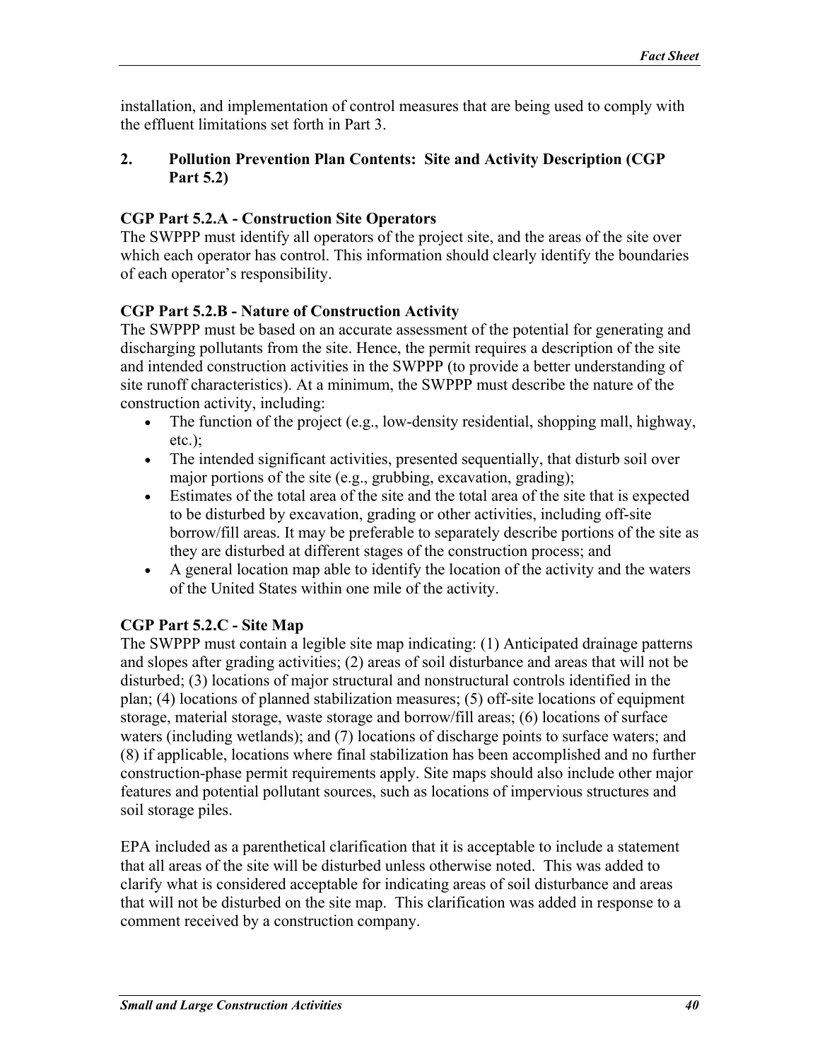installation, and implementation of control measures that are being used to comply with the effluent limitations set forth in Part 3.

## 2. Pollution Prevention Plan Contents: Site and Activity Description (CGP Part 5.2)

### CGP Part 5.2.A - Construction Site Operators

The SWPPP must identify all operators of the project site, and the areas of the site over which each operator has control. This information should clearly identify the boundaries of each operator's responsibility.

### CGP Part 5.2.B - Nature of Construction Activity

The SWPPP must be based on an accurate assessment of the potential for generating and discharging pollutants from the site. Hence, the permit requires a description of the site and intended construction activities in the SWPPP (to provide a better understanding of site runoff characteristics). At a minimum, the SWPPP must describe the nature of the construction activity, including:

- The function of the project (e.g., low-density residential, shopping mall, highway, etc.);
- The intended significant activities, presented sequentially, that disturb soil over major portions of the site (e.g., grubbing, excavation, grading);
- Estimates of the total area of the site and the total area of the site that is expected to be disturbed by excavation, grading or other activities, including off-site borrow/fill areas. It may be preferable to separately describe portions of the site as they are disturbed at different stages of the construction process; and
- A general location map able to identify the location of the activity and the waters of the United States within one mile of the activity.

### CGP Part 5.2.C - Site Map

The SWPPP must contain a legible site map indicating: (1) Anticipated drainage patterns and slopes after grading activities; (2) areas of soil disturbance and areas that will not be disturbed; (3) locations of major structural and nonstructural controls identified in the plan; (4) locations of planned stabilization measures; (5) off-site locations of equipment storage, material storage, waste storage and borrow/fill areas; (6) locations of surface waters (including wetlands); and (7) locations of discharge points to surface waters; and (8) if applicable, locations where final stabilization has been accomplished and no further construction-phase permit requirements apply. Site maps should also include other major features and potential pollutant sources, such as locations of impervious structures and soil storage piles.

EPA included as a parenthetical clarification that it is acceptable to include a statement that all areas of the site will be disturbed unless otherwise noted. This was added to clarify what is considered acceptable for indicating areas of soil disturbance and areas that will not be disturbed on the site map. This clarification was added in response to a comment received by a construction company.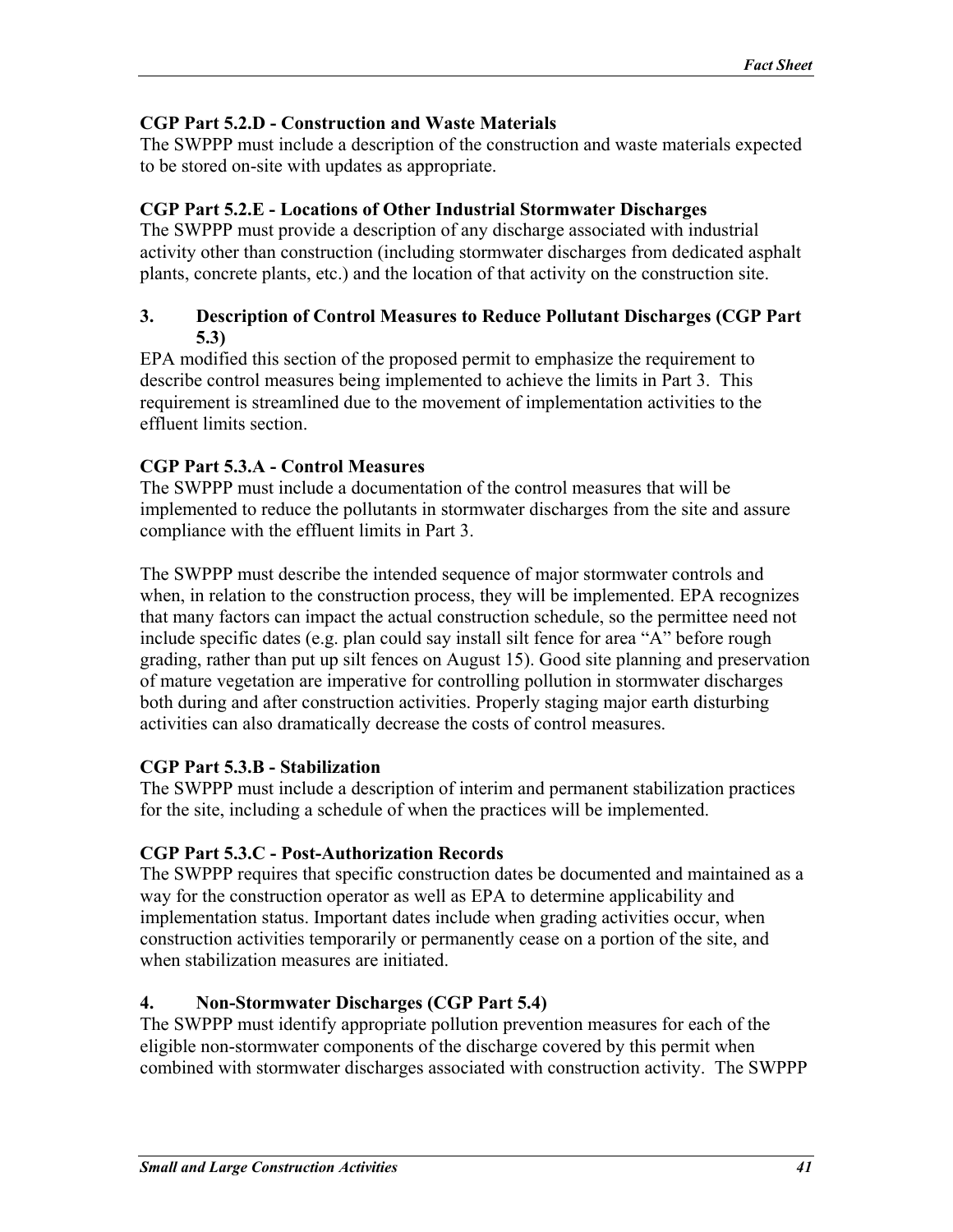**CGP Part 5.2.D - Construction and Waste Materials**

The SWPPP must include a description of the construction and waste materials expected to be stored on-site with updates as appropriate.

**CGP Part 5.2.E - Locations of Other Industrial Stormwater Discharges**

The SWPPP must provide a description of any discharge associated with industrial activity other than construction (including stormwater discharges from dedicated asphalt plants, concrete plants, etc.) and the location of that activity on the construction site.

### 3. Description of Control Measures to Reduce Pollutant Discharges (CGP Part 5.3)

EPA modified this section of the proposed permit to emphasize the requirement to describe control measures being implemented to achieve the limits in Part 3. This requirement is streamlined due to the movement of implementation activities to the effluent limits section.

**CGP Part 5.3.A - Control Measures**

The SWPPP must include a documentation of the control measures that will be implemented to reduce the pollutants in stormwater discharges from the site and assure compliance with the effluent limits in Part 3.

The SWPPP must describe the intended sequence of major stormwater controls and when, in relation to the construction process, they will be implemented. EPA recognizes that many factors can impact the actual construction schedule, so the permittee need not include specific dates (e.g. plan could say install silt fence for area "A" before rough grading, rather than put up silt fences on August 15). Good site planning and preservation of mature vegetation are imperative for controlling pollution in stormwater discharges both during and after construction activities. Properly staging major earth disturbing activities can also dramatically decrease the costs of control measures.

**CGP Part 5.3.B - Stabilization**

The SWPPP must include a description of interim and permanent stabilization practices for the site, including a schedule of when the practices will be implemented.

**CGP Part 5.3.C - Post-Authorization Records**

The SWPPP requires that specific construction dates be documented and maintained as a way for the construction operator as well as EPA to determine applicability and implementation status. Important dates include when grading activities occur, when construction activities temporarily or permanently cease on a portion of the site, and when stabilization measures are initiated.

### 4. Non-Stormwater Discharges (CGP Part 5.4)

The SWPPP must identify appropriate pollution prevention measures for each of the eligible non-stormwater components of the discharge covered by this permit when combined with stormwater discharges associated with construction activity. The SWPPP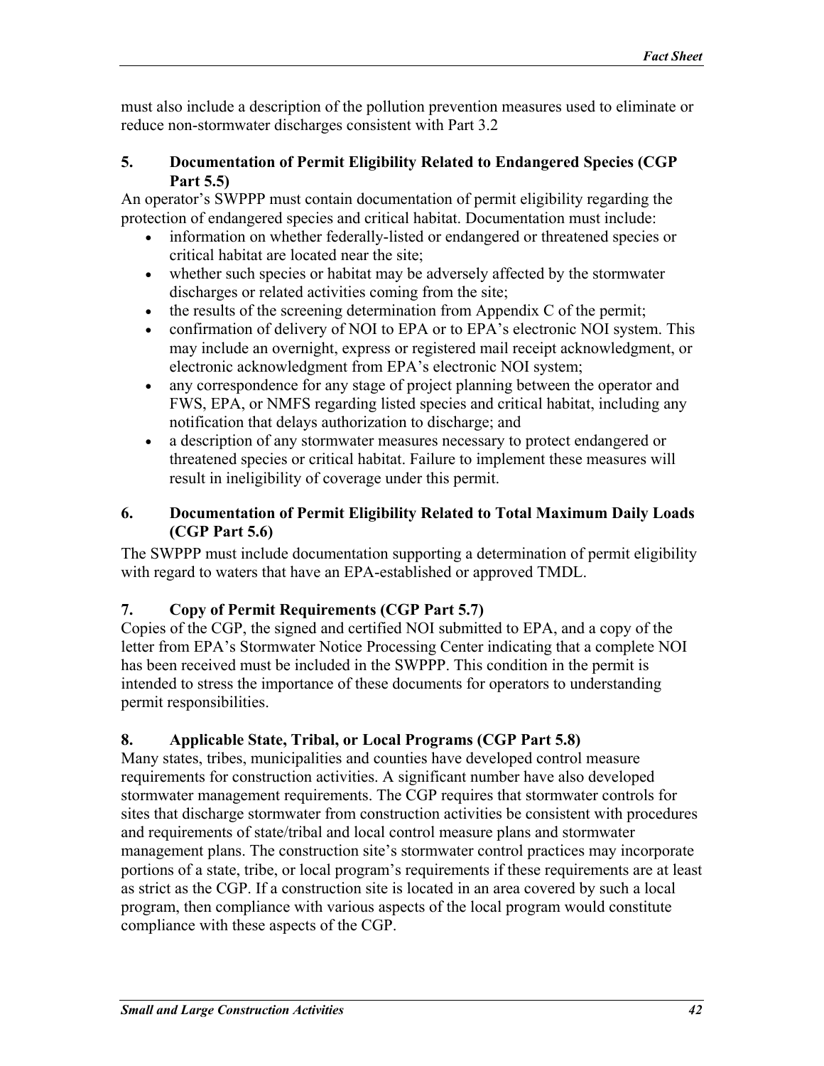must also include a description of the pollution prevention measures used to eliminate or reduce non-stormwater discharges consistent with Part 3.2

### 5. Documentation of Permit Eligibility Related to Endangered Species (CGP Part 5.5)

An operator's SWPPP must contain documentation of permit eligibility regarding the protection of endangered species and critical habitat. Documentation must include:

- information on whether federally-listed or endangered or threatened species or critical habitat are located near the site;
- whether such species or habitat may be adversely affected by the stormwater discharges or related activities coming from the site;
- the results of the screening determination from Appendix C of the permit;
- confirmation of delivery of NOI to EPA or to EPA's electronic NOI system. This may include an overnight, express or registered mail receipt acknowledgment, or electronic acknowledgment from EPA's electronic NOI system;
- any correspondence for any stage of project planning between the operator and FWS, EPA, or NMFS regarding listed species and critical habitat, including any notification that delays authorization to discharge; and
- a description of any stormwater measures necessary to protect endangered or threatened species or critical habitat. Failure to implement these measures will result in ineligibility of coverage under this permit.

### 6. Documentation of Permit Eligibility Related to Total Maximum Daily Loads (CGP Part 5.6)

The SWPPP must include documentation supporting a determination of permit eligibility with regard to waters that have an EPA-established or approved TMDL.

### 7. Copy of Permit Requirements (CGP Part 5.7)

Copies of the CGP, the signed and certified NOI submitted to EPA, and a copy of the letter from EPA's Stormwater Notice Processing Center indicating that a complete NOI has been received must be included in the SWPPP. This condition in the permit is intended to stress the importance of these documents for operators to understanding permit responsibilities.

### 8. Applicable State, Tribal, or Local Programs (CGP Part 5.8)

Many states, tribes, municipalities and counties have developed control measure requirements for construction activities. A significant number have also developed stormwater management requirements. The CGP requires that stormwater controls for sites that discharge stormwater from construction activities be consistent with procedures and requirements of state/tribal and local control measure plans and stormwater management plans. The construction site's stormwater control practices may incorporate portions of a state, tribe, or local program's requirements if these requirements are at least as strict as the CGP. If a construction site is located in an area covered by such a local program, then compliance with various aspects of the local program would constitute compliance with these aspects of the CGP.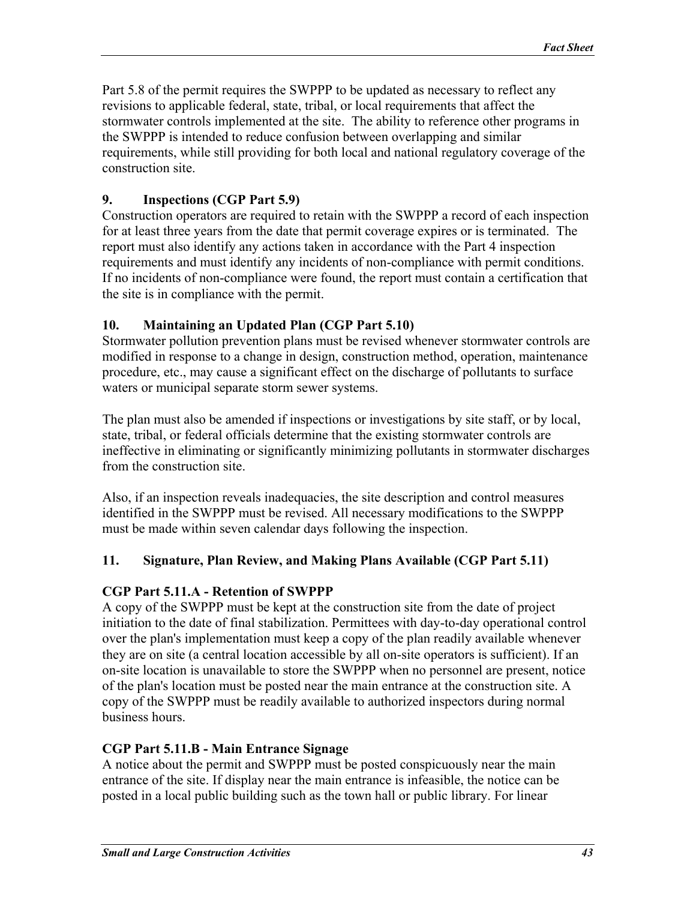Part 5.8 of the permit requires the SWPPP to be updated as necessary to reflect any revisions to applicable federal, state, tribal, or local requirements that affect the stormwater controls implemented at the site. The ability to reference other programs in the SWPPP is intended to reduce confusion between overlapping and similar requirements, while still providing for both local and national regulatory coverage of the construction site.

### 9. Inspections (CGP Part 5.9)

Construction operators are required to retain with the SWPPP a record of each inspection for at least three years from the date that permit coverage expires or is terminated. The report must also identify any actions taken in accordance with the Part 4 inspection requirements and must identify any incidents of non-compliance with permit conditions. If no incidents of non-compliance were found, the report must contain a certification that the site is in compliance with the permit.

### 10. Maintaining an Updated Plan (CGP Part 5.10)

Stormwater pollution prevention plans must be revised whenever stormwater controls are modified in response to a change in design, construction method, operation, maintenance procedure, etc., may cause a significant effect on the discharge of pollutants to surface waters or municipal separate storm sewer systems.

The plan must also be amended if inspections or investigations by site staff, or by local, state, tribal, or federal officials determine that the existing stormwater controls are ineffective in eliminating or significantly minimizing pollutants in stormwater discharges from the construction site.

Also, if an inspection reveals inadequacies, the site description and control measures identified in the SWPPP must be revised. All necessary modifications to the SWPPP must be made within seven calendar days following the inspection.

### 11. Signature, Plan Review, and Making Plans Available (CGP Part 5.11)

#### CGP Part 5.11.A - Retention of SWPPP

A copy of the SWPPP must be kept at the construction site from the date of project initiation to the date of final stabilization. Permittees with day-to-day operational control over the plan's implementation must keep a copy of the plan readily available whenever they are on site (a central location accessible by all on-site operators is sufficient). If an on-site location is unavailable to store the SWPPP when no personnel are present, notice of the plan's location must be posted near the main entrance at the construction site. A copy of the SWPPP must be readily available to authorized inspectors during normal business hours.

#### CGP Part 5.11.B - Main Entrance Signage

A notice about the permit and SWPPP must be posted conspicuously near the main entrance of the site. If display near the main entrance is infeasible, the notice can be posted in a local public building such as the town hall or public library. For linear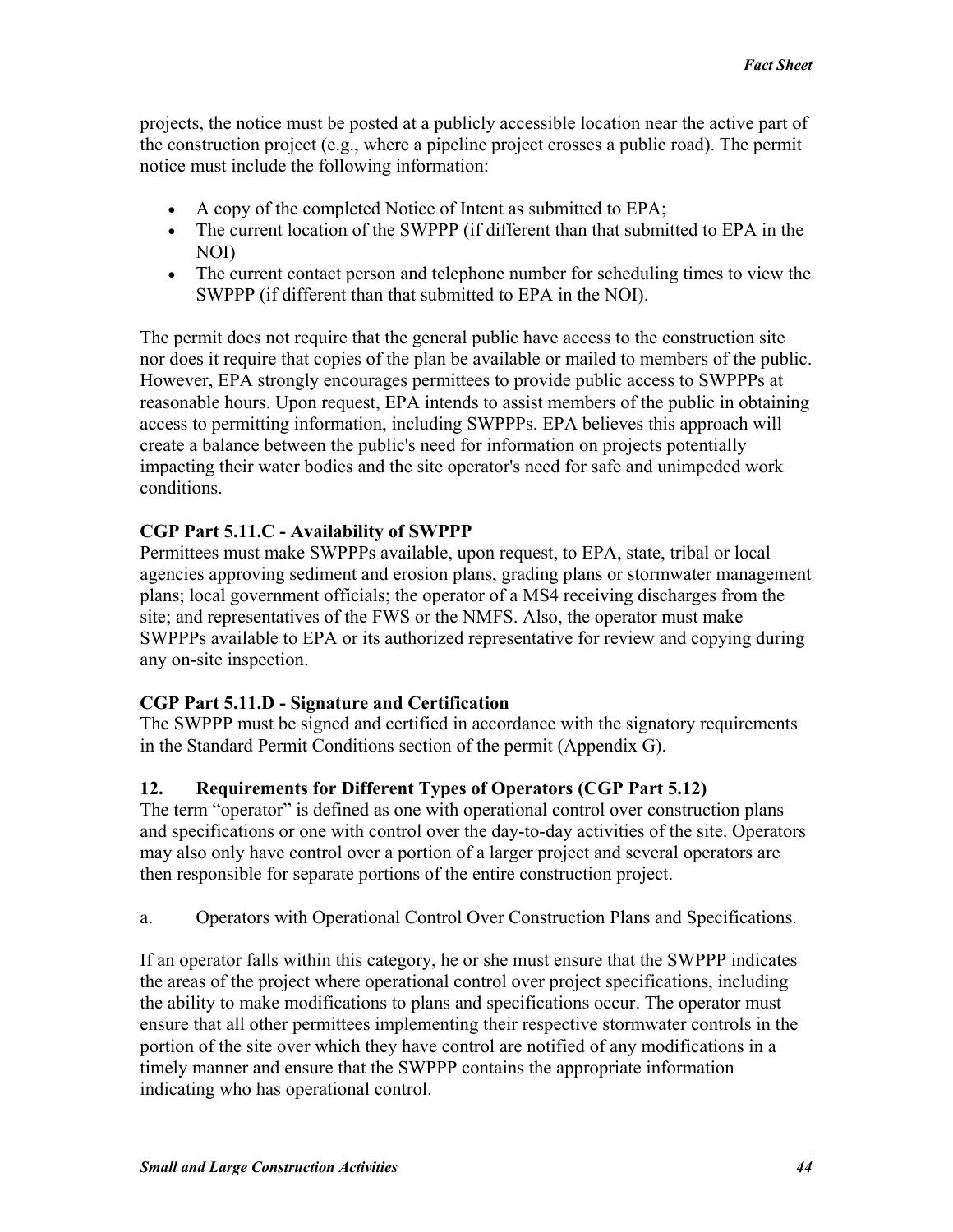projects, the notice must be posted at a publicly accessible location near the active part of the construction project (e.g., where a pipeline project crosses a public road). The permit notice must include the following information:

- A copy of the completed Notice of Intent as submitted to EPA;
- The current location of the SWPPP (if different than that submitted to EPA in the NOI)
- The current contact person and telephone number for scheduling times to view the SWPPP (if different than that submitted to EPA in the NOI).

The permit does not require that the general public have access to the construction site nor does it require that copies of the plan be available or mailed to members of the public. However, EPA strongly encourages permittees to provide public access to SWPPPs at reasonable hours. Upon request, EPA intends to assist members of the public in obtaining access to permitting information, including SWPPPs. EPA believes this approach will create a balance between the public's need for information on projects potentially impacting their water bodies and the site operator's need for safe and unimpeded work conditions.

**CGP Part 5.11.C - Availability of SWPPP**
Permittees must make SWPPPs available, upon request, to EPA, state, tribal or local agencies approving sediment and erosion plans, grading plans or stormwater management plans; local government officials; the operator of a MS4 receiving discharges from the site; and representatives of the FWS or the NMFS. Also, the operator must make SWPPPs available to EPA or its authorized representative for review and copying during any on-site inspection.

**CGP Part 5.11.D - Signature and Certification**
The SWPPP must be signed and certified in accordance with the signatory requirements in the Standard Permit Conditions section of the permit (Appendix G).

### 12. Requirements for Different Types of Operators (CGP Part 5.12)

The term "operator" is defined as one with operational control over construction plans and specifications or one with control over the day-to-day activities of the site. Operators may also only have control over a portion of a larger project and several operators are then responsible for separate portions of the entire construction project.

a. Operators with Operational Control Over Construction Plans and Specifications.

If an operator falls within this category, he or she must ensure that the SWPPP indicates the areas of the project where operational control over project specifications, including the ability to make modifications to plans and specifications occur. The operator must ensure that all other permittees implementing their respective stormwater controls in the portion of the site over which they have control are notified of any modifications in a timely manner and ensure that the SWPPP contains the appropriate information indicating who has operational control.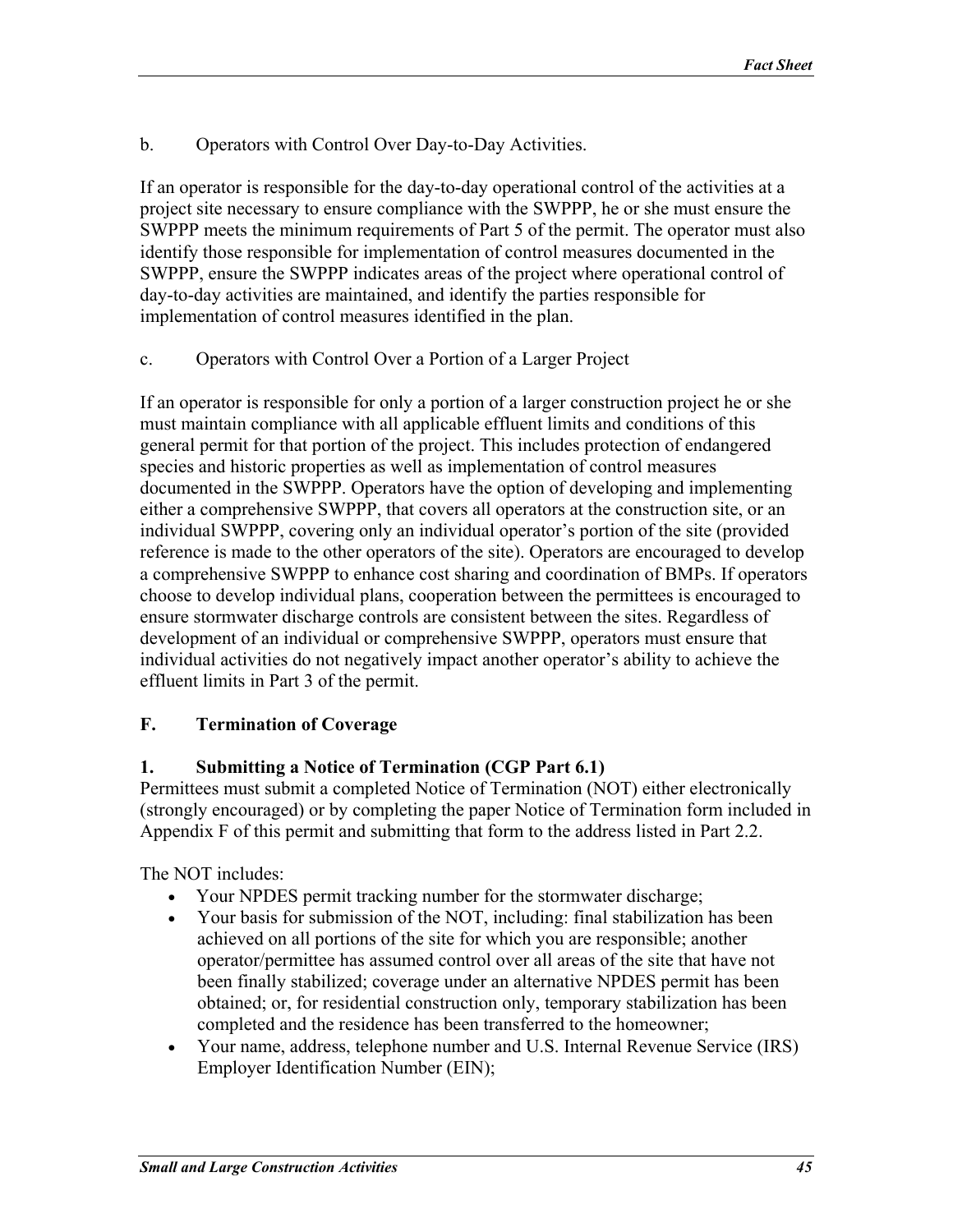b. Operators with Control Over Day-to-Day Activities.

If an operator is responsible for the day-to-day operational control of the activities at a project site necessary to ensure compliance with the SWPPP, he or she must ensure the SWPPP meets the minimum requirements of Part 5 of the permit. The operator must also identify those responsible for implementation of control measures documented in the SWPPP, ensure the SWPPP indicates areas of the project where operational control of day-to-day activities are maintained, and identify the parties responsible for implementation of control measures identified in the plan.

c. Operators with Control Over a Portion of a Larger Project

If an operator is responsible for only a portion of a larger construction project he or she must maintain compliance with all applicable effluent limits and conditions of this general permit for that portion of the project. This includes protection of endangered species and historic properties as well as implementation of control measures documented in the SWPPP. Operators have the option of developing and implementing either a comprehensive SWPPP, that covers all operators at the construction site, or an individual SWPPP, covering only an individual operator's portion of the site (provided reference is made to the other operators of the site). Operators are encouraged to develop a comprehensive SWPPP to enhance cost sharing and coordination of BMPs. If operators choose to develop individual plans, cooperation between the permittees is encouraged to ensure stormwater discharge controls are consistent between the sites. Regardless of development of an individual or comprehensive SWPPP, operators must ensure that individual activities do not negatively impact another operator's ability to achieve the effluent limits in Part 3 of the permit.

## F. Termination of Coverage

### 1. Submitting a Notice of Termination (CGP Part 6.1)

Permittees must submit a completed Notice of Termination (NOT) either electronically (strongly encouraged) or by completing the paper Notice of Termination form included in Appendix F of this permit and submitting that form to the address listed in Part 2.2.

The NOT includes:

- Your NPDES permit tracking number for the stormwater discharge;
- Your basis for submission of the NOT, including: final stabilization has been achieved on all portions of the site for which you are responsible; another operator/permittee has assumed control over all areas of the site that have not been finally stabilized; coverage under an alternative NPDES permit has been obtained; or, for residential construction only, temporary stabilization has been completed and the residence has been transferred to the homeowner;
- Your name, address, telephone number and U.S. Internal Revenue Service (IRS) Employer Identification Number (EIN);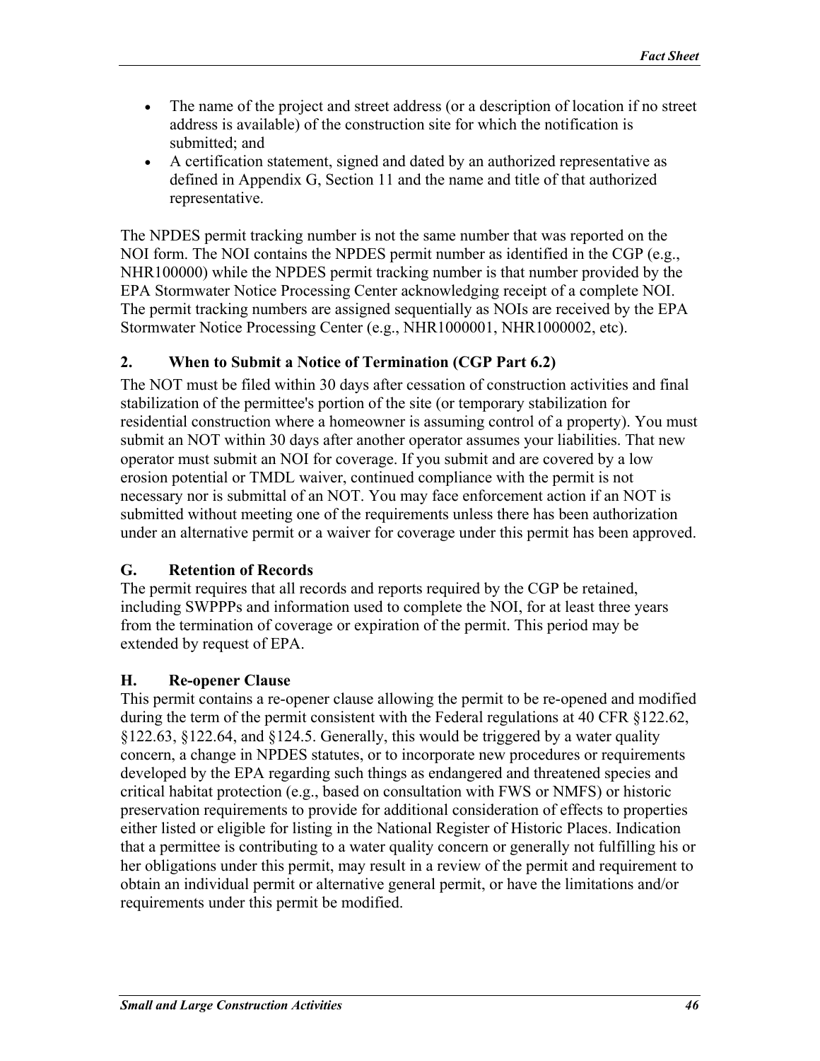- The name of the project and street address (or a description of location if no street address is available) of the construction site for which the notification is submitted; and
- A certification statement, signed and dated by an authorized representative as defined in Appendix G, Section 11 and the name and title of that authorized representative.

The NPDES permit tracking number is not the same number that was reported on the NOI form. The NOI contains the NPDES permit number as identified in the CGP (e.g., NHR100000) while the NPDES permit tracking number is that number provided by the EPA Stormwater Notice Processing Center acknowledging receipt of a complete NOI. The permit tracking numbers are assigned sequentially as NOIs are received by the EPA Stormwater Notice Processing Center (e.g., NHR1000001, NHR1000002, etc).

### 2. When to Submit a Notice of Termination (CGP Part 6.2)

The NOT must be filed within 30 days after cessation of construction activities and final stabilization of the permittee's portion of the site (or temporary stabilization for residential construction where a homeowner is assuming control of a property). You must submit an NOT within 30 days after another operator assumes your liabilities. That new operator must submit an NOI for coverage. If you submit and are covered by a low erosion potential or TMDL waiver, continued compliance with the permit is not necessary nor is submittal of an NOT. You may face enforcement action if an NOT is submitted without meeting one of the requirements unless there has been authorization under an alternative permit or a waiver for coverage under this permit has been approved.

## G. Retention of Records

The permit requires that all records and reports required by the CGP be retained, including SWPPPs and information used to complete the NOI, for at least three years from the termination of coverage or expiration of the permit. This period may be extended by request of EPA.

## H. Re-opener Clause

This permit contains a re-opener clause allowing the permit to be re-opened and modified during the term of the permit consistent with the Federal regulations at 40 CFR §122.62, §122.63, §122.64, and §124.5. Generally, this would be triggered by a water quality concern, a change in NPDES statutes, or to incorporate new procedures or requirements developed by the EPA regarding such things as endangered and threatened species and critical habitat protection (e.g., based on consultation with FWS or NMFS) or historic preservation requirements to provide for additional consideration of effects to properties either listed or eligible for listing in the National Register of Historic Places. Indication that a permittee is contributing to a water quality concern or generally not fulfilling his or her obligations under this permit, may result in a review of the permit and requirement to obtain an individual permit or alternative general permit, or have the limitations and/or requirements under this permit be modified.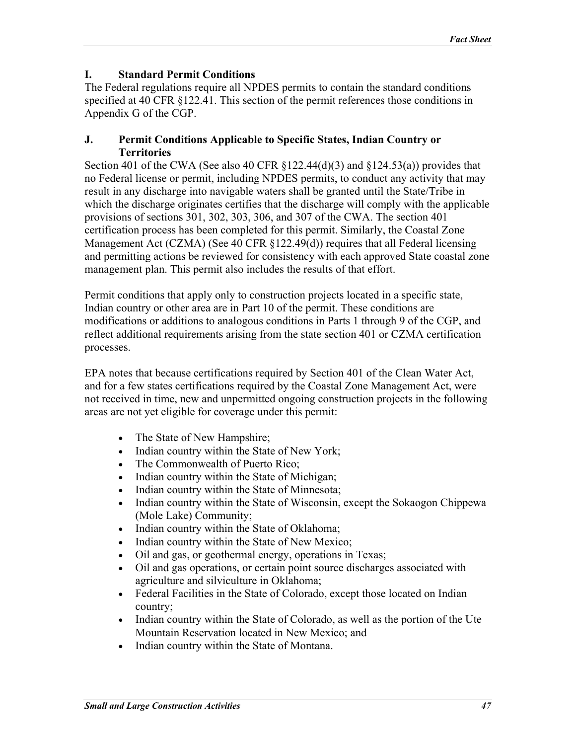### I. Standard Permit Conditions

The Federal regulations require all NPDES permits to contain the standard conditions specified at 40 CFR §122.41. This section of the permit references those conditions in Appendix G of the CGP.

### J. Permit Conditions Applicable to Specific States, Indian Country or Territories

Section 401 of the CWA (See also 40 CFR §122.44(d)(3) and §124.53(a)) provides that no Federal license or permit, including NPDES permits, to conduct any activity that may result in any discharge into navigable waters shall be granted until the State/Tribe in which the discharge originates certifies that the discharge will comply with the applicable provisions of sections 301, 302, 303, 306, and 307 of the CWA. The section 401 certification process has been completed for this permit. Similarly, the Coastal Zone Management Act (CZMA) (See 40 CFR §122.49(d)) requires that all Federal licensing and permitting actions be reviewed for consistency with each approved State coastal zone management plan. This permit also includes the results of that effort.

Permit conditions that apply only to construction projects located in a specific state, Indian country or other area are in Part 10 of the permit. These conditions are modifications or additions to analogous conditions in Parts 1 through 9 of the CGP, and reflect additional requirements arising from the state section 401 or CZMA certification processes.

EPA notes that because certifications required by Section 401 of the Clean Water Act, and for a few states certifications required by the Coastal Zone Management Act, were not received in time, new and unpermitted ongoing construction projects in the following areas are not yet eligible for coverage under this permit:

- The State of New Hampshire;
- Indian country within the State of New York;
- The Commonwealth of Puerto Rico;
- Indian country within the State of Michigan;
- Indian country within the State of Minnesota;
- Indian country within the State of Wisconsin, except the Sokaogon Chippewa (Mole Lake) Community;
- Indian country within the State of Oklahoma;
- Indian country within the State of New Mexico;
- Oil and gas, or geothermal energy, operations in Texas;
- Oil and gas operations, or certain point source discharges associated with agriculture and silviculture in Oklahoma;
- Federal Facilities in the State of Colorado, except those located on Indian country;
- Indian country within the State of Colorado, as well as the portion of the Ute Mountain Reservation located in New Mexico; and
- Indian country within the State of Montana.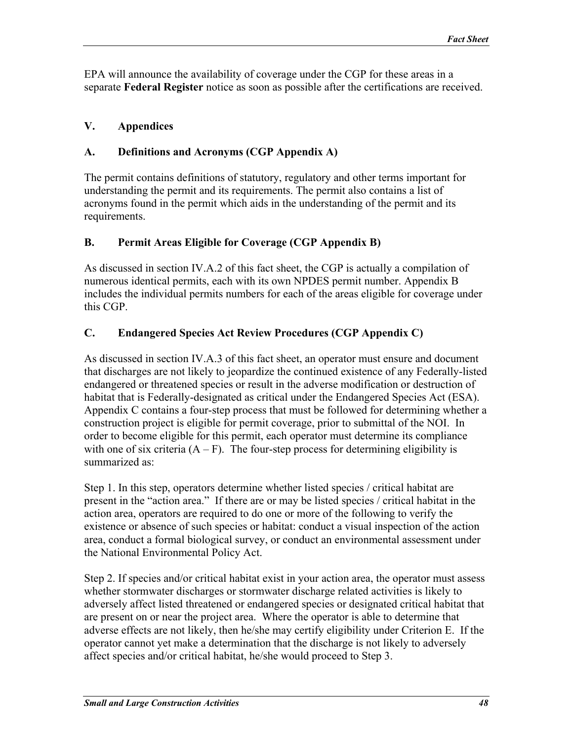EPA will announce the availability of coverage under the CGP for these areas in a separate **Federal Register** notice as soon as possible after the certifications are received.

## V. Appendices

### A. Definitions and Acronyms (CGP Appendix A)

The permit contains definitions of statutory, regulatory and other terms important for understanding the permit and its requirements. The permit also contains a list of acronyms found in the permit which aids in the understanding of the permit and its requirements.

### B. Permit Areas Eligible for Coverage (CGP Appendix B)

As discussed in section IV.A.2 of this fact sheet, the CGP is actually a compilation of numerous identical permits, each with its own NPDES permit number. Appendix B includes the individual permits numbers for each of the areas eligible for coverage under this CGP.

### C. Endangered Species Act Review Procedures (CGP Appendix C)

As discussed in section IV.A.3 of this fact sheet, an operator must ensure and document that discharges are not likely to jeopardize the continued existence of any Federally-listed endangered or threatened species or result in the adverse modification or destruction of habitat that is Federally-designated as critical under the Endangered Species Act (ESA). Appendix C contains a four-step process that must be followed for determining whether a construction project is eligible for permit coverage, prior to submittal of the NOI. In order to become eligible for this permit, each operator must determine its compliance with one of six criteria (A – F). The four-step process for determining eligibility is summarized as:

Step 1. In this step, operators determine whether listed species / critical habitat are present in the "action area." If there are or may be listed species / critical habitat in the action area, operators are required to do one or more of the following to verify the existence or absence of such species or habitat: conduct a visual inspection of the action area, conduct a formal biological survey, or conduct an environmental assessment under the National Environmental Policy Act.

Step 2. If species and/or critical habitat exist in your action area, the operator must assess whether stormwater discharges or stormwater discharge related activities is likely to adversely affect listed threatened or endangered species or designated critical habitat that are present on or near the project area. Where the operator is able to determine that adverse effects are not likely, then he/she may certify eligibility under Criterion E. If the operator cannot yet make a determination that the discharge is not likely to adversely affect species and/or critical habitat, he/she would proceed to Step 3.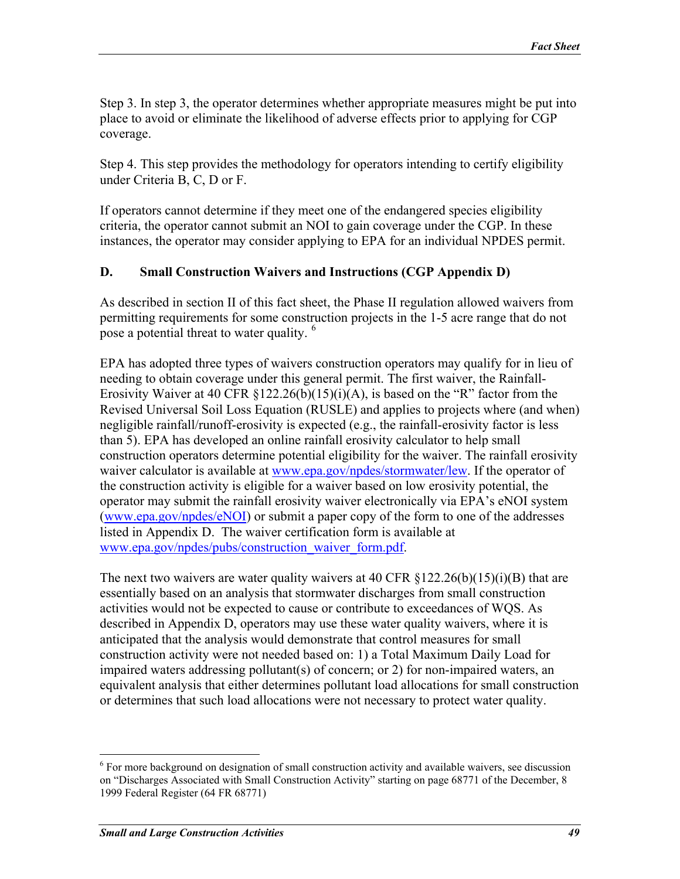Step 3. In step 3, the operator determines whether appropriate measures might be put into place to avoid or eliminate the likelihood of adverse effects prior to applying for CGP coverage.

Step 4. This step provides the methodology for operators intending to certify eligibility under Criteria B, C, D or F.

If operators cannot determine if they meet one of the endangered species eligibility criteria, the operator cannot submit an NOI to gain coverage under the CGP. In these instances, the operator may consider applying to EPA for an individual NPDES permit.

### D. Small Construction Waivers and Instructions (CGP Appendix D)

As described in section II of this fact sheet, the Phase II regulation allowed waivers from permitting requirements for some construction projects in the 1-5 acre range that do not pose a potential threat to water quality. [6]

EPA has adopted three types of waivers construction operators may qualify for in lieu of needing to obtain coverage under this general permit. The first waiver, the Rainfall-Erosivity Waiver at 40 CFR §122.26(b)(15)(i)(A), is based on the "R" factor from the Revised Universal Soil Loss Equation (RUSLE) and applies to projects where (and when) negligible rainfall/runoff-erosivity is expected (e.g., the rainfall-erosivity factor is less than 5). EPA has developed an online rainfall erosivity calculator to help small construction operators determine potential eligibility for the waiver. The rainfall erosivity waiver calculator is available at www.epa.gov/npdes/stormwater/lew. If the operator of the construction activity is eligible for a waiver based on low erosivity potential, the operator may submit the rainfall erosivity waiver electronically via EPA's eNOI system (www.epa.gov/npdes/eNOI) or submit a paper copy of the form to one of the addresses listed in Appendix D. The waiver certification form is available at www.epa.gov/npdes/pubs/construction_waiver_form.pdf.

The next two waivers are water quality waivers at 40 CFR §122.26(b)(15)(i)(B) that are essentially based on an analysis that stormwater discharges from small construction activities would not be expected to cause or contribute to exceedances of WQS. As described in Appendix D, operators may use these water quality waivers, where it is anticipated that the analysis would demonstrate that control measures for small construction activity were not needed based on: 1) a Total Maximum Daily Load for impaired waters addressing pollutant(s) of concern; or 2) for non-impaired waters, an equivalent analysis that either determines pollutant load allocations for small construction or determines that such load allocations were not necessary to protect water quality.

---

[6] For more background on designation of small construction activity and available waivers, see discussion on "Discharges Associated with Small Construction Activity" starting on page 68771 of the December, 8 1999 Federal Register (64 FR 68771)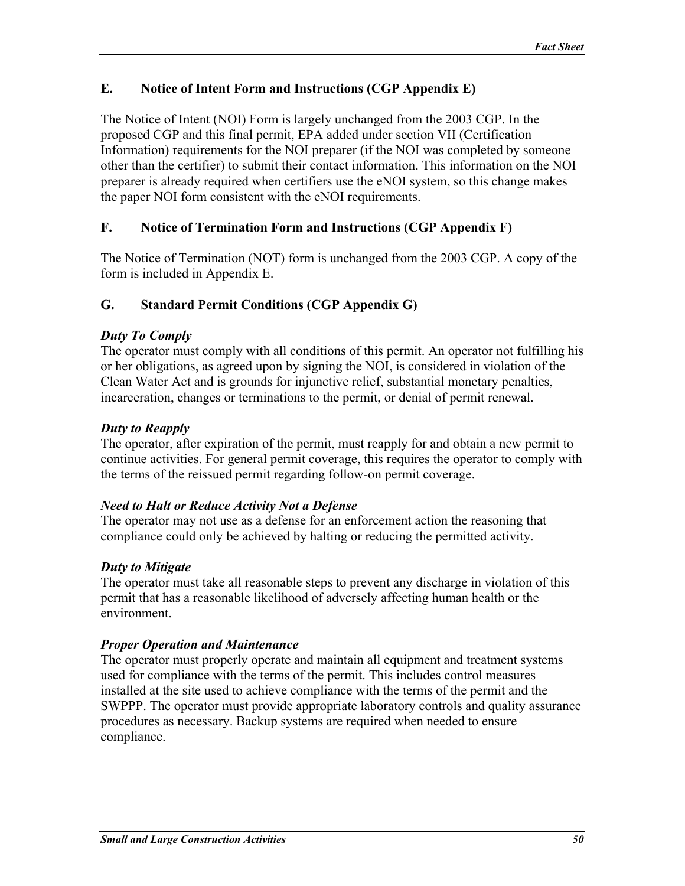## E. Notice of Intent Form and Instructions (CGP Appendix E)

The Notice of Intent (NOI) Form is largely unchanged from the 2003 CGP. In the proposed CGP and this final permit, EPA added under section VII (Certification Information) requirements for the NOI preparer (if the NOI was completed by someone other than the certifier) to submit their contact information. This information on the NOI preparer is already required when certifiers use the eNOI system, so this change makes the paper NOI form consistent with the eNOI requirements.

## F. Notice of Termination Form and Instructions (CGP Appendix F)

The Notice of Termination (NOT) form is unchanged from the 2003 CGP. A copy of the form is included in Appendix E.

## G. Standard Permit Conditions (CGP Appendix G)

***Duty To Comply***
The operator must comply with all conditions of this permit. An operator not fulfilling his or her obligations, as agreed upon by signing the NOI, is considered in violation of the Clean Water Act and is grounds for injunctive relief, substantial monetary penalties, incarceration, changes or terminations to the permit, or denial of permit renewal.

***Duty to Reapply***
The operator, after expiration of the permit, must reapply for and obtain a new permit to continue activities. For general permit coverage, this requires the operator to comply with the terms of the reissued permit regarding follow-on permit coverage.

***Need to Halt or Reduce Activity Not a Defense***
The operator may not use as a defense for an enforcement action the reasoning that compliance could only be achieved by halting or reducing the permitted activity.

***Duty to Mitigate***
The operator must take all reasonable steps to prevent any discharge in violation of this permit that has a reasonable likelihood of adversely affecting human health or the environment.

***Proper Operation and Maintenance***
The operator must properly operate and maintain all equipment and treatment systems used for compliance with the terms of the permit. This includes control measures installed at the site used to achieve compliance with the terms of the permit and the SWPPP. The operator must provide appropriate laboratory controls and quality assurance procedures as necessary. Backup systems are required when needed to ensure compliance.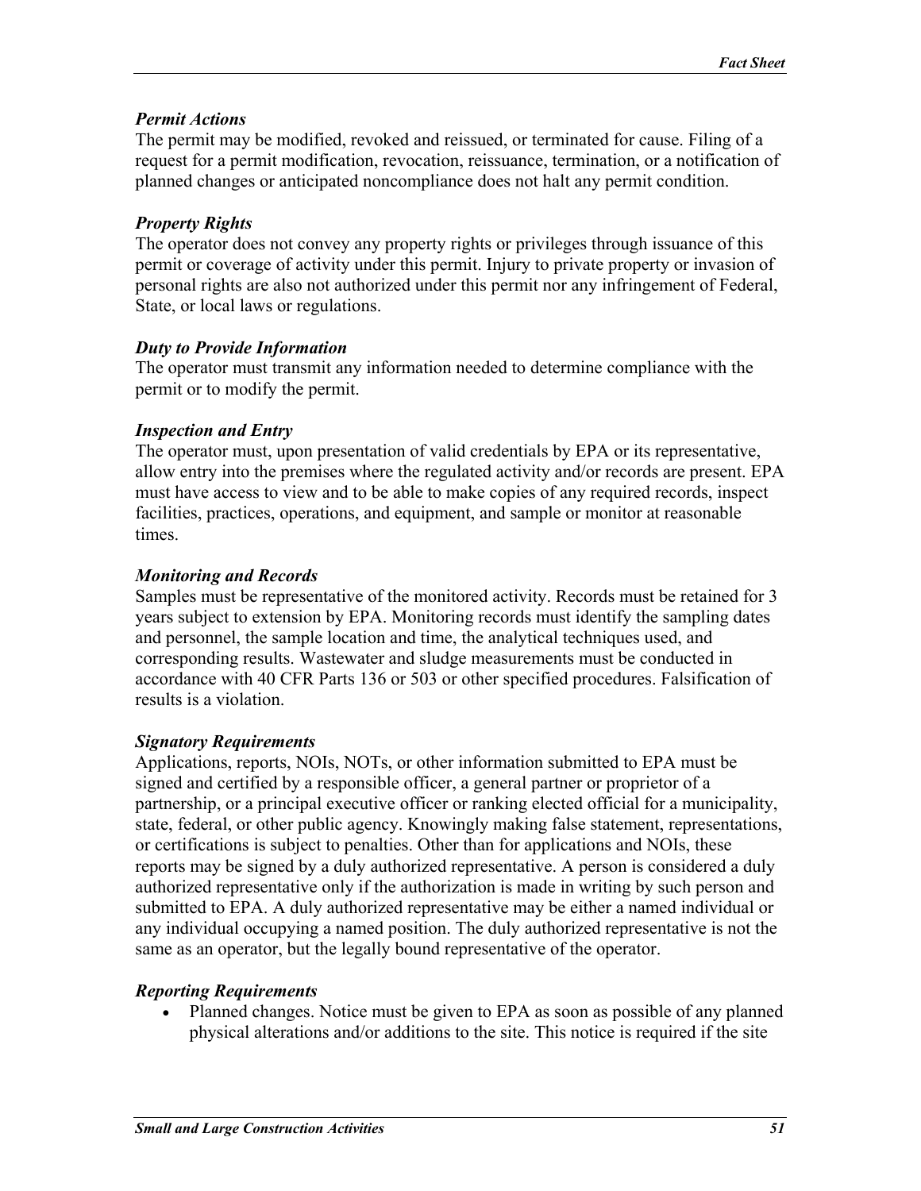### *Permit Actions*

The permit may be modified, revoked and reissued, or terminated for cause. Filing of a request for a permit modification, revocation, reissuance, termination, or a notification of planned changes or anticipated noncompliance does not halt any permit condition.

### *Property Rights*

The operator does not convey any property rights or privileges through issuance of this permit or coverage of activity under this permit. Injury to private property or invasion of personal rights are also not authorized under this permit nor any infringement of Federal, State, or local laws or regulations.

### *Duty to Provide Information*

The operator must transmit any information needed to determine compliance with the permit or to modify the permit.

### *Inspection and Entry*

The operator must, upon presentation of valid credentials by EPA or its representative, allow entry into the premises where the regulated activity and/or records are present. EPA must have access to view and to be able to make copies of any required records, inspect facilities, practices, operations, and equipment, and sample or monitor at reasonable times.

### *Monitoring and Records*

Samples must be representative of the monitored activity. Records must be retained for 3 years subject to extension by EPA. Monitoring records must identify the sampling dates and personnel, the sample location and time, the analytical techniques used, and corresponding results. Wastewater and sludge measurements must be conducted in accordance with 40 CFR Parts 136 or 503 or other specified procedures. Falsification of results is a violation.

### *Signatory Requirements*

Applications, reports, NOIs, NOTs, or other information submitted to EPA must be signed and certified by a responsible officer, a general partner or proprietor of a partnership, or a principal executive officer or ranking elected official for a municipality, state, federal, or other public agency. Knowingly making false statement, representations, or certifications is subject to penalties. Other than for applications and NOIs, these reports may be signed by a duly authorized representative. A person is considered a duly authorized representative only if the authorization is made in writing by such person and submitted to EPA. A duly authorized representative may be either a named individual or any individual occupying a named position. The duly authorized representative is not the same as an operator, but the legally bound representative of the operator.

### *Reporting Requirements*

- Planned changes. Notice must be given to EPA as soon as possible of any planned physical alterations and/or additions to the site. This notice is required if the site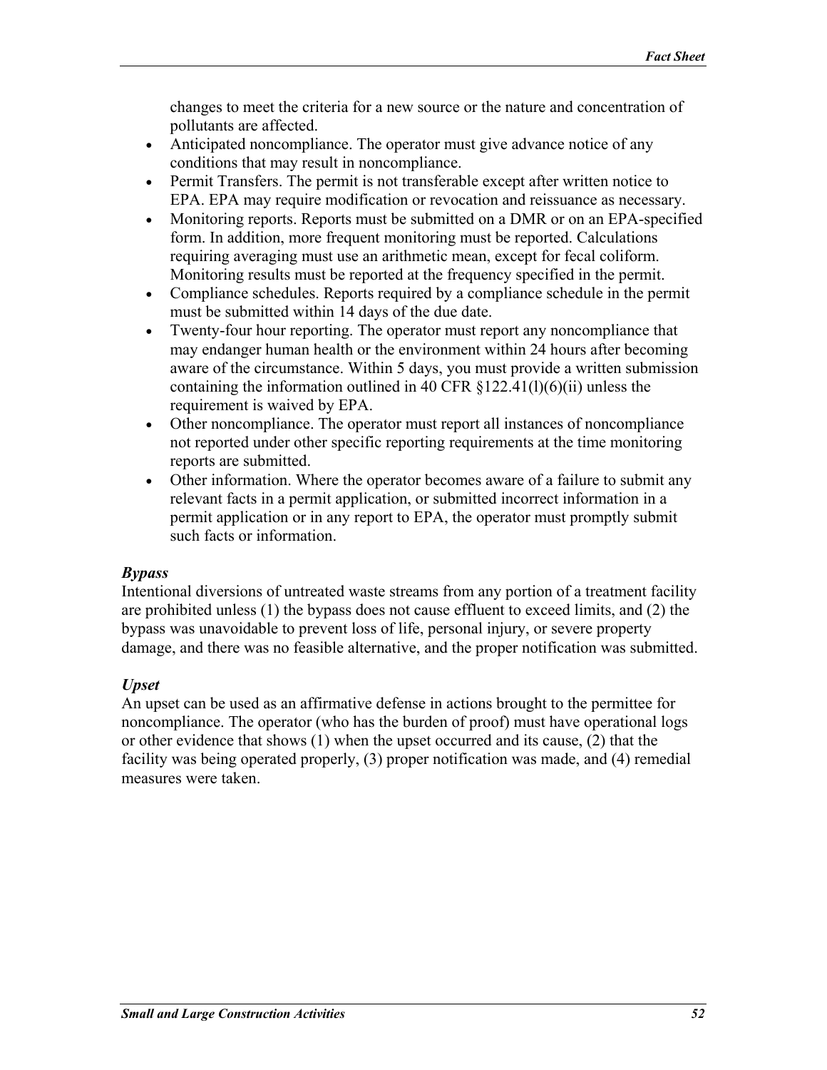changes to meet the criteria for a new source or the nature and concentration of pollutants are affected.

- Anticipated noncompliance. The operator must give advance notice of any conditions that may result in noncompliance.
- Permit Transfers. The permit is not transferable except after written notice to EPA. EPA may require modification or revocation and reissuance as necessary.
- Monitoring reports. Reports must be submitted on a DMR or on an EPA-specified form. In addition, more frequent monitoring must be reported. Calculations requiring averaging must use an arithmetic mean, except for fecal coliform. Monitoring results must be reported at the frequency specified in the permit.
- Compliance schedules. Reports required by a compliance schedule in the permit must be submitted within 14 days of the due date.
- Twenty-four hour reporting. The operator must report any noncompliance that may endanger human health or the environment within 24 hours after becoming aware of the circumstance. Within 5 days, you must provide a written submission containing the information outlined in 40 CFR §122.41(l)(6)(ii) unless the requirement is waived by EPA.
- Other noncompliance. The operator must report all instances of noncompliance not reported under other specific reporting requirements at the time monitoring reports are submitted.
- Other information. Where the operator becomes aware of a failure to submit any relevant facts in a permit application, or submitted incorrect information in a permit application or in any report to EPA, the operator must promptly submit such facts or information.

***Bypass***

Intentional diversions of untreated waste streams from any portion of a treatment facility are prohibited unless (1) the bypass does not cause effluent to exceed limits, and (2) the bypass was unavoidable to prevent loss of life, personal injury, or severe property damage, and there was no feasible alternative, and the proper notification was submitted.

***Upset***

An upset can be used as an affirmative defense in actions brought to the permittee for noncompliance. The operator (who has the burden of proof) must have operational logs or other evidence that shows (1) when the upset occurred and its cause, (2) that the facility was being operated properly, (3) proper notification was made, and (4) remedial measures were taken.